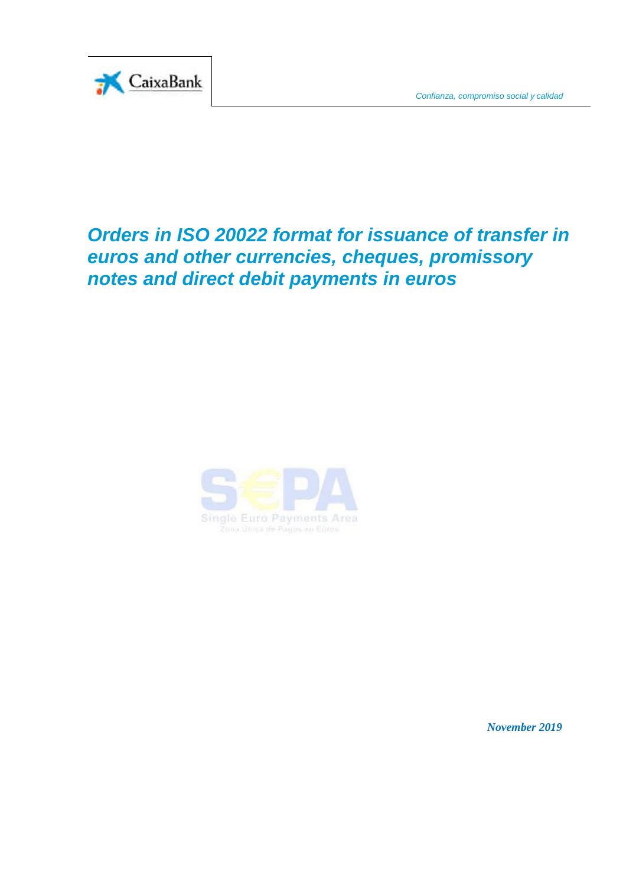CaixaBank

*Confianza, compromiso social y calidad*

# *Orders in ISO 20022 format for issuance of transfer in euros and other currencies, cheques, promissory notes and direct debit payments in euros*

SEPA
Single Euro Payments Area
Zona Única de Pagos en Euros

***November 2019***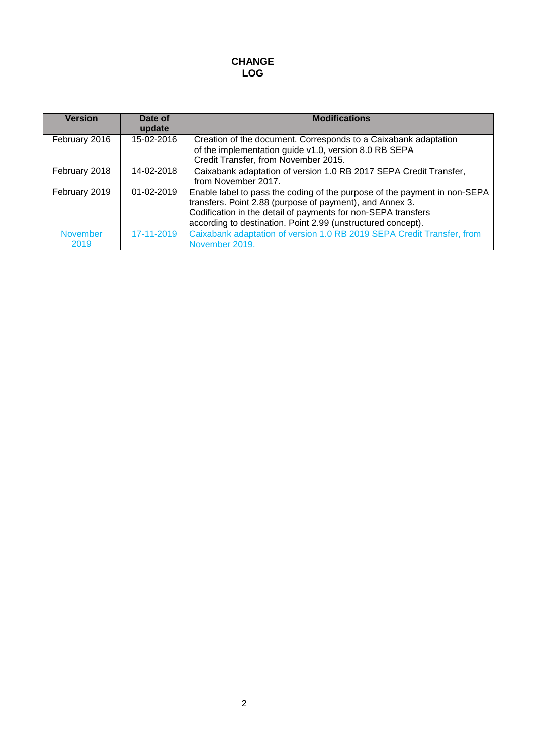# CHANGE LOG

| Version | Date of update | Modifications |
| --- | --- | --- |
| February 2016 | 15-02-2016 | Creation of the document. Corresponds to a Caixabank adaptation of the implementation guide v1.0, version 8.0 RB SEPA Credit Transfer, from November 2015. |
| February 2018 | 14-02-2018 | Caixabank adaptation of version 1.0 RB 2017 SEPA Credit Transfer, from November 2017. |
| February 2019 | 01-02-2019 | Enable label to pass the coding of the purpose of the payment in non-SEPA transfers. Point 2.88 (purpose of payment), and Annex 3. Codification in the detail of payments for non-SEPA transfers according to destination. Point 2.99 (unstructured concept). |
| November 2019 | 17-11-2019 | Caixabank adaptation of version 1.0 RB 2019 SEPA Credit Transfer, from November 2019. |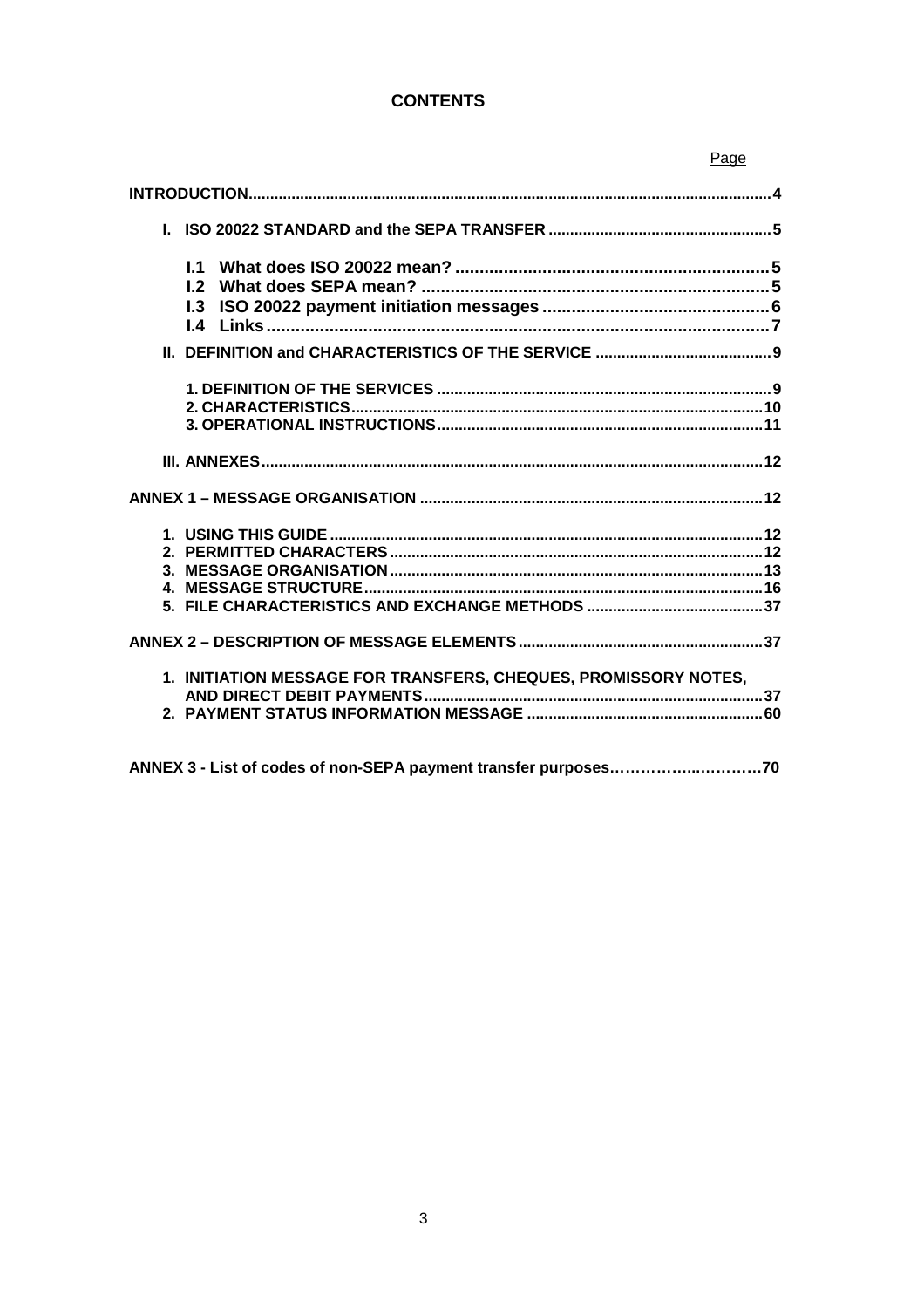# CONTENTS

Page

**INTRODUCTION** .......... 4

**I. ISO 20022 STANDARD and the SEPA TRANSFER** .......... 5

- **I.1 What does ISO 20022 mean?** .......... 5
- **I.2 What does SEPA mean?** .......... 5
- **I.3 ISO 20022 payment initiation messages** .......... 6
- **I.4 Links** .......... 7

**II. DEFINITION and CHARACTERISTICS OF THE SERVICE** .......... 9

- **1. DEFINITION OF THE SERVICES** .......... 9
- **2. CHARACTERISTICS** .......... 10
- **3. OPERATIONAL INSTRUCTIONS** .......... 11

**III. ANNEXES** .......... 12

**ANNEX 1 – MESSAGE ORGANISATION** .......... 12

- **1. USING THIS GUIDE** .......... 12
- **2. PERMITTED CHARACTERS** .......... 12
- **3. MESSAGE ORGANISATION** .......... 13
- **4. MESSAGE STRUCTURE** .......... 16
- **5. FILE CHARACTERISTICS AND EXCHANGE METHODS** .......... 37

**ANNEX 2 – DESCRIPTION OF MESSAGE ELEMENTS** .......... 37

- **1. INITIATION MESSAGE FOR TRANSFERS, CHEQUES, PROMISSORY NOTES, AND DIRECT DEBIT PAYMENTS** .......... 37
- **2. PAYMENT STATUS INFORMATION MESSAGE** .......... 60

**ANNEX 3 - List of codes of non-SEPA payment transfer purposes** .......... 70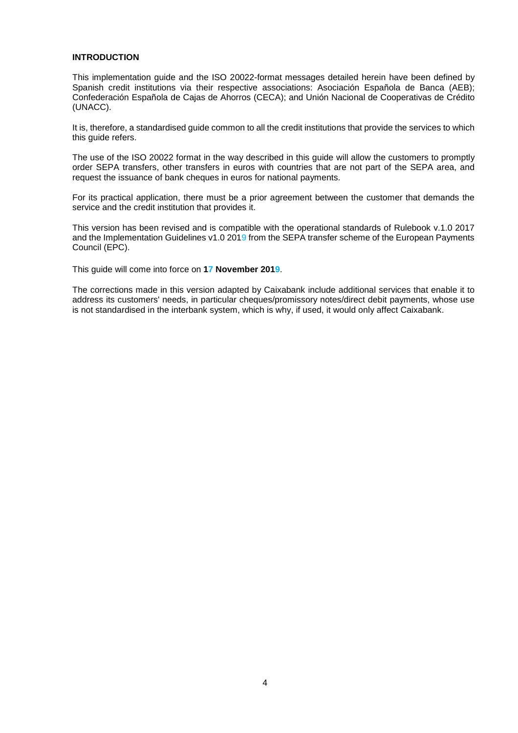**INTRODUCTION**

This implementation guide and the ISO 20022-format messages detailed herein have been defined by Spanish credit institutions via their respective associations: Asociación Española de Banca (AEB); Confederación Española de Cajas de Ahorros (CECA); and Unión Nacional de Cooperativas de Crédito (UNACC).

It is, therefore, a standardised guide common to all the credit institutions that provide the services to which this guide refers.

The use of the ISO 20022 format in the way described in this guide will allow the customers to promptly order SEPA transfers, other transfers in euros with countries that are not part of the SEPA area, and request the issuance of bank cheques in euros for national payments.

For its practical application, there must be a prior agreement between the customer that demands the service and the credit institution that provides it.

This version has been revised and is compatible with the operational standards of Rulebook v.1.0 2017 and the Implementation Guidelines v1.0 2019 from the SEPA transfer scheme of the European Payments Council (EPC).

This guide will come into force on **17 November 2019**.

The corrections made in this version adapted by Caixabank include additional services that enable it to address its customers' needs, in particular cheques/promissory notes/direct debit payments, whose use is not standardised in the interbank system, which is why, if used, it would only affect Caixabank.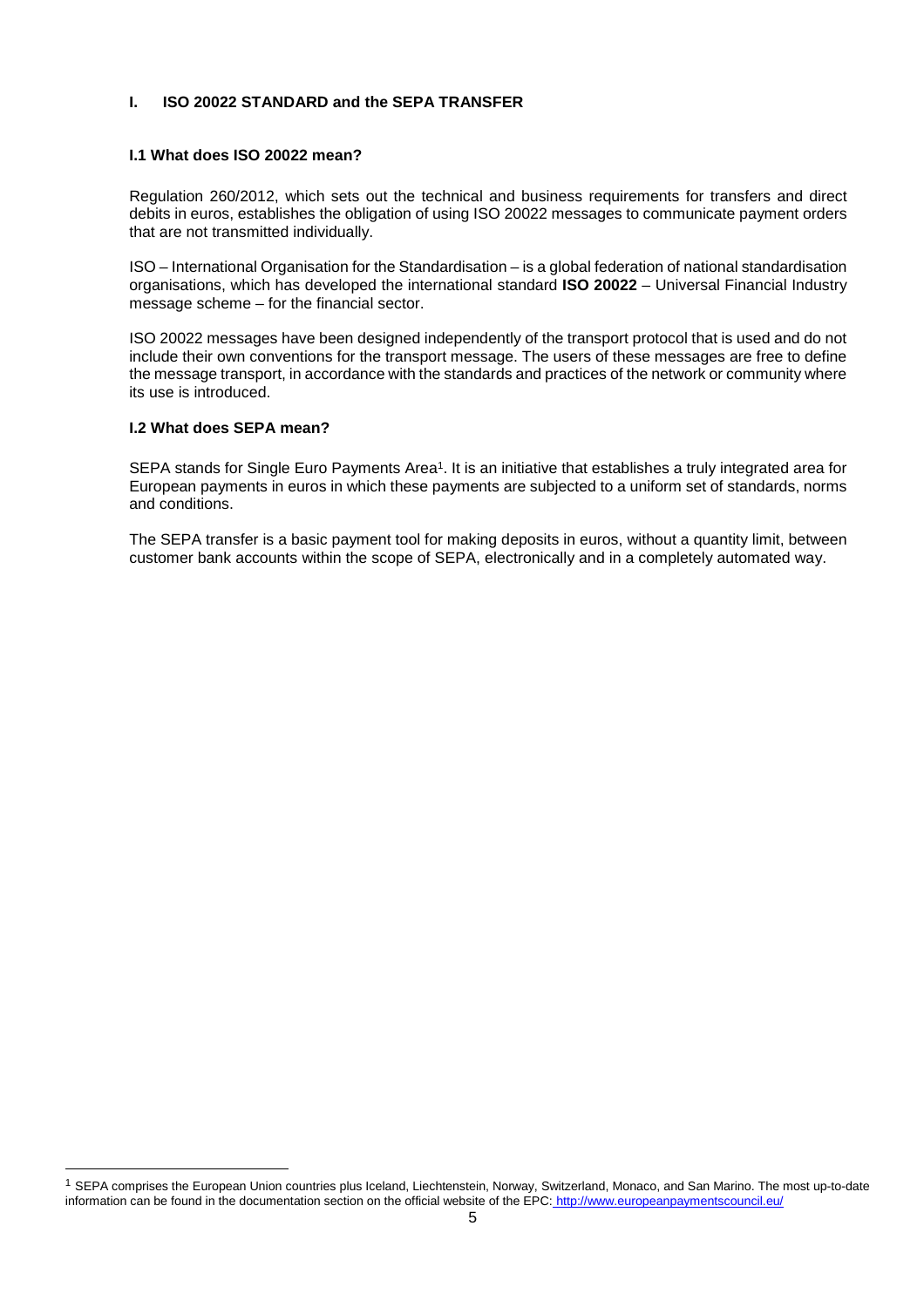# I. ISO 20022 STANDARD and the SEPA TRANSFER

## I.1 What does ISO 20022 mean?

Regulation 260/2012, which sets out the technical and business requirements for transfers and direct debits in euros, establishes the obligation of using ISO 20022 messages to communicate payment orders that are not transmitted individually.

ISO – International Organisation for the Standardisation – is a global federation of national standardisation organisations, which has developed the international standard **ISO 20022** – Universal Financial Industry message scheme – for the financial sector.

ISO 20022 messages have been designed independently of the transport protocol that is used and do not include their own conventions for the transport message. The users of these messages are free to define the message transport, in accordance with the standards and practices of the network or community where its use is introduced.

## I.2 What does SEPA mean?

SEPA stands for Single Euro Payments Area[1]. It is an initiative that establishes a truly integrated area for European payments in euros in which these payments are subjected to a uniform set of standards, norms and conditions.

The SEPA transfer is a basic payment tool for making deposits in euros, without a quantity limit, between customer bank accounts within the scope of SEPA, electronically and in a completely automated way.

---

[1] SEPA comprises the European Union countries plus Iceland, Liechtenstein, Norway, Switzerland, Monaco, and San Marino. The most up-to-date information can be found in the documentation section on the official website of the EPC: http://www.europeanpaymentscouncil.eu/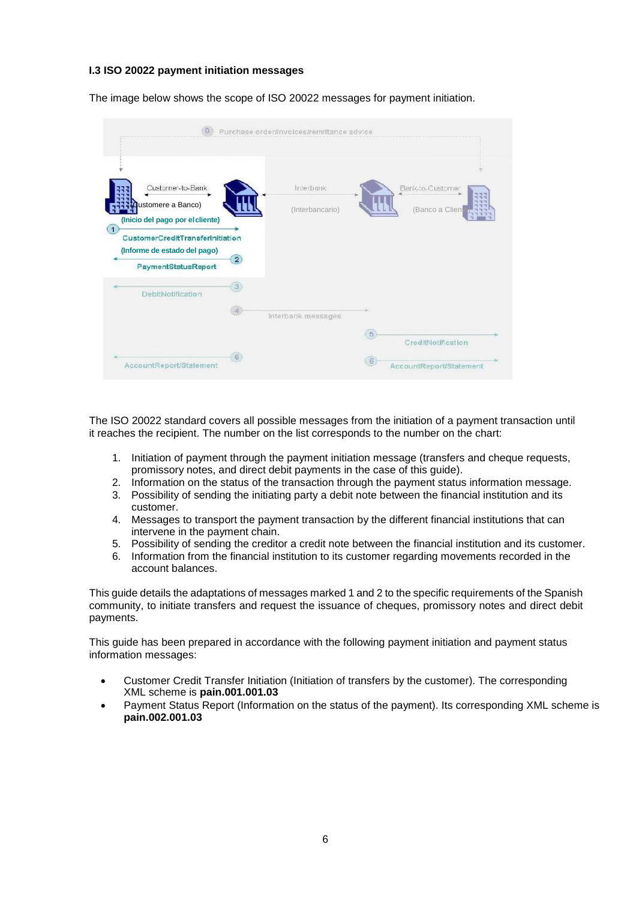**I.3 ISO 20022 payment initiation messages**

The image below shows the scope of ISO 20022 messages for payment initiation.

The ISO 20022 standard covers all possible messages from the initiation of a payment transaction until it reaches the recipient. The number on the list corresponds to the number on the chart:

1. Initiation of payment through the payment initiation message (transfers and cheque requests, promissory notes, and direct debit payments in the case of this guide).
2. Information on the status of the transaction through the payment status information message.
3. Possibility of sending the initiating party a debit note between the financial institution and its customer.
4. Messages to transport the payment transaction by the different financial institutions that can intervene in the payment chain.
5. Possibility of sending the creditor a credit note between the financial institution and its customer.
6. Information from the financial institution to its customer regarding movements recorded in the account balances.

This guide details the adaptations of messages marked 1 and 2 to the specific requirements of the Spanish community, to initiate transfers and request the issuance of cheques, promissory notes and direct debit payments.

This guide has been prepared in accordance with the following payment initiation and payment status information messages:

- Customer Credit Transfer Initiation (Initiation of transfers by the customer). The corresponding XML scheme is **pain.001.001.03**
- Payment Status Report (Information on the status of the payment). Its corresponding XML scheme is **pain.002.001.03**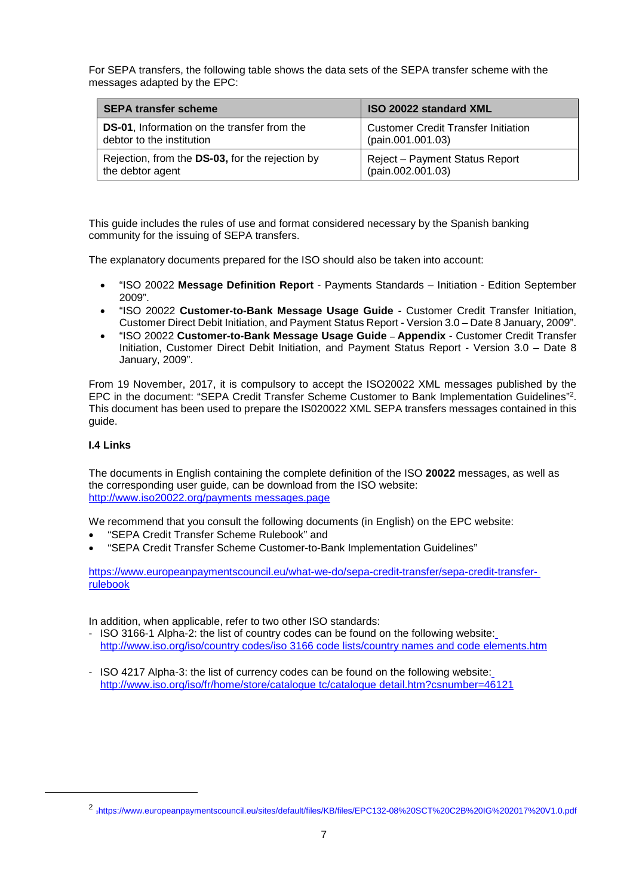For SEPA transfers, the following table shows the data sets of the SEPA transfer scheme with the messages adapted by the EPC:

| SEPA transfer scheme | ISO 20022 standard XML |
| --- | --- |
| **DS-01**, Information on the transfer from the debtor to the institution | Customer Credit Transfer Initiation (pain.001.001.03) |
| Rejection, from the **DS-03,** for the rejection by the debtor agent | Reject – Payment Status Report (pain.002.001.03) |

This guide includes the rules of use and format considered necessary by the Spanish banking community for the issuing of SEPA transfers.

The explanatory documents prepared for the ISO should also be taken into account:

- "ISO 20022 **Message Definition Report** - Payments Standards – Initiation - Edition September 2009".
- "ISO 20022 **Customer-to-Bank Message Usage Guide** - Customer Credit Transfer Initiation, Customer Direct Debit Initiation, and Payment Status Report - Version 3.0 – Date 8 January, 2009".
- "ISO 20022 **Customer-to-Bank Message Usage Guide** – **Appendix** - Customer Credit Transfer Initiation, Customer Direct Debit Initiation, and Payment Status Report - Version 3.0 – Date 8 January, 2009".

From 19 November, 2017, it is compulsory to accept the ISO20022 XML messages published by the EPC in the document: "SEPA Credit Transfer Scheme Customer to Bank Implementation Guidelines"[2]. This document has been used to prepare the IS020022 XML SEPA transfers messages contained in this guide.

**I.4 Links**

The documents in English containing the complete definition of the ISO **20022** messages, as well as the corresponding user guide, can be download from the ISO website:
http://www.iso20022.org/payments messages.page

We recommend that you consult the following documents (in English) on the EPC website:

- "SEPA Credit Transfer Scheme Rulebook" and
- "SEPA Credit Transfer Scheme Customer-to-Bank Implementation Guidelines"

https://www.europeanpaymentscouncil.eu/what-we-do/sepa-credit-transfer/sepa-credit-transfer-rulebook

In addition, when applicable, refer to two other ISO standards:

- ISO 3166-1 Alpha-2: the list of country codes can be found on the following website: http://www.iso.org/iso/country codes/iso 3166 code lists/country names and code elements.htm
- ISO 4217 Alpha-3: the list of currency codes can be found on the following website: http://www.iso.org/iso/fr/home/store/catalogue tc/catalogue detail.htm?csnumber=46121

[2] https://www.europeanpaymentscouncil.eu/sites/default/files/KB/files/EPC132-08%20SCT%20C2B%20IG%202017%20V1.0.pdf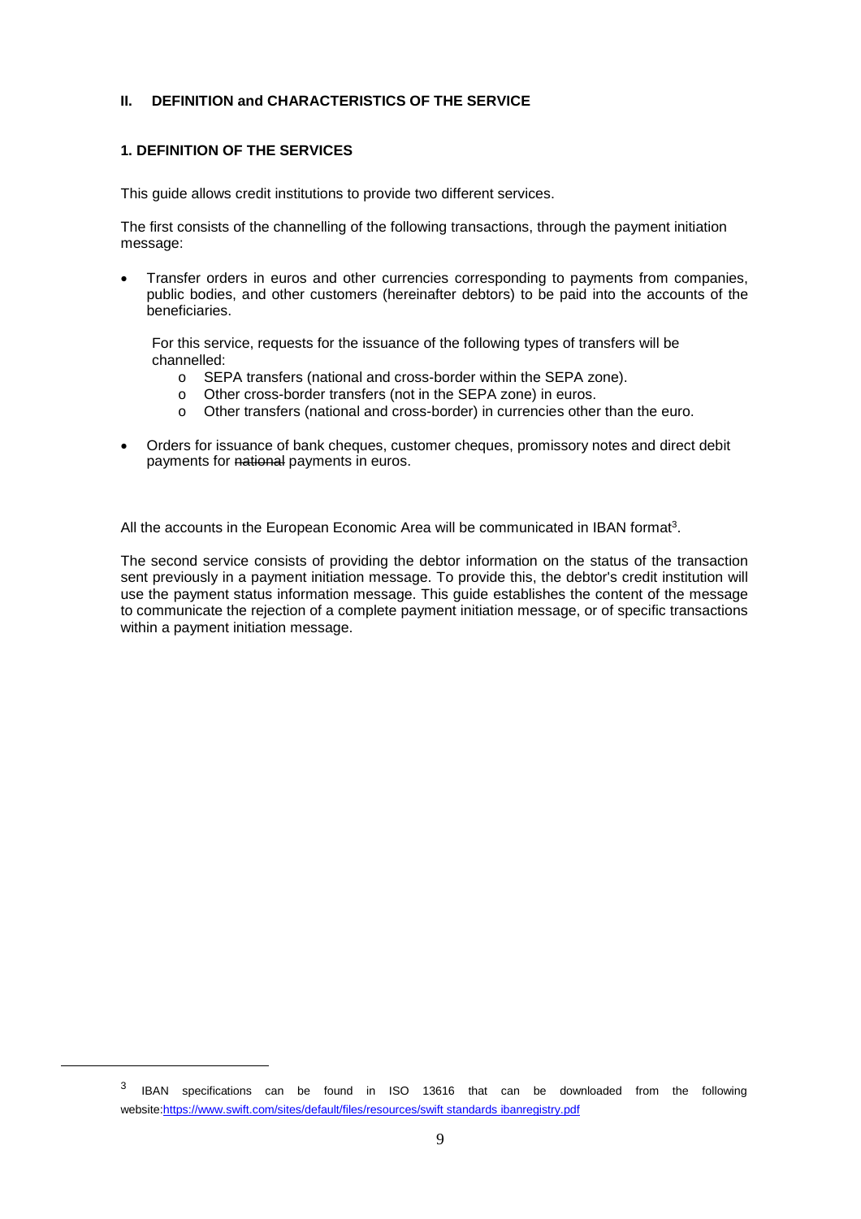## II. DEFINITION and CHARACTERISTICS OF THE SERVICE

### 1. DEFINITION OF THE SERVICES

This guide allows credit institutions to provide two different services.

The first consists of the channelling of the following transactions, through the payment initiation message:

- Transfer orders in euros and other currencies corresponding to payments from companies, public bodies, and other customers (hereinafter debtors) to be paid into the accounts of the beneficiaries.

  For this service, requests for the issuance of the following types of transfers will be channelled:
  - SEPA transfers (national and cross-border within the SEPA zone).
  - Other cross-border transfers (not in the SEPA zone) in euros.
  - Other transfers (national and cross-border) in currencies other than the euro.

- Orders for issuance of bank cheques, customer cheques, promissory notes and direct debit payments for ~~national~~ payments in euros.

All the accounts in the European Economic Area will be communicated in IBAN format[3].

The second service consists of providing the debtor information on the status of the transaction sent previously in a payment initiation message. To provide this, the debtor's credit institution will use the payment status information message. This guide establishes the content of the message to communicate the rejection of a complete payment initiation message, or of specific transactions within a payment initiation message.

---

[3] IBAN specifications can be found in ISO 13616 that can be downloaded from the following website:https://www.swift.com/sites/default/files/resources/swift standards ibanregistry.pdf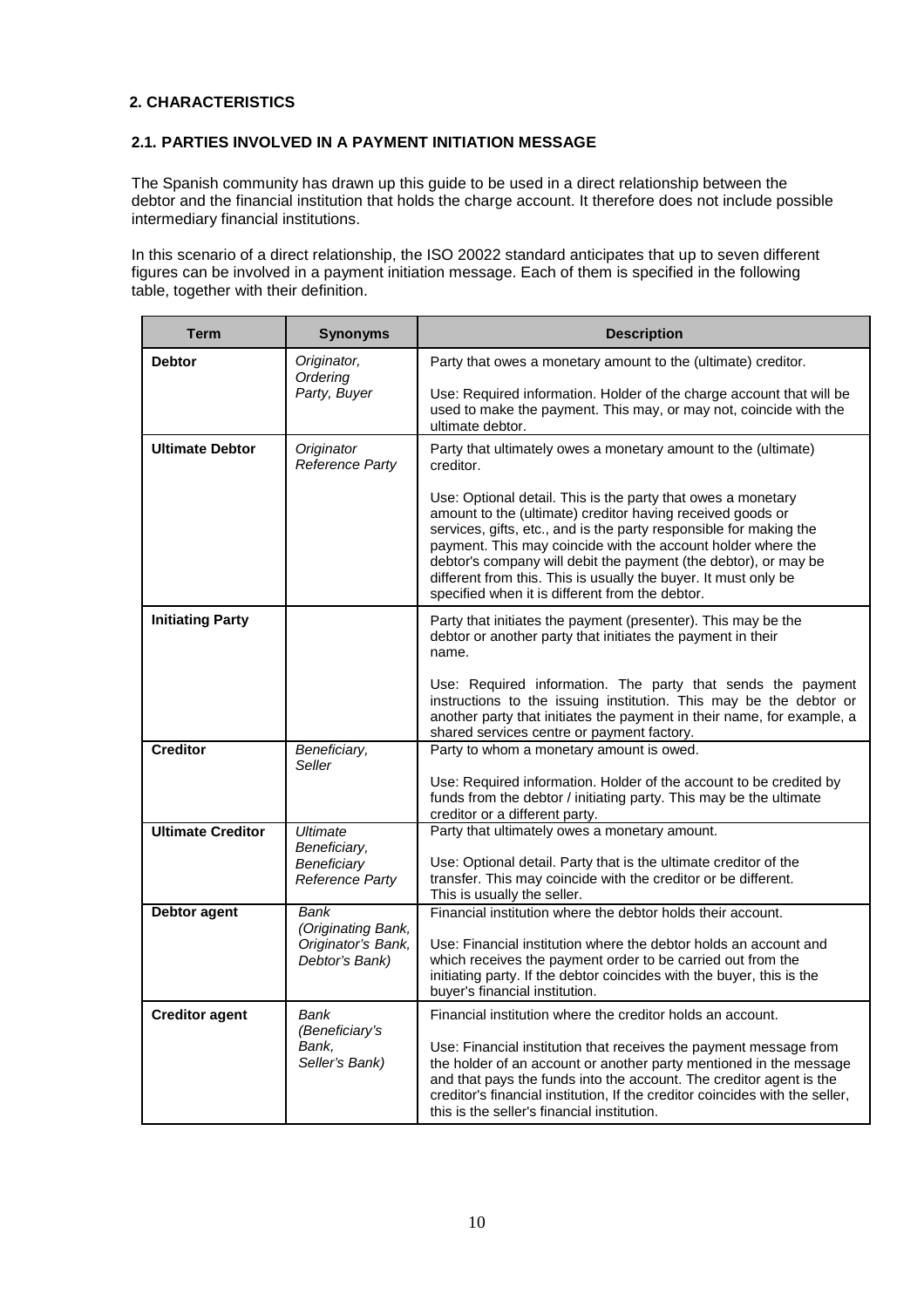## 2. CHARACTERISTICS

### 2.1. PARTIES INVOLVED IN A PAYMENT INITIATION MESSAGE

The Spanish community has drawn up this guide to be used in a direct relationship between the debtor and the financial institution that holds the charge account. It therefore does not include possible intermediary financial institutions.

In this scenario of a direct relationship, the ISO 20022 standard anticipates that up to seven different figures can be involved in a payment initiation message. Each of them is specified in the following table, together with their definition.

| Term | Synonyms | Description |
|---|---|---|
| **Debtor** | *Originator, Ordering Party, Buyer* | Party that owes a monetary amount to the (ultimate) creditor.<br><br>Use: Required information. Holder of the charge account that will be used to make the payment. This may, or may not, coincide with the ultimate debtor. |
| **Ultimate Debtor** | *Originator Reference Party* | Party that ultimately owes a monetary amount to the (ultimate) creditor.<br><br>Use: Optional detail. This is the party that owes a monetary amount to the (ultimate) creditor having received goods or services, gifts, etc., and is the party responsible for making the payment. This may coincide with the account holder where the debtor's company will debit the payment (the debtor), or may be different from this. This is usually the buyer. It must only be specified when it is different from the debtor. |
| **Initiating Party** | | Party that initiates the payment (presenter). This may be the debtor or another party that initiates the payment in their name.<br><br>Use: Required information. The party that sends the payment instructions to the issuing institution. This may be the debtor or another party that initiates the payment in their name, for example, a shared services centre or payment factory. |
| **Creditor** | *Beneficiary, Seller* | Party to whom a monetary amount is owed.<br><br>Use: Required information. Holder of the account to be credited by funds from the debtor / initiating party. This may be the ultimate creditor or a different party. |
| **Ultimate Creditor** | *Ultimate Beneficiary, Beneficiary Reference Party* | Party that ultimately owes a monetary amount.<br><br>Use: Optional detail. Party that is the ultimate creditor of the transfer. This may coincide with the creditor or be different. This is usually the seller. |
| **Debtor agent** | *Bank (Originating Bank, Originator's Bank, Debtor's Bank)* | Financial institution where the debtor holds their account.<br><br>Use: Financial institution where the debtor holds an account and which receives the payment order to be carried out from the initiating party. If the debtor coincides with the buyer, this is the buyer's financial institution. |
| **Creditor agent** | *Bank (Beneficiary's Bank, Seller's Bank)* | Financial institution where the creditor holds an account.<br><br>Use: Financial institution that receives the payment message from the holder of an account or another party mentioned in the message and that pays the funds into the account. The creditor agent is the creditor's financial institution, If the creditor coincides with the seller, this is the seller's financial institution. |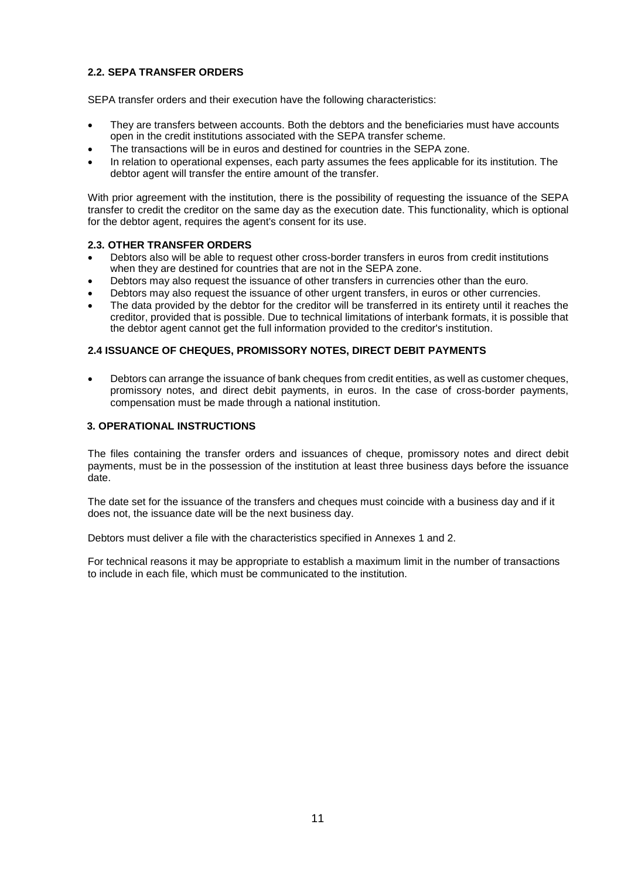### 2.2. SEPA TRANSFER ORDERS

SEPA transfer orders and their execution have the following characteristics:

- They are transfers between accounts. Both the debtors and the beneficiaries must have accounts open in the credit institutions associated with the SEPA transfer scheme.
- The transactions will be in euros and destined for countries in the SEPA zone.
- In relation to operational expenses, each party assumes the fees applicable for its institution. The debtor agent will transfer the entire amount of the transfer.

With prior agreement with the institution, there is the possibility of requesting the issuance of the SEPA transfer to credit the creditor on the same day as the execution date. This functionality, which is optional for the debtor agent, requires the agent's consent for its use.

### 2.3. OTHER TRANSFER ORDERS

- Debtors also will be able to request other cross-border transfers in euros from credit institutions when they are destined for countries that are not in the SEPA zone.
- Debtors may also request the issuance of other transfers in currencies other than the euro.
- Debtors may also request the issuance of other urgent transfers, in euros or other currencies.
- The data provided by the debtor for the creditor will be transferred in its entirety until it reaches the creditor, provided that is possible. Due to technical limitations of interbank formats, it is possible that the debtor agent cannot get the full information provided to the creditor's institution.

### 2.4 ISSUANCE OF CHEQUES, PROMISSORY NOTES, DIRECT DEBIT PAYMENTS

- Debtors can arrange the issuance of bank cheques from credit entities, as well as customer cheques, promissory notes, and direct debit payments, in euros. In the case of cross-border payments, compensation must be made through a national institution.

## 3. OPERATIONAL INSTRUCTIONS

The files containing the transfer orders and issuances of cheque, promissory notes and direct debit payments, must be in the possession of the institution at least three business days before the issuance date.

The date set for the issuance of the transfers and cheques must coincide with a business day and if it does not, the issuance date will be the next business day.

Debtors must deliver a file with the characteristics specified in Annexes 1 and 2.

For technical reasons it may be appropriate to establish a maximum limit in the number of transactions to include in each file, which must be communicated to the institution.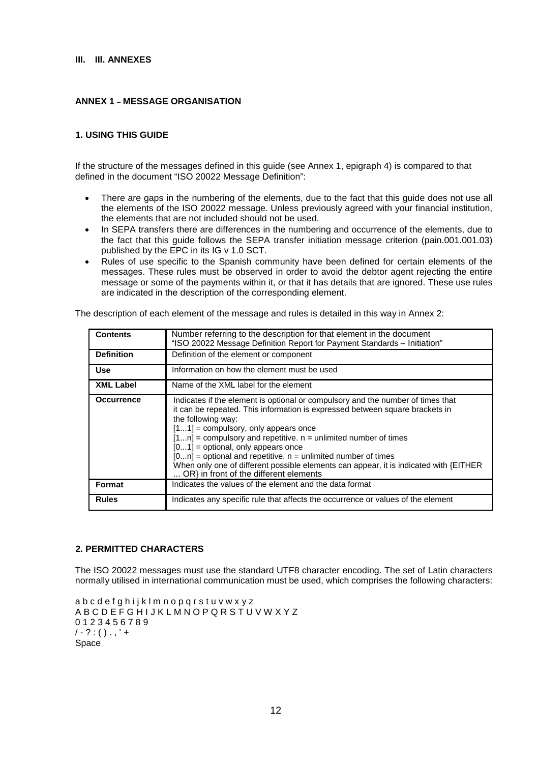# III. III. ANNEXES

## ANNEX 1 – MESSAGE ORGANISATION

### 1. USING THIS GUIDE

If the structure of the messages defined in this guide (see Annex 1, epigraph 4) is compared to that defined in the document "ISO 20022 Message Definition":

- There are gaps in the numbering of the elements, due to the fact that this guide does not use all the elements of the ISO 20022 message. Unless previously agreed with your financial institution, the elements that are not included should not be used.
- In SEPA transfers there are differences in the numbering and occurrence of the elements, due to the fact that this guide follows the SEPA transfer initiation message criterion (pain.001.001.03) published by the EPC in its IG v 1.0 SCT.
- Rules of use specific to the Spanish community have been defined for certain elements of the messages. These rules must be observed in order to avoid the debtor agent rejecting the entire message or some of the payments within it, or that it has details that are ignored. These use rules are indicated in the description of the corresponding element.

The description of each element of the message and rules is detailed in this way in Annex 2:

| | |
|---|---|
| **Contents** | Number referring to the description for that element in the document "ISO 20022 Message Definition Report for Payment Standards – Initiation" |
| **Definition** | Definition of the element or component |
| **Use** | Information on how the element must be used |
| **XML Label** | Name of the XML label for the element |
| **Occurrence** | Indicates if the element is optional or compulsory and the number of times that it can be repeated. This information is expressed between square brackets in the following way:<br>[1...1] = compulsory, only appears once<br>[1...n] = compulsory and repetitive. n = unlimited number of times<br>[0...1] = optional, only appears once<br>[0...n] = optional and repetitive. n = unlimited number of times<br>When only one of different possible elements can appear, it is indicated with {EITHER ... OR} in front of the different elements |
| **Format** | Indicates the values of the element and the data format |
| **Rules** | Indicates any specific rule that affects the occurrence or values of the element |

### 2. PERMITTED CHARACTERS

The ISO 20022 messages must use the standard UTF8 character encoding. The set of Latin characters normally utilised in international communication must be used, which comprises the following characters:

a b c d e f g h i j k l m n o p q r s t u v w x y z
A B C D E F G H I J K L M N O P Q R S T U V W X Y Z
0 1 2 3 4 5 6 7 8 9
/ - ? : ( ) . , ' +
Space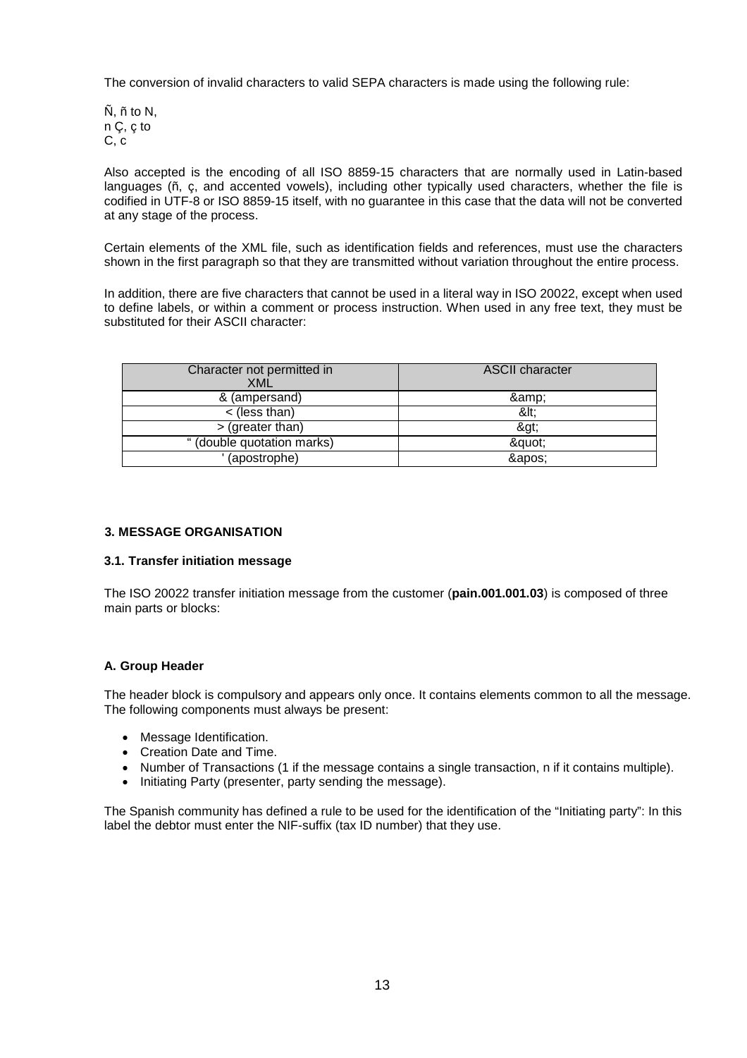The conversion of invalid characters to valid SEPA characters is made using the following rule:

Ñ, ñ to N,
n Ç, ç to
C, c

Also accepted is the encoding of all ISO 8859-15 characters that are normally used in Latin-based languages (ñ, ç, and accented vowels), including other typically used characters, whether the file is codified in UTF-8 or ISO 8859-15 itself, with no guarantee in this case that the data will not be converted at any stage of the process.

Certain elements of the XML file, such as identification fields and references, must use the characters shown in the first paragraph so that they are transmitted without variation throughout the entire process.

In addition, there are five characters that cannot be used in a literal way in ISO 20022, except when used to define labels, or within a comment or process instruction. When used in any free text, they must be substituted for their ASCII character:

| Character not permitted in XML | ASCII character |
| --- | --- |
| & (ampersand) | &amp;amp; |
| < (less than) | &amp;lt; |
| > (greater than) | &amp;gt; |
| " (double quotation marks) | &amp;quot; |
| ' (apostrophe) | &amp;apos; |

### 3. MESSAGE ORGANISATION

#### 3.1. Transfer initiation message

The ISO 20022 transfer initiation message from the customer (**pain.001.001.03**) is composed of three main parts or blocks:

#### A. Group Header

The header block is compulsory and appears only once. It contains elements common to all the message. The following components must always be present:

- Message Identification.
- Creation Date and Time.
- Number of Transactions (1 if the message contains a single transaction, n if it contains multiple).
- Initiating Party (presenter, party sending the message).

The Spanish community has defined a rule to be used for the identification of the "Initiating party": In this label the debtor must enter the NIF-suffix (tax ID number) that they use.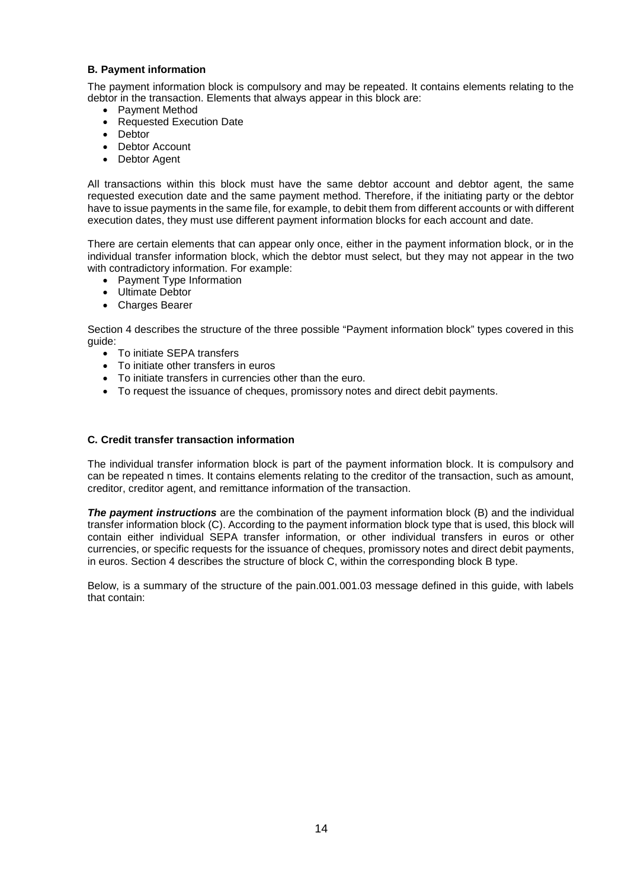### B. Payment information

The payment information block is compulsory and may be repeated. It contains elements relating to the debtor in the transaction. Elements that always appear in this block are:

- Payment Method
- Requested Execution Date
- Debtor
- Debtor Account
- Debtor Agent

All transactions within this block must have the same debtor account and debtor agent, the same requested execution date and the same payment method. Therefore, if the initiating party or the debtor have to issue payments in the same file, for example, to debit them from different accounts or with different execution dates, they must use different payment information blocks for each account and date.

There are certain elements that can appear only once, either in the payment information block, or in the individual transfer information block, which the debtor must select, but they may not appear in the two with contradictory information. For example:

- Payment Type Information
- Ultimate Debtor
- Charges Bearer

Section 4 describes the structure of the three possible "Payment information block" types covered in this guide:

- To initiate SEPA transfers
- To initiate other transfers in euros
- To initiate transfers in currencies other than the euro.
- To request the issuance of cheques, promissory notes and direct debit payments.

### C. Credit transfer transaction information

The individual transfer information block is part of the payment information block. It is compulsory and can be repeated n times. It contains elements relating to the creditor of the transaction, such as amount, creditor, creditor agent, and remittance information of the transaction.

***The payment instructions*** are the combination of the payment information block (B) and the individual transfer information block (C). According to the payment information block type that is used, this block will contain either individual SEPA transfer information, or other individual transfers in euros or other currencies, or specific requests for the issuance of cheques, promissory notes and direct debit payments, in euros. Section 4 describes the structure of block C, within the corresponding block B type.

Below, is a summary of the structure of the pain.001.001.03 message defined in this guide, with labels that contain: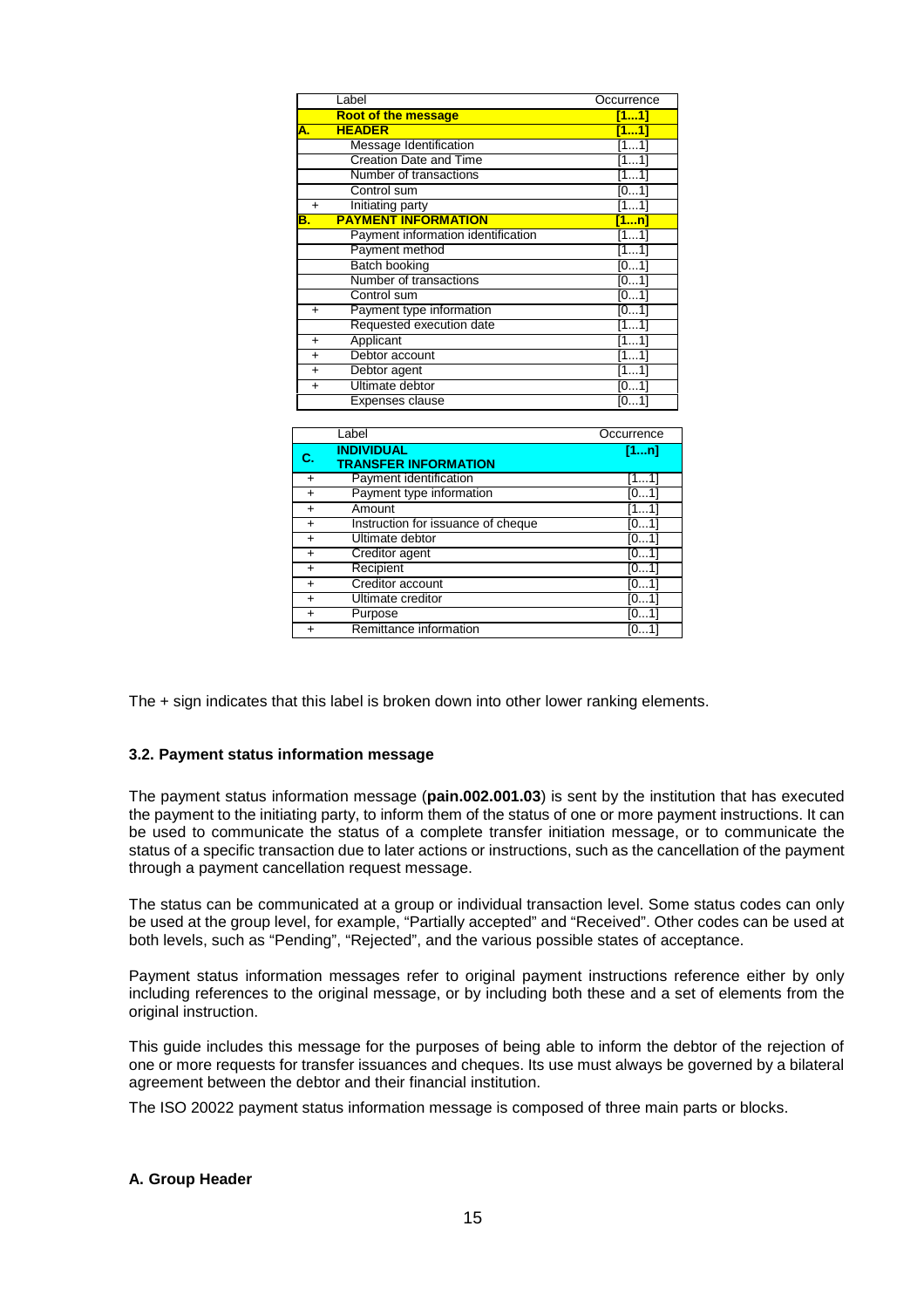| | Label | Occurrence |
|---|---|---|
| | **Root of the message** | **[1...1]** |
| **A.** | **HEADER** | **[1...1]** |
| | Message Identification | [1...1] |
| | Creation Date and Time | [1...1] |
| | Number of transactions | [1...1] |
| | Control sum | [0...1] |
| + | Initiating party | [1...1] |
| **B.** | **PAYMENT INFORMATION** | **[1...n]** |
| | Payment information identification | [1...1] |
| | Payment method | [1...1] |
| | Batch booking | [0...1] |
| | Number of transactions | [0...1] |
| | Control sum | [0...1] |
| + | Payment type information | [0...1] |
| | Requested execution date | [1...1] |
| + | Applicant | [1...1] |
| + | Debtor account | [1...1] |
| + | Debtor agent | [1...1] |
| + | Ultimate debtor | [0...1] |
| | Expenses clause | [0...1] |

| | Label | Occurrence |
|---|---|---|
| **C.** | **INDIVIDUAL TRANSFER INFORMATION** | **[1...n]** |
| + | Payment identification | [1...1] |
| + | Payment type information | [0...1] |
| + | Amount | [1...1] |
| + | Instruction for issuance of cheque | [0...1] |
| + | Ultimate debtor | [0...1] |
| + | Creditor agent | [0...1] |
| + | Recipient | [0...1] |
| + | Creditor account | [0...1] |
| + | Ultimate creditor | [0...1] |
| + | Purpose | [0...1] |
| + | Remittance information | [0...1] |

The + sign indicates that this label is broken down into other lower ranking elements.

### 3.2. Payment status information message

The payment status information message (**pain.002.001.03**) is sent by the institution that has executed the payment to the initiating party, to inform them of the status of one or more payment instructions. It can be used to communicate the status of a complete transfer initiation message, or to communicate the status of a specific transaction due to later actions or instructions, such as the cancellation of the payment through a payment cancellation request message.

The status can be communicated at a group or individual transaction level. Some status codes can only be used at the group level, for example, "Partially accepted" and "Received". Other codes can be used at both levels, such as "Pending", "Rejected", and the various possible states of acceptance.

Payment status information messages refer to original payment instructions reference either by only including references to the original message, or by including both these and a set of elements from the original instruction.

This guide includes this message for the purposes of being able to inform the debtor of the rejection of one or more requests for transfer issuances and cheques. Its use must always be governed by a bilateral agreement between the debtor and their financial institution.

The ISO 20022 payment status information message is composed of three main parts or blocks.

**A. Group Header**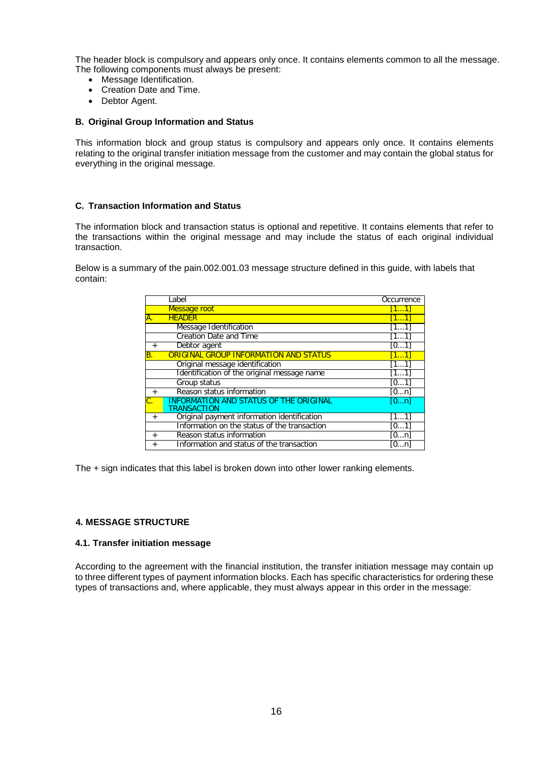The header block is compulsory and appears only once. It contains elements common to all the message. The following components must always be present:

- Message Identification.
- Creation Date and Time.
- Debtor Agent.

**B. Original Group Information and Status**

This information block and group status is compulsory and appears only once. It contains elements relating to the original transfer initiation message from the customer and may contain the global status for everything in the original message.

**C. Transaction Information and Status**

The information block and transaction status is optional and repetitive. It contains elements that refer to the transactions within the original message and may include the status of each original individual transaction.

Below is a summary of the pain.002.001.03 message structure defined in this guide, with labels that contain:

| | Label | Occurrence |
|---|---|---|
| | Message root | [1...1] |
| A. | HEADER | [1...1] |
| | Message Identification | [1...1] |
| | Creation Date and Time | [1...1] |
| + | Debtor agent | [0...1] |
| B. | ORIGINAL GROUP INFORMATION AND STATUS | [1...1] |
| | Original message identification | [1...1] |
| | Identification of the original message name | [1...1] |
| | Group status | [0...1] |
| + | Reason status information | [0...n] |
| C. | INFORMATION AND STATUS OF THE ORIGINAL TRANSACTION | [0...n] |
| + | Original payment information identification | [1...1] |
| | Information on the status of the transaction | [0...1] |
| + | Reason status information | [0...n] |
| + | Information and status of the transaction | [0...n] |

The + sign indicates that this label is broken down into other lower ranking elements.

## 4. MESSAGE STRUCTURE

### 4.1. Transfer initiation message

According to the agreement with the financial institution, the transfer initiation message may contain up to three different types of payment information blocks. Each has specific characteristics for ordering these types of transactions and, where applicable, they must always appear in this order in the message: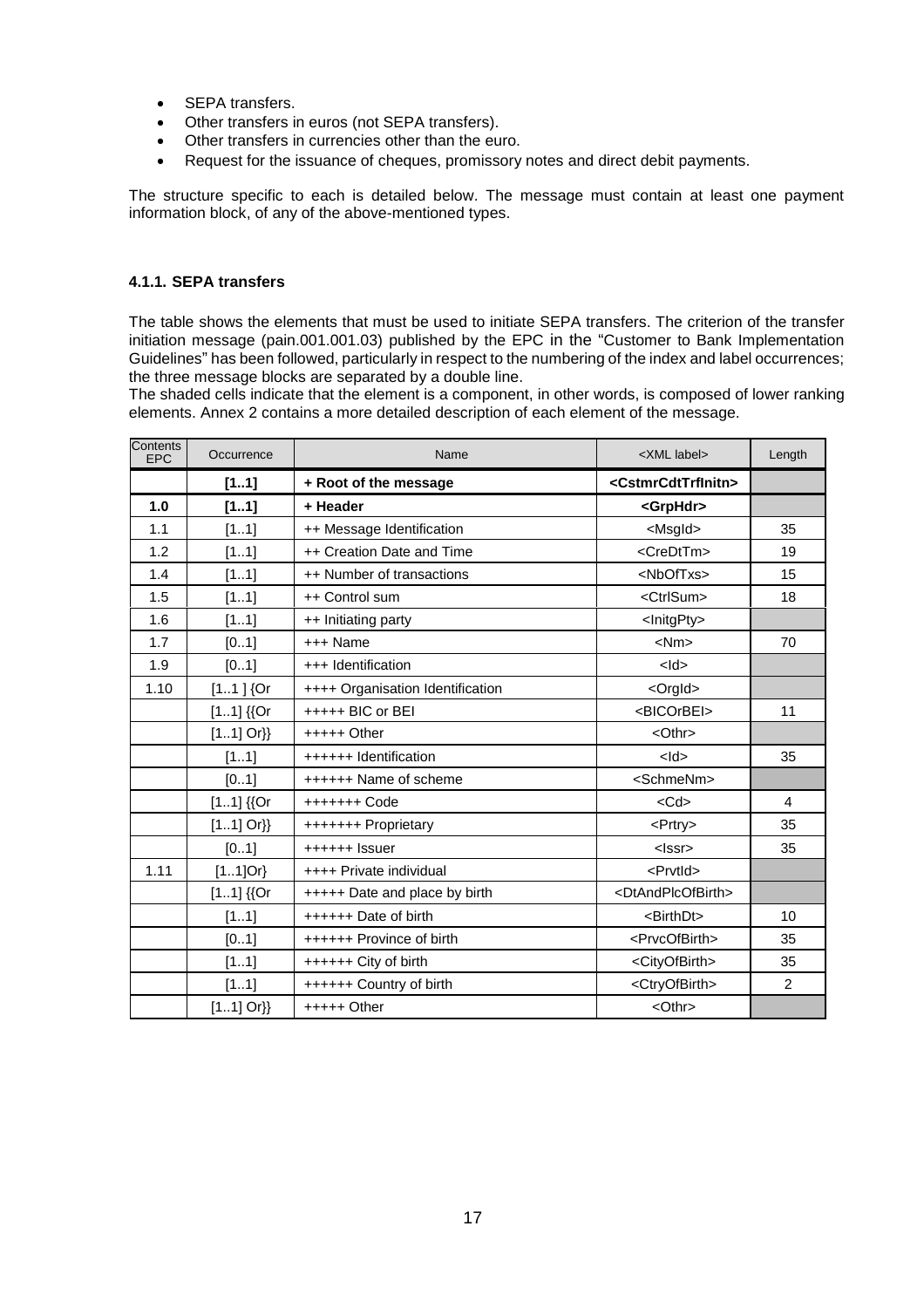- SEPA transfers.
- Other transfers in euros (not SEPA transfers).
- Other transfers in currencies other than the euro.
- Request for the issuance of cheques, promissory notes and direct debit payments.

The structure specific to each is detailed below. The message must contain at least one payment information block, of any of the above-mentioned types.

#### 4.1.1. SEPA transfers

The table shows the elements that must be used to initiate SEPA transfers. The criterion of the transfer initiation message (pain.001.001.03) published by the EPC in the "Customer to Bank Implementation Guidelines" has been followed, particularly in respect to the numbering of the index and label occurrences; the three message blocks are separated by a double line.

The shaded cells indicate that the element is a component, in other words, is composed of lower ranking elements. Annex 2 contains a more detailed description of each element of the message.

| Contents EPC | Occurrence | Name | <XML label> | Length |
|---|---|---|---|---|
| | **[1..1]** | **+ Root of the message** | **<CstmrCdtTrfInitn>** | |
| **1.0** | **[1..1]** | **+ Header** | **<GrpHdr>** | |
| 1.1 | [1..1] | ++ Message Identification | <MsgId> | 35 |
| 1.2 | [1..1] | ++ Creation Date and Time | <CreDtTm> | 19 |
| 1.4 | [1..1] | ++ Number of transactions | <NbOfTxs> | 15 |
| 1.5 | [1..1] | ++ Control sum | <CtrlSum> | 18 |
| 1.6 | [1..1] | ++ Initiating party | <InitgPty> | |
| 1.7 | [0..1] | +++ Name | <Nm> | 70 |
| 1.9 | [0..1] | +++ Identification | <Id> | |
| 1.10 | [1..1 ] {Or | ++++ Organisation Identification | <OrgId> | |
| | [1..1] {{Or | +++++ BIC or BEI | <BICOrBEI> | 11 |
| | [1..1] Or}} | +++++ Other | <Othr> | |
| | [1..1] | ++++++ Identification | <Id> | 35 |
| | [0..1] | ++++++ Name of scheme | <SchmeNm> | |
| | [1..1] {{Or | +++++++ Code | <Cd> | 4 |
| | [1..1] Or}} | +++++++ Proprietary | <Prtry> | 35 |
| | [0..1] | ++++++ Issuer | <Issr> | 35 |
| 1.11 | [1..1]Or} | ++++ Private individual | <PrvtId> | |
| | [1..1] {{Or | +++++ Date and place by birth | <DtAndPlcOfBirth> | |
| | [1..1] | ++++++ Date of birth | <BirthDt> | 10 |
| | [0..1] | ++++++ Province of birth | <PrvcOfBirth> | 35 |
| | [1..1] | ++++++ City of birth | <CityOfBirth> | 35 |
| | [1..1] | ++++++ Country of birth | <CtryOfBirth> | 2 |
| | [1..1] Or}} | +++++ Other | <Othr> | |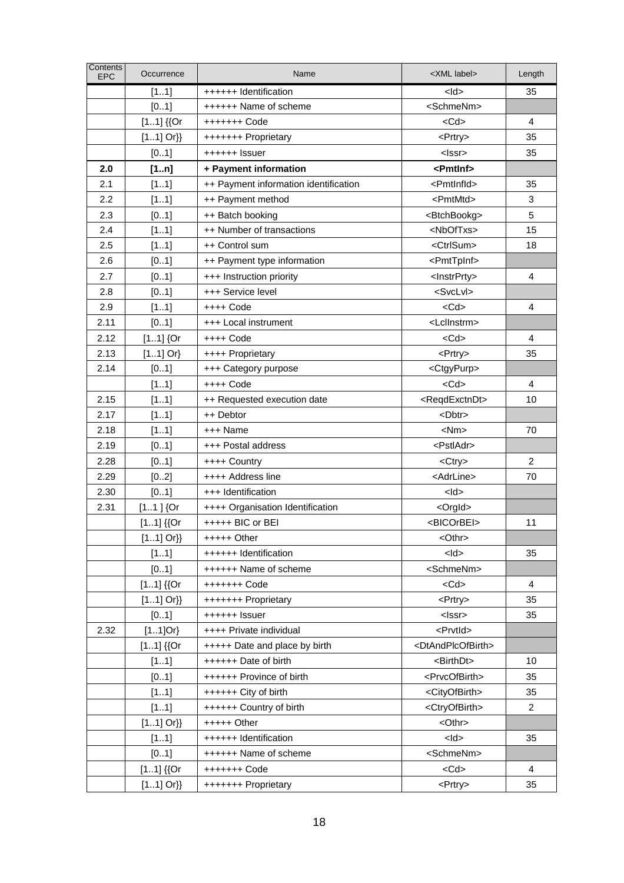| Contents EPC | Occurrence | Name | <XML label> | Length |
|---|---|---|---|---|
| | [1..1] | ++++++ Identification | <Id> | 35 |
| | [0..1] | ++++++ Name of scheme | <SchmeNm> | |
| | [1..1] {{Or | +++++++ Code | <Cd> | 4 |
| | [1..1] Or}} | +++++++ Proprietary | <Prtry> | 35 |
| | [0..1] | ++++++ Issuer | <Issr> | 35 |
| **2.0** | **[1..n]** | **+ Payment information** | **<PmtInf>** | |
| 2.1 | [1..1] | ++ Payment information identification | <PmtInfId> | 35 |
| 2.2 | [1..1] | ++ Payment method | <PmtMtd> | 3 |
| 2.3 | [0..1] | ++ Batch booking | <BtchBookg> | 5 |
| 2.4 | [1..1] | ++ Number of transactions | <NbOfTxs> | 15 |
| 2.5 | [1..1] | ++ Control sum | <CtrlSum> | 18 |
| 2.6 | [0..1] | ++ Payment type information | <PmtTpInf> | |
| 2.7 | [0..1] | +++ Instruction priority | <InstrPrty> | 4 |
| 2.8 | [0..1] | +++ Service level | <SvcLvl> | |
| 2.9 | [1..1] | ++++ Code | <Cd> | 4 |
| 2.11 | [0..1] | +++ Local instrument | <LclInstrm> | |
| 2.12 | [1..1] {Or | ++++ Code | <Cd> | 4 |
| 2.13 | [1..1] Or} | ++++ Proprietary | <Prtry> | 35 |
| 2.14 | [0..1] | +++ Category purpose | <CtgyPurp> | |
| | [1..1] | ++++ Code | <Cd> | 4 |
| 2.15 | [1..1] | ++ Requested execution date | <ReqdExctnDt> | 10 |
| 2.17 | [1..1] | ++ Debtor | <Dbtr> | |
| 2.18 | [1..1] | +++ Name | <Nm> | 70 |
| 2.19 | [0..1] | +++ Postal address | <PstlAdr> | |
| 2.28 | [0..1] | ++++ Country | <Ctry> | 2 |
| 2.29 | [0..2] | ++++ Address line | <AdrLine> | 70 |
| 2.30 | [0..1] | +++ Identification | <Id> | |
| 2.31 | [1..1 ] {Or | ++++ Organisation Identification | <OrgId> | |
| | [1..1] {{Or | +++++ BIC or BEI | <BICOrBEI> | 11 |
| | [1..1] Or}} | +++++ Other | <Othr> | |
| | [1..1] | ++++++ Identification | <Id> | 35 |
| | [0..1] | ++++++ Name of scheme | <SchmeNm> | |
| | [1..1] {{Or | +++++++ Code | <Cd> | 4 |
| | [1..1] Or}} | +++++++ Proprietary | <Prtry> | 35 |
| | [0..1] | ++++++ Issuer | <Issr> | 35 |
| 2.32 | [1..1]Or} | ++++ Private individual | <PrvtId> | |
| | [1..1] {{Or | +++++ Date and place by birth | <DtAndPlcOfBirth> | |
| | [1..1] | ++++++ Date of birth | <BirthDt> | 10 |
| | [0..1] | ++++++ Province of birth | <PrvcOfBirth> | 35 |
| | [1..1] | ++++++ City of birth | <CityOfBirth> | 35 |
| | [1..1] | ++++++ Country of birth | <CtryOfBirth> | 2 |
| | [1..1] Or}} | +++++ Other | <Othr> | |
| | [1..1] | ++++++ Identification | <Id> | 35 |
| | [0..1] | ++++++ Name of scheme | <SchmeNm> | |
| | [1..1] {{Or | +++++++ Code | <Cd> | 4 |
| | [1..1] Or}} | +++++++ Proprietary | <Prtry> | 35 |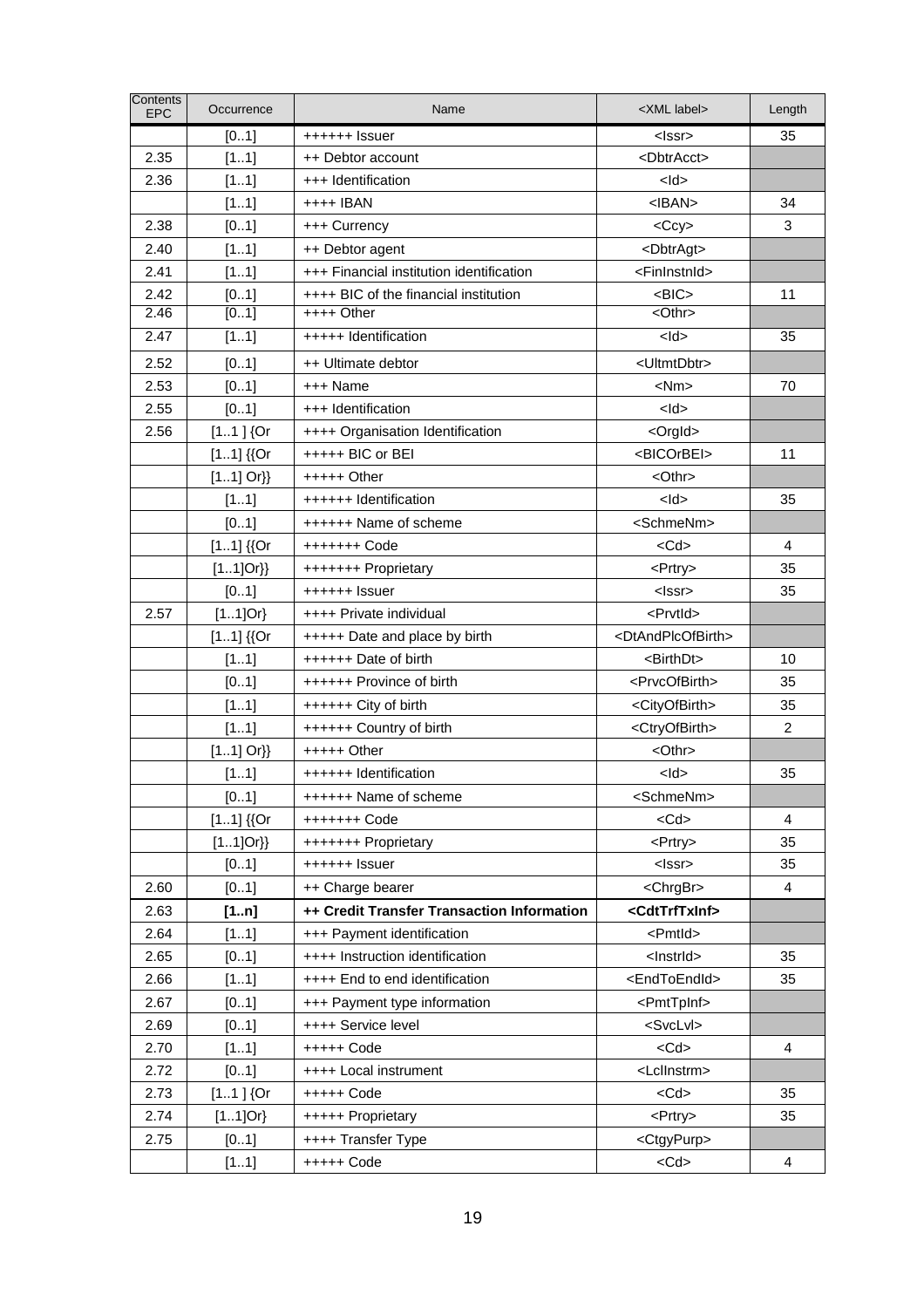| Contents EPC | Occurrence | Name | <XML label> | Length |
|---|---|---|---|---|
| | [0..1] | ++++++ Issuer | <Issr> | 35 |
| 2.35 | [1..1] | ++ Debtor account | <DbtrAcct> | |
| 2.36 | [1..1] | +++ Identification | <Id> | |
| | [1..1] | ++++ IBAN | <IBAN> | 34 |
| 2.38 | [0..1] | +++ Currency | <Ccy> | 3 |
| 2.40 | [1..1] | ++ Debtor agent | <DbtrAgt> | |
| 2.41 | [1..1] | +++ Financial institution identification | <FinInstnId> | |
| 2.42 | [0..1] | ++++ BIC of the financial institution | <BIC> | 11 |
| 2.46 | [0..1] | ++++ Other | <Othr> | |
| 2.47 | [1..1] | +++++ Identification | <Id> | 35 |
| 2.52 | [0..1] | ++ Ultimate debtor | <UltmtDbtr> | |
| 2.53 | [0..1] | +++ Name | <Nm> | 70 |
| 2.55 | [0..1] | +++ Identification | <Id> | |
| 2.56 | [1..1 ] {Or | ++++ Organisation Identification | <OrgId> | |
| | [1..1] {{Or | +++++ BIC or BEI | <BICOrBEI> | 11 |
| | [1..1] Or}} | +++++ Other | <Othr> | |
| | [1..1] | ++++++ Identification | <Id> | 35 |
| | [0..1] | ++++++ Name of scheme | <SchmeNm> | |
| | [1..1] {{Or | +++++++ Code | <Cd> | 4 |
| | [1..1]Or}} | +++++++ Proprietary | <Prtry> | 35 |
| | [0..1] | ++++++ Issuer | <Issr> | 35 |
| 2.57 | [1..1]Or} | ++++ Private individual | <PrvtId> | |
| | [1..1] {{Or | +++++ Date and place by birth | <DtAndPlcOfBirth> | |
| | [1..1] | ++++++ Date of birth | <BirthDt> | 10 |
| | [0..1] | ++++++ Province of birth | <PrvcOfBirth> | 35 |
| | [1..1] | ++++++ City of birth | <CityOfBirth> | 35 |
| | [1..1] | ++++++ Country of birth | <CtryOfBirth> | 2 |
| | [1..1] Or}} | +++++ Other | <Othr> | |
| | [1..1] | ++++++ Identification | <Id> | 35 |
| | [0..1] | ++++++ Name of scheme | <SchmeNm> | |
| | [1..1] {{Or | +++++++ Code | <Cd> | 4 |
| | [1..1]Or}} | +++++++ Proprietary | <Prtry> | 35 |
| | [0..1] | ++++++ Issuer | <Issr> | 35 |
| 2.60 | [0..1] | ++ Charge bearer | <ChrgBr> | 4 |
| 2.63 | **[1..n]** | **++ Credit Transfer Transaction Information** | **<CdtTrfTxInf>** | |
| 2.64 | [1..1] | +++ Payment identification | <PmtId> | |
| 2.65 | [0..1] | ++++ Instruction identification | <InstrId> | 35 |
| 2.66 | [1..1] | ++++ End to end identification | <EndToEndId> | 35 |
| 2.67 | [0..1] | +++ Payment type information | <PmtTpInf> | |
| 2.69 | [0..1] | ++++ Service level | <SvcLvl> | |
| 2.70 | [1..1] | +++++ Code | <Cd> | 4 |
| 2.72 | [0..1] | ++++ Local instrument | <LclInstrm> | |
| 2.73 | [1..1 ] {Or | +++++ Code | <Cd> | 35 |
| 2.74 | [1..1]Or} | +++++ Proprietary | <Prtry> | 35 |
| 2.75 | [0..1] | ++++ Transfer Type | <CtgyPurp> | |
| | [1..1] | +++++ Code | <Cd> | 4 |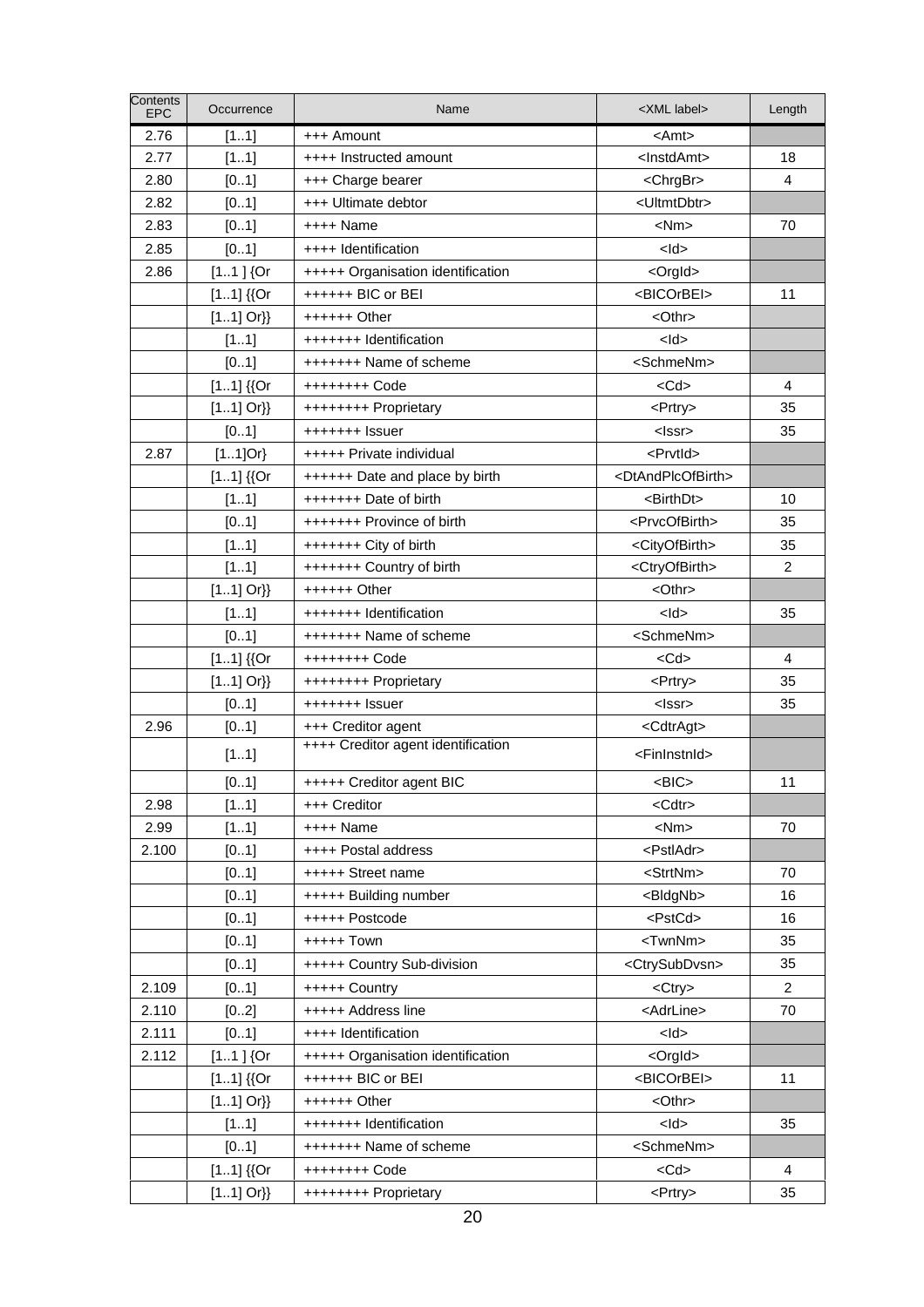| Contents EPC | Occurrence | Name | <XML label> | Length |
|---|---|---|---|---|
| 2.76 | [1..1] | +++ Amount | <Amt> | |
| 2.77 | [1..1] | ++++ Instructed amount | <InstdAmt> | 18 |
| 2.80 | [0..1] | +++ Charge bearer | <ChrgBr> | 4 |
| 2.82 | [0..1] | +++ Ultimate debtor | <UltmtDbtr> | |
| 2.83 | [0..1] | ++++ Name | <Nm> | 70 |
| 2.85 | [0..1] | ++++ Identification | <Id> | |
| 2.86 | [1..1 ] {Or | +++++ Organisation identification | <OrgId> | |
| | [1..1] {{Or | ++++++ BIC or BEI | <BICOrBEI> | 11 |
| | [1..1] Or}} | ++++++ Other | <Othr> | |
| | [1..1] | +++++++ Identification | <Id> | |
| | [0..1] | +++++++ Name of scheme | <SchmeNm> | |
| | [1..1] {{Or | ++++++++ Code | <Cd> | 4 |
| | [1..1] Or}} | ++++++++ Proprietary | <Prtry> | 35 |
| | [0..1] | +++++++ Issuer | <Issr> | 35 |
| 2.87 | [1..1]Or} | +++++ Private individual | <PrvtId> | |
| | [1..1] {{Or | ++++++ Date and place by birth | <DtAndPlcOfBirth> | |
| | [1..1] | +++++++ Date of birth | <BirthDt> | 10 |
| | [0..1] | +++++++ Province of birth | <PrvcOfBirth> | 35 |
| | [1..1] | +++++++ City of birth | <CityOfBirth> | 35 |
| | [1..1] | +++++++ Country of birth | <CtryOfBirth> | 2 |
| | [1..1] Or}} | ++++++ Other | <Othr> | |
| | [1..1] | +++++++ Identification | <Id> | 35 |
| | [0..1] | +++++++ Name of scheme | <SchmeNm> | |
| | [1..1] {{Or | ++++++++ Code | <Cd> | 4 |
| | [1..1] Or}} | ++++++++ Proprietary | <Prtry> | 35 |
| | [0..1] | +++++++ Issuer | <Issr> | 35 |
| 2.96 | [0..1] | +++ Creditor agent | <CdtrAgt> | |
| | [1..1] | ++++ Creditor agent identification | <FinInstnId> | |
| | [0..1] | +++++ Creditor agent BIC | <BIC> | 11 |
| 2.98 | [1..1] | +++ Creditor | <Cdtr> | |
| 2.99 | [1..1] | ++++ Name | <Nm> | 70 |
| 2.100 | [0..1] | ++++ Postal address | <PstlAdr> | |
| | [0..1] | +++++ Street name | <StrtNm> | 70 |
| | [0..1] | +++++ Building number | <BldgNb> | 16 |
| | [0..1] | +++++ Postcode | <PstCd> | 16 |
| | [0..1] | +++++ Town | <TwnNm> | 35 |
| | [0..1] | +++++ Country Sub-division | <CtrySubDvsn> | 35 |
| 2.109 | [0..1] | +++++ Country | <Ctry> | 2 |
| 2.110 | [0..2] | +++++ Address line | <AdrLine> | 70 |
| 2.111 | [0..1] | ++++ Identification | <Id> | |
| 2.112 | [1..1 ] {Or | +++++ Organisation identification | <OrgId> | |
| | [1..1] {{Or | ++++++ BIC or BEI | <BICOrBEI> | 11 |
| | [1..1] Or}} | ++++++ Other | <Othr> | |
| | [1..1] | +++++++ Identification | <Id> | 35 |
| | [0..1] | +++++++ Name of scheme | <SchmeNm> | |
| | [1..1] {{Or | ++++++++ Code | <Cd> | 4 |
| | [1..1] Or}} | ++++++++ Proprietary | <Prtry> | 35 |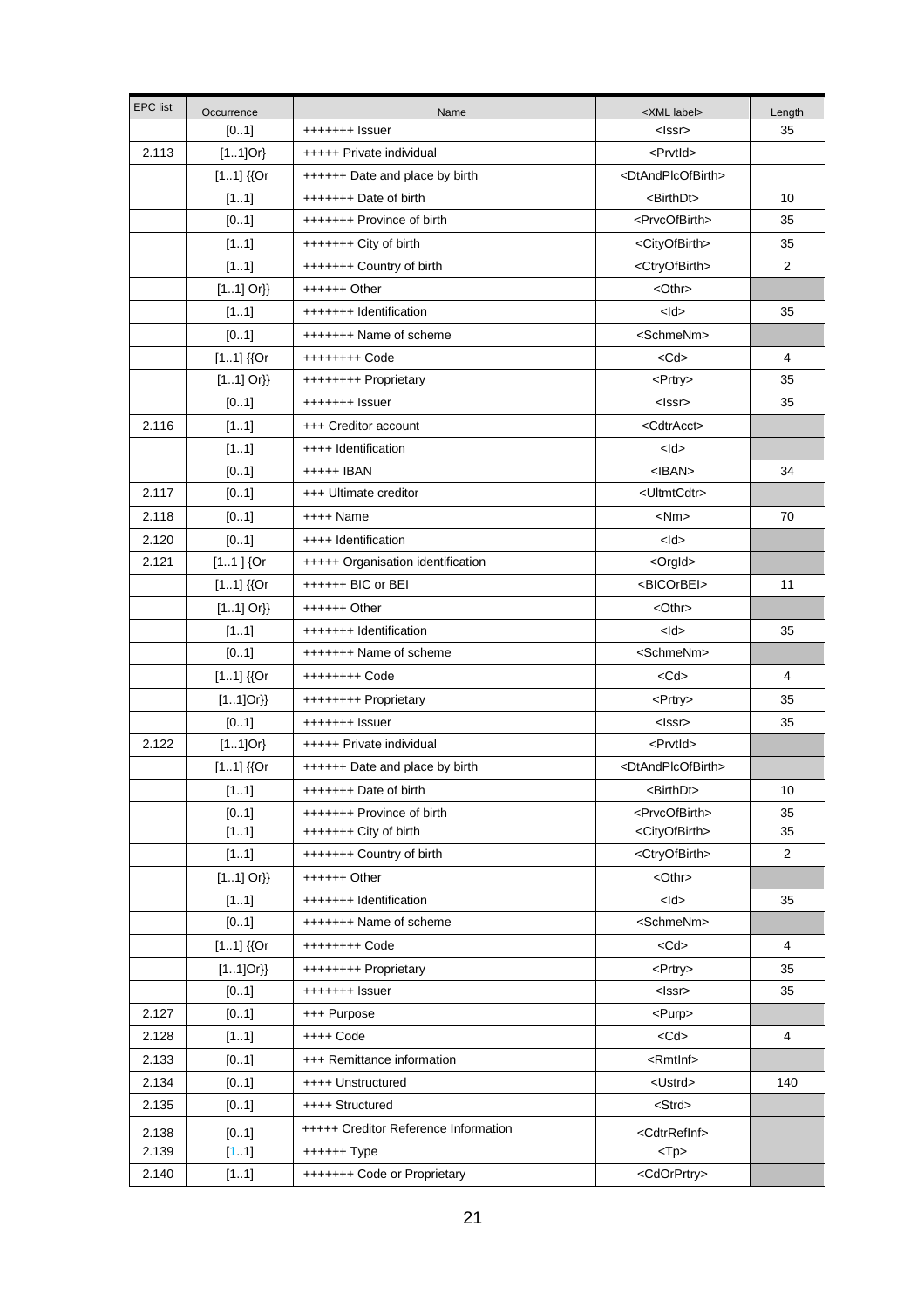| EPC list | Occurrence | Name | <XML label> | Length |
|---|---|---|---|---|
| | [0..1] | +++++++ Issuer | <Issr> | 35 |
| 2.113 | [1..1]Or} | +++++ Private individual | <PrvtId> | |
| | [1..1] {{Or | ++++++ Date and place by birth | <DtAndPlcOfBirth> | |
| | [1..1] | +++++++ Date of birth | <BirthDt> | 10 |
| | [0..1] | +++++++ Province of birth | <PrvcOfBirth> | 35 |
| | [1..1] | +++++++ City of birth | <CityOfBirth> | 35 |
| | [1..1] | +++++++ Country of birth | <CtryOfBirth> | 2 |
| | [1..1] Or}} | ++++++ Other | <Othr> | |
| | [1..1] | +++++++ Identification | <Id> | 35 |
| | [0..1] | +++++++ Name of scheme | <SchmeNm> | |
| | [1..1] {{Or | ++++++++ Code | <Cd> | 4 |
| | [1..1] Or}} | ++++++++ Proprietary | <Prtry> | 35 |
| | [0..1] | +++++++ Issuer | <Issr> | 35 |
| 2.116 | [1..1] | +++ Creditor account | <CdtrAcct> | |
| | [1..1] | ++++ Identification | <Id> | |
| | [0..1] | +++++ IBAN | <IBAN> | 34 |
| 2.117 | [0..1] | +++ Ultimate creditor | <UltmtCdtr> | |
| 2.118 | [0..1] | ++++ Name | <Nm> | 70 |
| 2.120 | [0..1] | ++++ Identification | <Id> | |
| 2.121 | [1..1 ] {Or | +++++ Organisation identification | <OrgId> | |
| | [1..1] {{Or | ++++++ BIC or BEI | <BICOrBEI> | 11 |
| | [1..1] Or}} | ++++++ Other | <Othr> | |
| | [1..1] | +++++++ Identification | <Id> | 35 |
| | [0..1] | +++++++ Name of scheme | <SchmeNm> | |
| | [1..1] {{Or | ++++++++ Code | <Cd> | 4 |
| | [1..1]Or}} | ++++++++ Proprietary | <Prtry> | 35 |
| | [0..1] | +++++++ Issuer | <Issr> | 35 |
| 2.122 | [1..1]Or} | +++++ Private individual | <PrvtId> | |
| | [1..1] {{Or | ++++++ Date and place by birth | <DtAndPlcOfBirth> | |
| | [1..1] | +++++++ Date of birth | <BirthDt> | 10 |
| | [0..1] | +++++++ Province of birth | <PrvcOfBirth> | 35 |
| | [1..1] | +++++++ City of birth | <CityOfBirth> | 35 |
| | [1..1] | +++++++ Country of birth | <CtryOfBirth> | 2 |
| | [1..1] Or}} | ++++++ Other | <Othr> | |
| | [1..1] | +++++++ Identification | <Id> | 35 |
| | [0..1] | +++++++ Name of scheme | <SchmeNm> | |
| | [1..1] {{Or | ++++++++ Code | <Cd> | 4 |
| | [1..1]Or}} | ++++++++ Proprietary | <Prtry> | 35 |
| | [0..1] | +++++++ Issuer | <Issr> | 35 |
| 2.127 | [0..1] | +++ Purpose | <Purp> | |
| 2.128 | [1..1] | ++++ Code | <Cd> | 4 |
| 2.133 | [0..1] | +++ Remittance information | <RmtInf> | |
| 2.134 | [0..1] | ++++ Unstructured | <Ustrd> | 140 |
| 2.135 | [0..1] | ++++ Structured | <Strd> | |
| 2.138 | [0..1] | +++++ Creditor Reference Information | <CdtrRefInf> | |
| 2.139 | [1..1] | ++++++ Type | <Tp> | |
| 2.140 | [1..1] | +++++++ Code or Proprietary | <CdOrPrtry> | |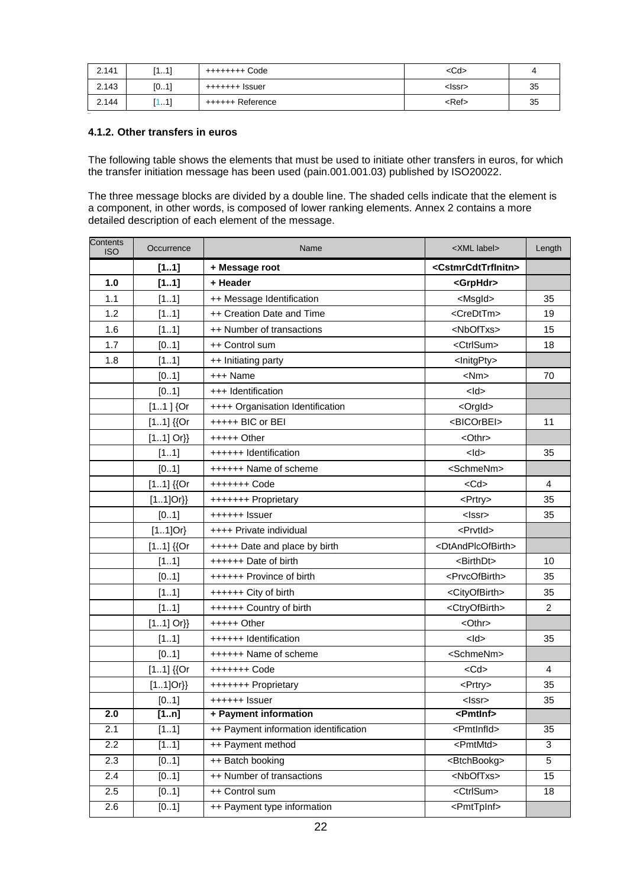| 2.141 | [1..1] | ++++++++ Code | <Cd> | 4 |
|---|---|---|---|---|
| 2.143 | [0..1] | +++++++ Issuer | <Issr> | 35 |
| 2.144 | [1..1] | ++++++ Reference | <Ref> | 35 |

### 4.1.2. Other transfers in euros

The following table shows the elements that must be used to initiate other transfers in euros, for which the transfer initiation message has been used (pain.001.001.03) published by ISO20022.

The three message blocks are divided by a double line. The shaded cells indicate that the element is a component, in other words, is composed of lower ranking elements. Annex 2 contains a more detailed description of each element of the message.

| Contents ISO | Occurrence | Name | <XML label> | Length |
|---|---|---|---|---|
| | **[1..1]** | **+ Message root** | **<CstmrCdtTrfInitn>** | |
| **1.0** | **[1..1]** | **+ Header** | **<GrpHdr>** | |
| 1.1 | [1..1] | ++ Message Identification | <MsgId> | 35 |
| 1.2 | [1..1] | ++ Creation Date and Time | <CreDtTm> | 19 |
| 1.6 | [1..1] | ++ Number of transactions | <NbOfTxs> | 15 |
| 1.7 | [0..1] | ++ Control sum | <CtrlSum> | 18 |
| 1.8 | [1..1] | ++ Initiating party | <InitgPty> | |
| | [0..1] | +++ Name | <Nm> | 70 |
| | [0..1] | +++ Identification | <Id> | |
| | [1..1 ] {Or | ++++ Organisation Identification | <OrgId> | |
| | [1..1] {{Or | +++++ BIC or BEI | <BICOrBEI> | 11 |
| | [1..1] Or}} | +++++ Other | <Othr> | |
| | [1..1] | ++++++ Identification | <Id> | 35 |
| | [0..1] | ++++++ Name of scheme | <SchmeNm> | |
| | [1..1] {{Or | +++++++ Code | <Cd> | 4 |
| | [1..1]Or}} | +++++++ Proprietary | <Prtry> | 35 |
| | [0..1] | ++++++ Issuer | <Issr> | 35 |
| | [1..1]Or} | ++++ Private individual | <PrvtId> | |
| | [1..1] {{Or | +++++ Date and place by birth | <DtAndPlcOfBirth> | |
| | [1..1] | ++++++ Date of birth | <BirthDt> | 10 |
| | [0..1] | ++++++ Province of birth | <PrvcOfBirth> | 35 |
| | [1..1] | ++++++ City of birth | <CityOfBirth> | 35 |
| | [1..1] | ++++++ Country of birth | <CtryOfBirth> | 2 |
| | [1..1] Or}} | +++++ Other | <Othr> | |
| | [1..1] | ++++++ Identification | <Id> | 35 |
| | [0..1] | ++++++ Name of scheme | <SchmeNm> | |
| | [1..1] {{Or | +++++++ Code | <Cd> | 4 |
| | [1..1]Or}} | +++++++ Proprietary | <Prtry> | 35 |
| | [0..1] | ++++++ Issuer | <Issr> | 35 |
| **2.0** | **[1..n]** | **+ Payment information** | **<PmtInf>** | |
| 2.1 | [1..1] | ++ Payment information identification | <PmtInfId> | 35 |
| 2.2 | [1..1] | ++ Payment method | <PmtMtd> | 3 |
| 2.3 | [0..1] | ++ Batch booking | <BtchBookg> | 5 |
| 2.4 | [0..1] | ++ Number of transactions | <NbOfTxs> | 15 |
| 2.5 | [0..1] | ++ Control sum | <CtrlSum> | 18 |
| 2.6 | [0..1] | ++ Payment type information | <PmtTpInf> | |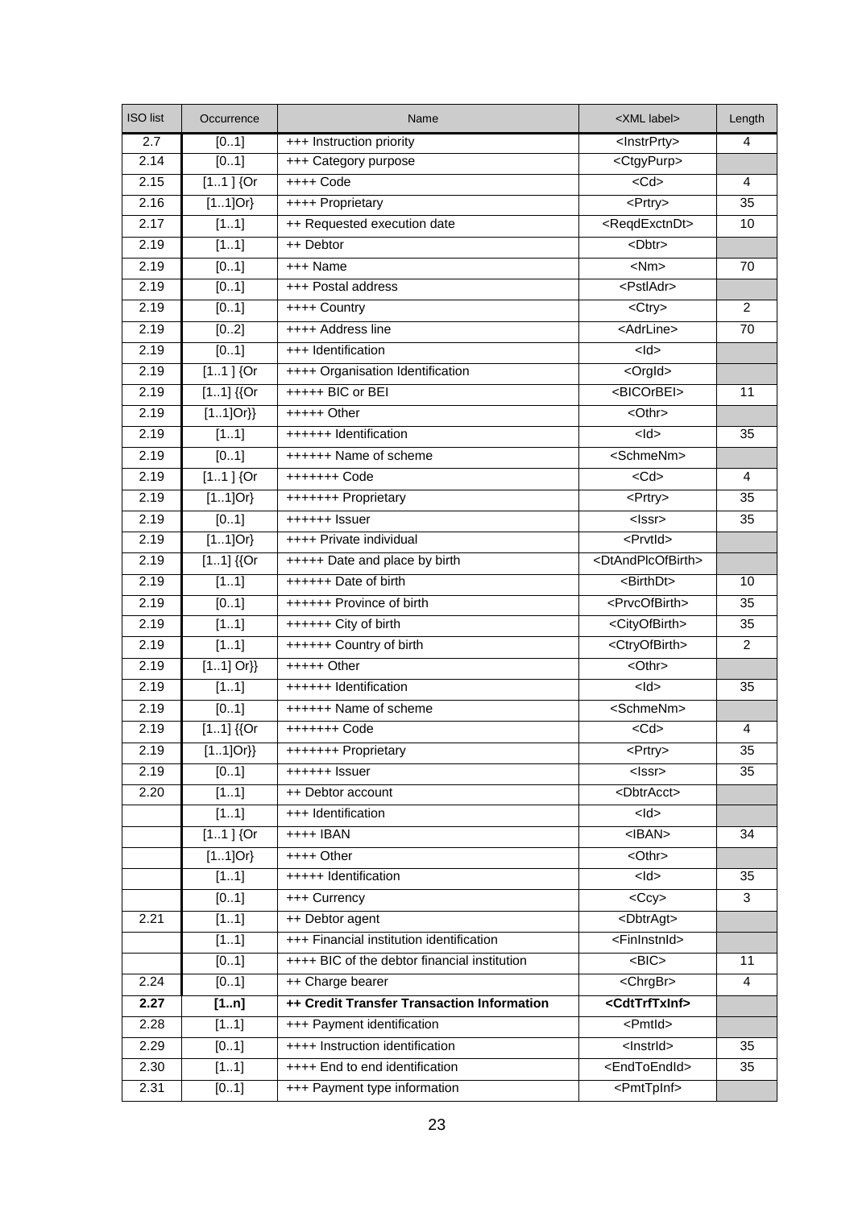| ISO list | Occurrence | Name | <XML label> | Length |
|---|---|---|---|---|
| 2.7 | [0..1] | +++ Instruction priority | <InstrPrty> | 4 |
| 2.14 | [0..1] | +++ Category purpose | <CtgyPurp> | |
| 2.15 | [1..1 ] {Or | ++++ Code | <Cd> | 4 |
| 2.16 | [1..1]Or} | ++++ Proprietary | <Prtry> | 35 |
| 2.17 | [1..1] | ++ Requested execution date | <ReqdExctnDt> | 10 |
| 2.19 | [1..1] | ++ Debtor | <Dbtr> | |
| 2.19 | [0..1] | +++ Name | <Nm> | 70 |
| 2.19 | [0..1] | +++ Postal address | <PstlAdr> | |
| 2.19 | [0..1] | ++++ Country | <Ctry> | 2 |
| 2.19 | [0..2] | ++++ Address line | <AdrLine> | 70 |
| 2.19 | [0..1] | +++ Identification | <Id> | |
| 2.19 | [1..1 ] {Or | ++++ Organisation Identification | <OrgId> | |
| 2.19 | [1..1] {{Or | +++++ BIC or BEI | <BICOrBEI> | 11 |
| 2.19 | [1..1]Or}} | +++++ Other | <Othr> | |
| 2.19 | [1..1] | ++++++ Identification | <Id> | 35 |
| 2.19 | [0..1] | ++++++ Name of scheme | <SchmeNm> | |
| 2.19 | [1..1 ] {Or | +++++++ Code | <Cd> | 4 |
| 2.19 | [1..1]Or} | +++++++ Proprietary | <Prtry> | 35 |
| 2.19 | [0..1] | ++++++ Issuer | <Issr> | 35 |
| 2.19 | [1..1]Or} | ++++ Private individual | <PrvtId> | |
| 2.19 | [1..1] {{Or | +++++ Date and place by birth | <DtAndPlcOfBirth> | |
| 2.19 | [1..1] | ++++++ Date of birth | <BirthDt> | 10 |
| 2.19 | [0..1] | ++++++ Province of birth | <PrvcOfBirth> | 35 |
| 2.19 | [1..1] | ++++++ City of birth | <CityOfBirth> | 35 |
| 2.19 | [1..1] | ++++++ Country of birth | <CtryOfBirth> | 2 |
| 2.19 | [1..1] Or}} | +++++ Other | <Othr> | |
| 2.19 | [1..1] | ++++++ Identification | <Id> | 35 |
| 2.19 | [0..1] | ++++++ Name of scheme | <SchmeNm> | |
| 2.19 | [1..1] {{Or | +++++++ Code | <Cd> | 4 |
| 2.19 | [1..1]Or}} | +++++++ Proprietary | <Prtry> | 35 |
| 2.19 | [0..1] | ++++++ Issuer | <Issr> | 35 |
| 2.20 | [1..1] | ++ Debtor account | <DbtrAcct> | |
| | [1..1] | +++ Identification | <Id> | |
| | [1..1 ] {Or | ++++ IBAN | <IBAN> | 34 |
| | [1..1]Or} | ++++ Other | <Othr> | |
| | [1..1] | +++++ Identification | <Id> | 35 |
| | [0..1] | +++ Currency | <Ccy> | 3 |
| 2.21 | [1..1] | ++ Debtor agent | <DbtrAgt> | |
| | [1..1] | +++ Financial institution identification | <FinInstnId> | |
| | [0..1] | ++++ BIC of the debtor financial institution | <BIC> | 11 |
| 2.24 | [0..1] | ++ Charge bearer | <ChrgBr> | 4 |
| **2.27** | **[1..n]** | **++ Credit Transfer Transaction Information** | **<CdtTrfTxInf>** | |
| 2.28 | [1..1] | +++ Payment identification | <PmtId> | |
| 2.29 | [0..1] | ++++ Instruction identification | <InstrId> | 35 |
| 2.30 | [1..1] | ++++ End to end identification | <EndToEndId> | 35 |
| 2.31 | [0..1] | +++ Payment type information | <PmtTpInf> | |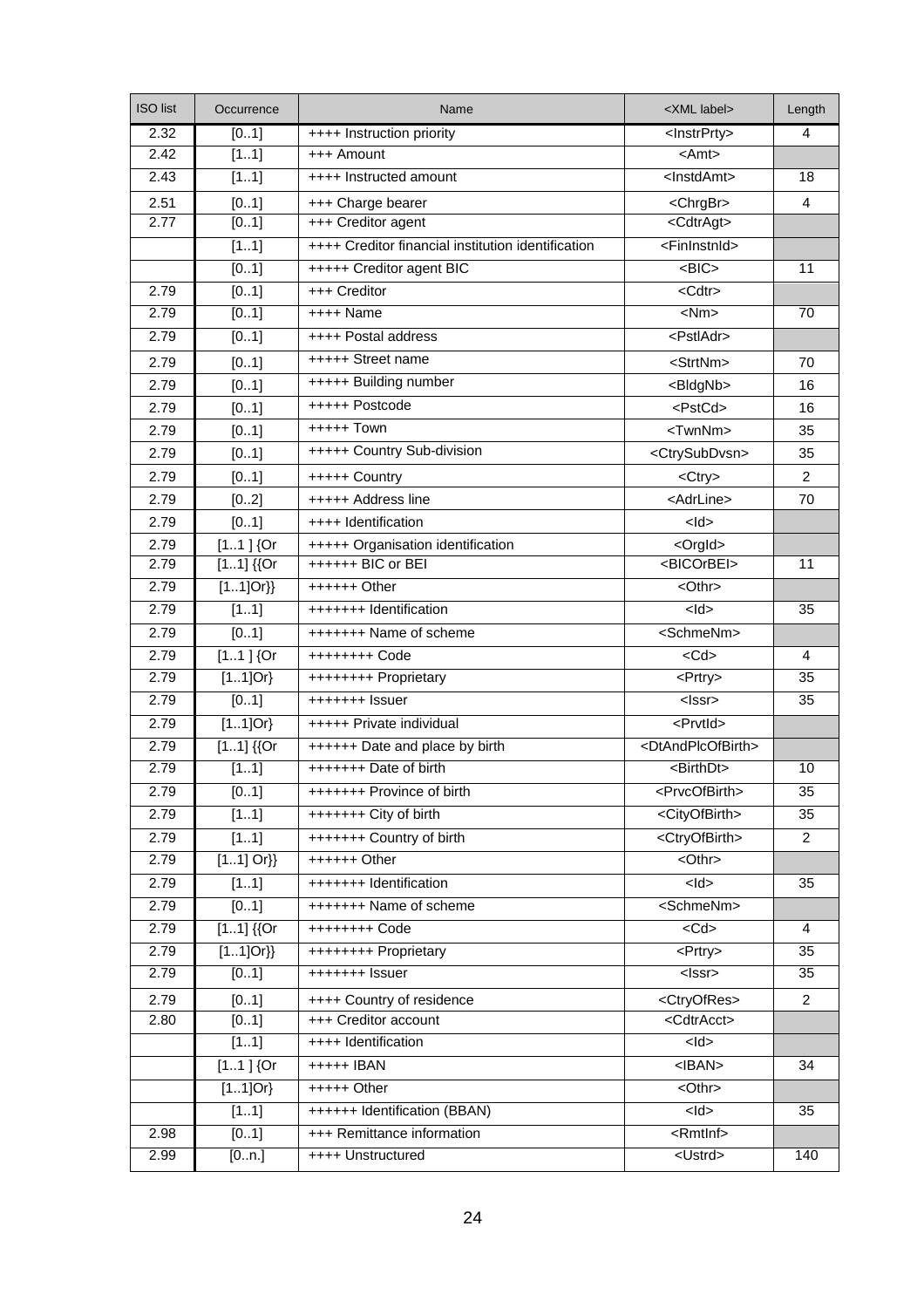| ISO list | Occurrence | Name | <XML label> | Length |
|---|---|---|---|---|
| 2.32 | [0..1] | ++++ Instruction priority | <InstrPrty> | 4 |
| 2.42 | [1..1] | +++ Amount | <Amt> | |
| 2.43 | [1..1] | ++++ Instructed amount | <InstdAmt> | 18 |
| 2.51 | [0..1] | +++ Charge bearer | <ChrgBr> | 4 |
| 2.77 | [0..1] | +++ Creditor agent | <CdtrAgt> | |
| | [1..1] | ++++ Creditor financial institution identification | <FinInstnId> | |
| | [0..1] | +++++ Creditor agent BIC | <BIC> | 11 |
| 2.79 | [0..1] | +++ Creditor | <Cdtr> | |
| 2.79 | [0..1] | ++++ Name | <Nm> | 70 |
| 2.79 | [0..1] | ++++ Postal address | <PstlAdr> | |
| 2.79 | [0..1] | +++++ Street name | <StrtNm> | 70 |
| 2.79 | [0..1] | +++++ Building number | <BldgNb> | 16 |
| 2.79 | [0..1] | +++++ Postcode | <PstCd> | 16 |
| 2.79 | [0..1] | +++++ Town | <TwnNm> | 35 |
| 2.79 | [0..1] | +++++ Country Sub-division | <CtrySubDvsn> | 35 |
| 2.79 | [0..1] | +++++ Country | <Ctry> | 2 |
| 2.79 | [0..2] | +++++ Address line | <AdrLine> | 70 |
| 2.79 | [0..1] | ++++ Identification | <Id> | |
| 2.79 | [1..1 ] {Or | +++++ Organisation identification | <OrgId> | |
| 2.79 | [1..1] {{Or | ++++++ BIC or BEI | <BICOrBEI> | 11 |
| 2.79 | [1..1]Or}} | ++++++ Other | <Othr> | |
| 2.79 | [1..1] | +++++++ Identification | <Id> | 35 |
| 2.79 | [0..1] | +++++++ Name of scheme | <SchmeNm> | |
| 2.79 | [1..1 ] {Or | ++++++++ Code | <Cd> | 4 |
| 2.79 | [1..1]Or} | ++++++++ Proprietary | <Prtry> | 35 |
| 2.79 | [0..1] | +++++++ Issuer | <Issr> | 35 |
| 2.79 | [1..1]Or} | +++++ Private individual | <PrvtId> | |
| 2.79 | [1..1] {{Or | ++++++ Date and place by birth | <DtAndPlcOfBirth> | |
| 2.79 | [1..1] | +++++++ Date of birth | <BirthDt> | 10 |
| 2.79 | [0..1] | +++++++ Province of birth | <PrvcOfBirth> | 35 |
| 2.79 | [1..1] | +++++++ City of birth | <CityOfBirth> | 35 |
| 2.79 | [1..1] | +++++++ Country of birth | <CtryOfBirth> | 2 |
| 2.79 | [1..1] Or}} | ++++++ Other | <Othr> | |
| 2.79 | [1..1] | +++++++ Identification | <Id> | 35 |
| 2.79 | [0..1] | +++++++ Name of scheme | <SchmeNm> | |
| 2.79 | [1..1] {{Or | ++++++++ Code | <Cd> | 4 |
| 2.79 | [1..1]Or}} | ++++++++ Proprietary | <Prtry> | 35 |
| 2.79 | [0..1] | +++++++ Issuer | <Issr> | 35 |
| 2.79 | [0..1] | ++++ Country of residence | <CtryOfRes> | 2 |
| 2.80 | [0..1] | +++ Creditor account | <CdtrAcct> | |
| | [1..1] | ++++ Identification | <Id> | |
| | [1..1 ] {Or | +++++ IBAN | <IBAN> | 34 |
| | [1..1]Or} | +++++ Other | <Othr> | |
| | [1..1] | ++++++ Identification (BBAN) | <Id> | 35 |
| 2.98 | [0..1] | +++ Remittance information | <RmtInf> | |
| 2.99 | [0..n.] | ++++ Unstructured | <Ustrd> | 140 |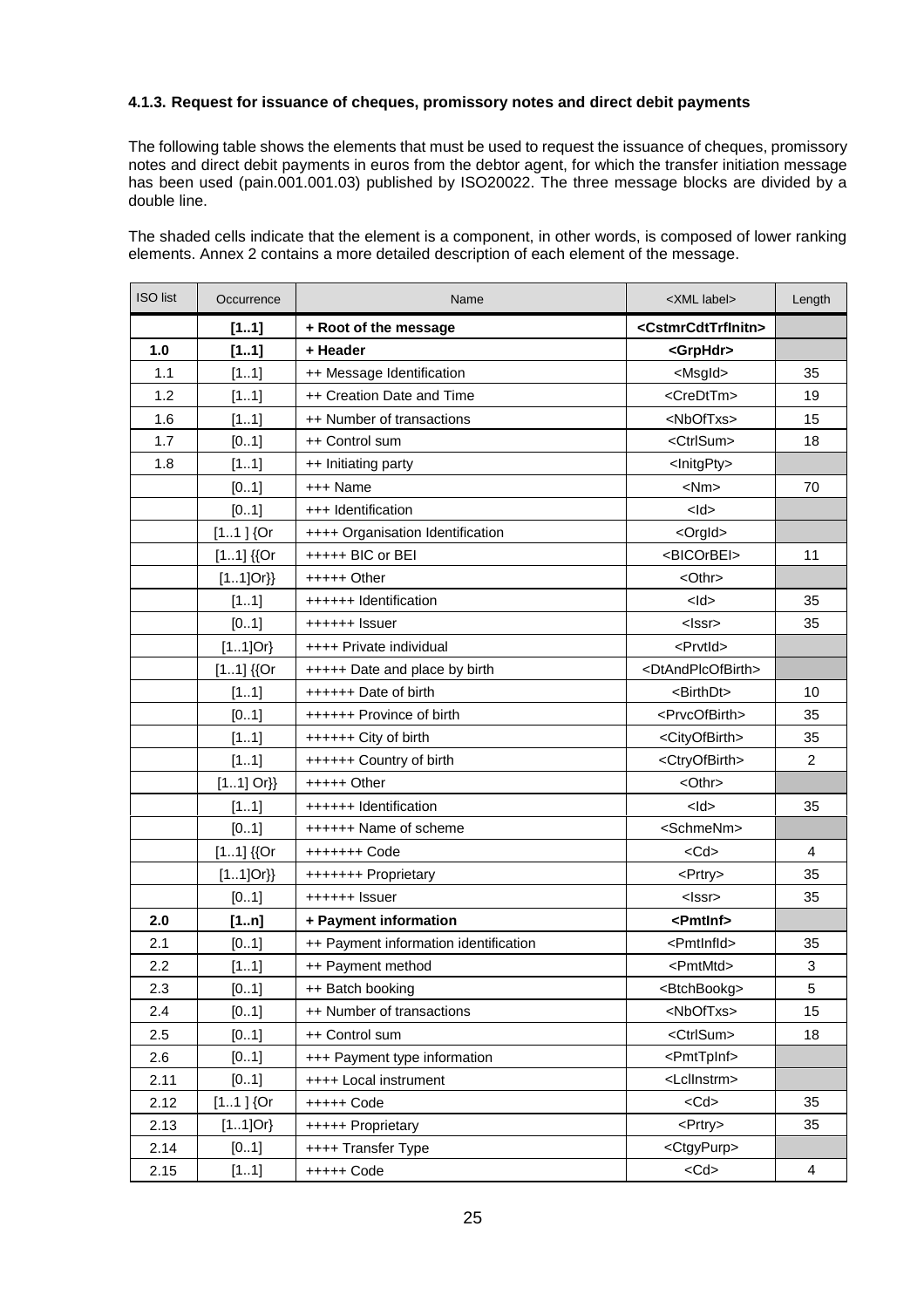### 4.1.3. Request for issuance of cheques, promissory notes and direct debit payments

The following table shows the elements that must be used to request the issuance of cheques, promissory notes and direct debit payments in euros from the debtor agent, for which the transfer initiation message has been used (pain.001.001.03) published by ISO20022. The three message blocks are divided by a double line.

The shaded cells indicate that the element is a component, in other words, is composed of lower ranking elements. Annex 2 contains a more detailed description of each element of the message.

| ISO list | Occurrence | Name | <XML label> | Length |
|---|---|---|---|---|
| | **[1..1]** | **+ Root of the message** | **<CstmrCdtTrfInitn>** | |
| **1.0** | **[1..1]** | **+ Header** | **<GrpHdr>** | |
| 1.1 | [1..1] | ++ Message Identification | <MsgId> | 35 |
| 1.2 | [1..1] | ++ Creation Date and Time | <CreDtTm> | 19 |
| 1.6 | [1..1] | ++ Number of transactions | <NbOfTxs> | 15 |
| 1.7 | [0..1] | ++ Control sum | <CtrlSum> | 18 |
| 1.8 | [1..1] | ++ Initiating party | <InitgPty> | |
| | [0..1] | +++ Name | <Nm> | 70 |
| | [0..1] | +++ Identification | <Id> | |
| | [1..1 ] {Or | ++++ Organisation Identification | <OrgId> | |
| | [1..1] {{Or | +++++ BIC or BEI | <BICOrBEI> | 11 |
| | [1..1]Or}} | +++++ Other | <Othr> | |
| | [1..1] | ++++++ Identification | <Id> | 35 |
| | [0..1] | ++++++ Issuer | <Issr> | 35 |
| | [1..1]Or} | ++++ Private individual | <PrvtId> | |
| | [1..1] {{Or | +++++ Date and place by birth | <DtAndPlcOfBirth> | |
| | [1..1] | ++++++ Date of birth | <BirthDt> | 10 |
| | [0..1] | ++++++ Province of birth | <PrvcOfBirth> | 35 |
| | [1..1] | ++++++ City of birth | <CityOfBirth> | 35 |
| | [1..1] | ++++++ Country of birth | <CtryOfBirth> | 2 |
| | [1..1] Or}} | +++++ Other | <Othr> | |
| | [1..1] | ++++++ Identification | <Id> | 35 |
| | [0..1] | ++++++ Name of scheme | <SchmeNm> | |
| | [1..1] {{Or | +++++++ Code | <Cd> | 4 |
| | [1..1]Or}} | +++++++ Proprietary | <Prtry> | 35 |
| | [0..1] | ++++++ Issuer | <Issr> | 35 |
| **2.0** | **[1..n]** | **+ Payment information** | **<PmtInf>** | |
| 2.1 | [0..1] | ++ Payment information identification | <PmtInfId> | 35 |
| 2.2 | [1..1] | ++ Payment method | <PmtMtd> | 3 |
| 2.3 | [0..1] | ++ Batch booking | <BtchBookg> | 5 |
| 2.4 | [0..1] | ++ Number of transactions | <NbOfTxs> | 15 |
| 2.5 | [0..1] | ++ Control sum | <CtrlSum> | 18 |
| 2.6 | [0..1] | +++ Payment type information | <PmtTpInf> | |
| 2.11 | [0..1] | ++++ Local instrument | <LclInstrm> | |
| 2.12 | [1..1 ] {Or | +++++ Code | <Cd> | 35 |
| 2.13 | [1..1]Or} | +++++ Proprietary | <Prtry> | 35 |
| 2.14 | [0..1] | ++++ Transfer Type | <CtgyPurp> | |
| 2.15 | [1..1] | +++++ Code | <Cd> | 4 |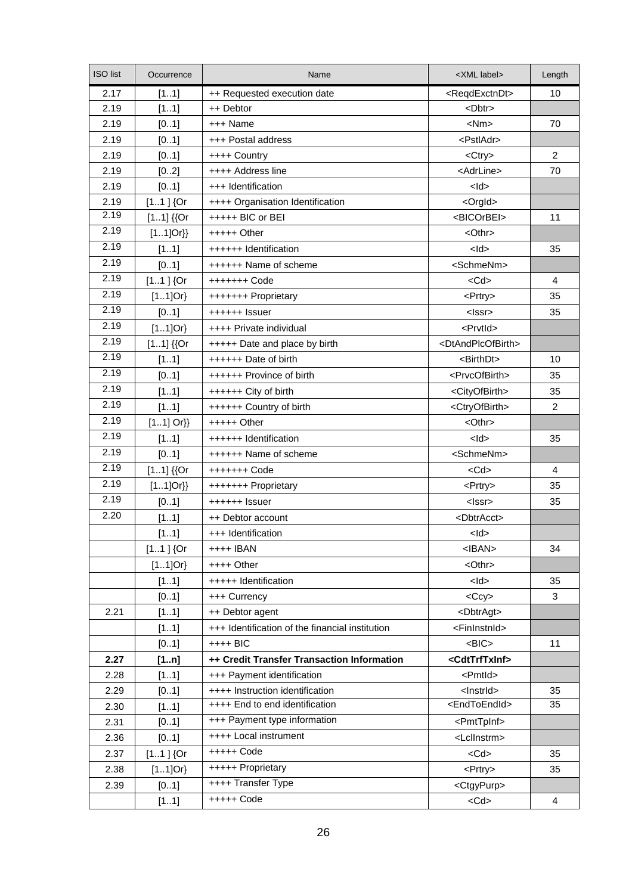| ISO list | Occurrence | Name | <XML label> | Length |
|---|---|---|---|---|
| 2.17 | [1..1] | ++ Requested execution date | <ReqdExctnDt> | 10 |
| 2.19 | [1..1] | ++ Debtor | <Dbtr> | |
| 2.19 | [0..1] | +++ Name | <Nm> | 70 |
| 2.19 | [0..1] | +++ Postal address | <PstlAdr> | |
| 2.19 | [0..1] | ++++ Country | <Ctry> | 2 |
| 2.19 | [0..2] | ++++ Address line | <AdrLine> | 70 |
| 2.19 | [0..1] | +++ Identification | <Id> | |
| 2.19 | [1..1 ] {Or | ++++ Organisation Identification | <OrgId> | |
| 2.19 | [1..1] {{Or | +++++ BIC or BEI | <BICOrBEI> | 11 |
| 2.19 | [1..1]Or}} | +++++ Other | <Othr> | |
| 2.19 | [1..1] | ++++++ Identification | <Id> | 35 |
| 2.19 | [0..1] | ++++++ Name of scheme | <SchmeNm> | |
| 2.19 | [1..1 ] {Or | +++++++ Code | <Cd> | 4 |
| 2.19 | [1..1]Or} | +++++++ Proprietary | <Prtry> | 35 |
| 2.19 | [0..1] | ++++++ Issuer | <Issr> | 35 |
| 2.19 | [1..1]Or} | ++++ Private individual | <PrvtId> | |
| 2.19 | [1..1] {{Or | +++++ Date and place by birth | <DtAndPlcOfBirth> | |
| 2.19 | [1..1] | ++++++ Date of birth | <BirthDt> | 10 |
| 2.19 | [0..1] | ++++++ Province of birth | <PrvcOfBirth> | 35 |
| 2.19 | [1..1] | ++++++ City of birth | <CityOfBirth> | 35 |
| 2.19 | [1..1] | ++++++ Country of birth | <CtryOfBirth> | 2 |
| 2.19 | [1..1] Or}} | +++++ Other | <Othr> | |
| 2.19 | [1..1] | ++++++ Identification | <Id> | 35 |
| 2.19 | [0..1] | ++++++ Name of scheme | <SchmeNm> | |
| 2.19 | [1..1] {{Or | +++++++ Code | <Cd> | 4 |
| 2.19 | [1..1]Or}} | +++++++ Proprietary | <Prtry> | 35 |
| 2.19 | [0..1] | ++++++ Issuer | <Issr> | 35 |
| 2.20 | [1..1] | ++ Debtor account | <DbtrAcct> | |
| | [1..1] | +++ Identification | <Id> | |
| | [1..1 ] {Or | ++++ IBAN | <IBAN> | 34 |
| | [1..1]Or} | ++++ Other | <Othr> | |
| | [1..1] | +++++ Identification | <Id> | 35 |
| | [0..1] | +++ Currency | <Ccy> | 3 |
| 2.21 | [1..1] | ++ Debtor agent | <DbtrAgt> | |
| | [1..1] | +++ Identification of the financial institution | <FinInstnId> | |
| | [0..1] | ++++ BIC | <BIC> | 11 |
| **2.27** | **[1..n]** | **++ Credit Transfer Transaction Information** | **<CdtTrfTxInf>** | |
| 2.28 | [1..1] | +++ Payment identification | <PmtId> | |
| 2.29 | [0..1] | ++++ Instruction identification | <InstrId> | 35 |
| 2.30 | [1..1] | ++++ End to end identification | <EndToEndId> | 35 |
| 2.31 | [0..1] | +++ Payment type information | <PmtTpInf> | |
| 2.36 | [0..1] | ++++ Local instrument | <LclInstrm> | |
| 2.37 | [1..1 ] {Or | +++++ Code | <Cd> | 35 |
| 2.38 | [1..1]Or} | +++++ Proprietary | <Prtry> | 35 |
| 2.39 | [0..1] | ++++ Transfer Type | <CtgyPurp> | |
| | [1..1] | +++++ Code | <Cd> | 4 |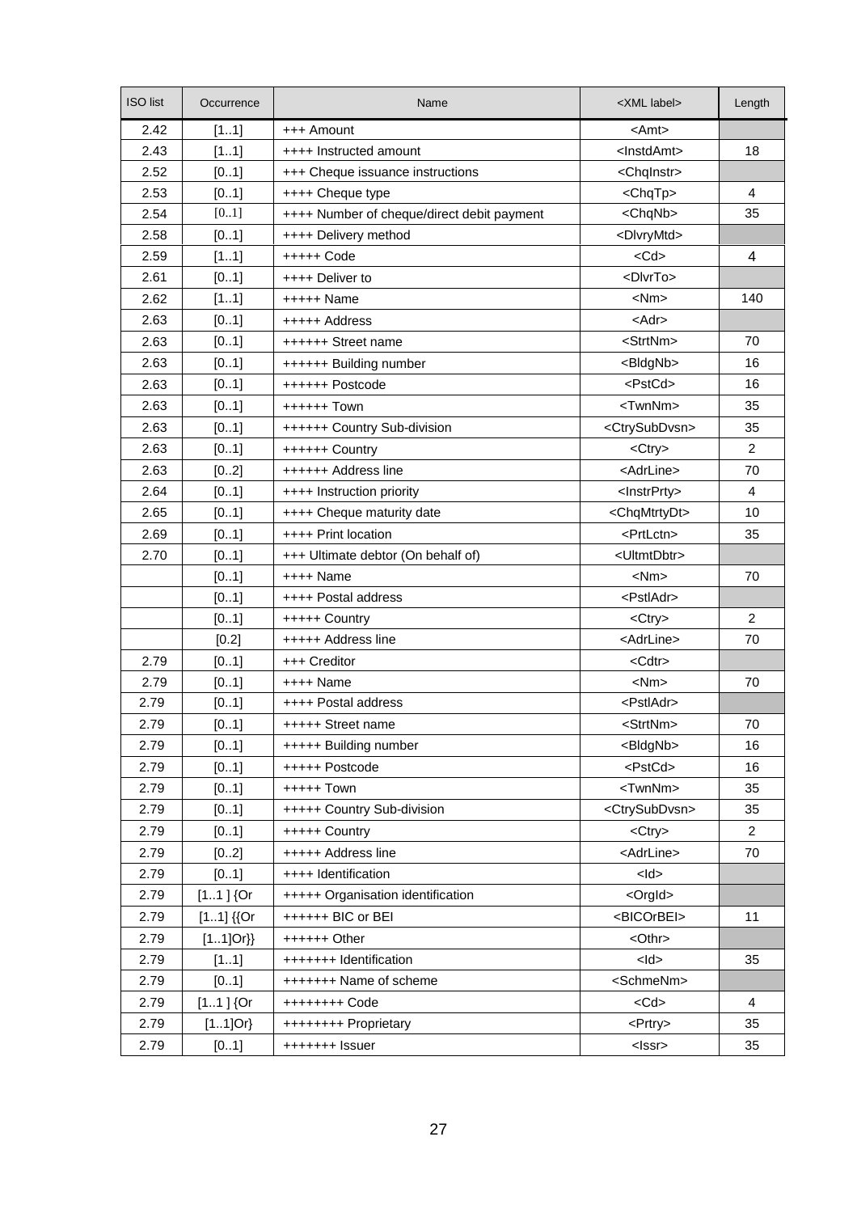| ISO list | Occurrence | Name | <XML label> | Length |
|---|---|---|---|---|
| 2.42 | [1..1] | +++ Amount | <Amt> | |
| 2.43 | [1..1] | ++++ Instructed amount | <InstdAmt> | 18 |
| 2.52 | [0..1] | +++ Cheque issuance instructions | <ChqInstr> | |
| 2.53 | [0..1] | ++++ Cheque type | <ChqTp> | 4 |
| 2.54 | [0..1] | ++++ Number of cheque/direct debit payment | <ChqNb> | 35 |
| 2.58 | [0..1] | ++++ Delivery method | <DlvryMtd> | |
| 2.59 | [1..1] | +++++ Code | <Cd> | 4 |
| 2.61 | [0..1] | ++++ Deliver to | <DlvrTo> | |
| 2.62 | [1..1] | +++++ Name | <Nm> | 140 |
| 2.63 | [0..1] | +++++ Address | <Adr> | |
| 2.63 | [0..1] | ++++++ Street name | <StrtNm> | 70 |
| 2.63 | [0..1] | ++++++ Building number | <BldgNb> | 16 |
| 2.63 | [0..1] | ++++++ Postcode | <PstCd> | 16 |
| 2.63 | [0..1] | ++++++ Town | <TwnNm> | 35 |
| 2.63 | [0..1] | ++++++ Country Sub-division | <CtrySubDvsn> | 35 |
| 2.63 | [0..1] | ++++++ Country | <Ctry> | 2 |
| 2.63 | [0..2] | ++++++ Address line | <AdrLine> | 70 |
| 2.64 | [0..1] | ++++ Instruction priority | <InstrPrty> | 4 |
| 2.65 | [0..1] | ++++ Cheque maturity date | <ChqMtrtyDt> | 10 |
| 2.69 | [0..1] | ++++ Print location | <PrtLctn> | 35 |
| 2.70 | [0..1] | +++ Ultimate debtor (On behalf of) | <UltmtDbtr> | |
| | [0..1] | ++++ Name | <Nm> | 70 |
| | [0..1] | ++++ Postal address | <PstlAdr> | |
| | [0..1] | +++++ Country | <Ctry> | 2 |
| | [0.2] | +++++ Address line | <AdrLine> | 70 |
| 2.79 | [0..1] | +++ Creditor | <Cdtr> | |
| 2.79 | [0..1] | ++++ Name | <Nm> | 70 |
| 2.79 | [0..1] | ++++ Postal address | <PstlAdr> | |
| 2.79 | [0..1] | +++++ Street name | <StrtNm> | 70 |
| 2.79 | [0..1] | +++++ Building number | <BldgNb> | 16 |
| 2.79 | [0..1] | +++++ Postcode | <PstCd> | 16 |
| 2.79 | [0..1] | +++++ Town | <TwnNm> | 35 |
| 2.79 | [0..1] | +++++ Country Sub-division | <CtrySubDvsn> | 35 |
| 2.79 | [0..1] | +++++ Country | <Ctry> | 2 |
| 2.79 | [0..2] | +++++ Address line | <AdrLine> | 70 |
| 2.79 | [0..1] | ++++ Identification | <Id> | |
| 2.79 | [1..1 ] {Or | +++++ Organisation identification | <OrgId> | |
| 2.79 | [1..1] {{Or | ++++++ BIC or BEI | <BICOrBEI> | 11 |
| 2.79 | [1..1]Or}} | ++++++ Other | <Othr> | |
| 2.79 | [1..1] | +++++++ Identification | <Id> | 35 |
| 2.79 | [0..1] | +++++++ Name of scheme | <SchmeNm> | |
| 2.79 | [1..1 ] {Or | ++++++++ Code | <Cd> | 4 |
| 2.79 | [1..1]Or} | ++++++++ Proprietary | <Prtry> | 35 |
| 2.79 | [0..1] | +++++++ Issuer | <Issr> | 35 |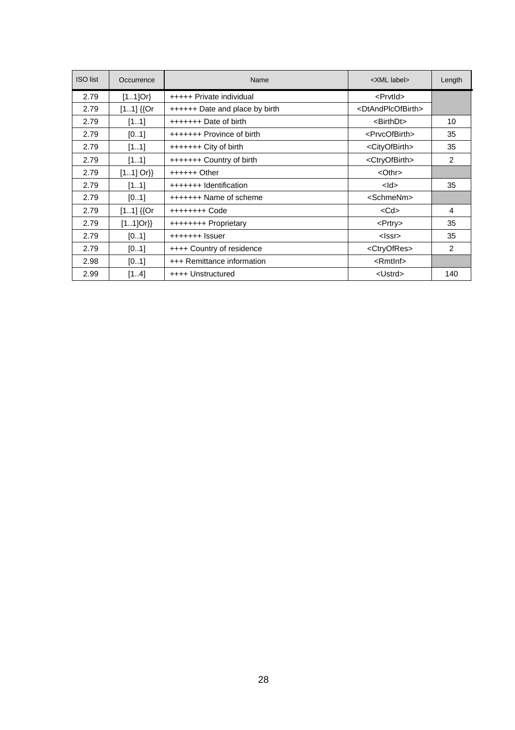| ISO list | Occurrence | Name | <XML label> | Length |
|---|---|---|---|---|
| 2.79 | [1..1]Or} | +++++ Private individual | <PrvtId> | |
| 2.79 | [1..1] {{Or | ++++++ Date and place by birth | <DtAndPlcOfBirth> | |
| 2.79 | [1..1] | +++++++ Date of birth | <BirthDt> | 10 |
| 2.79 | [0..1] | +++++++ Province of birth | <PrvcOfBirth> | 35 |
| 2.79 | [1..1] | +++++++ City of birth | <CityOfBirth> | 35 |
| 2.79 | [1..1] | +++++++ Country of birth | <CtryOfBirth> | 2 |
| 2.79 | [1..1] Or}} | ++++++ Other | <Othr> | |
| 2.79 | [1..1] | +++++++ Identification | <Id> | 35 |
| 2.79 | [0..1] | +++++++ Name of scheme | <SchmeNm> | |
| 2.79 | [1..1] {{Or | ++++++++ Code | <Cd> | 4 |
| 2.79 | [1..1]Or}} | ++++++++ Proprietary | <Prtry> | 35 |
| 2.79 | [0..1] | +++++++ Issuer | <Issr> | 35 |
| 2.79 | [0..1] | ++++ Country of residence | <CtryOfRes> | 2 |
| 2.98 | [0..1] | +++ Remittance information | <RmtInf> | |
| 2.99 | [1..4] | ++++ Unstructured | <Ustrd> | 140 |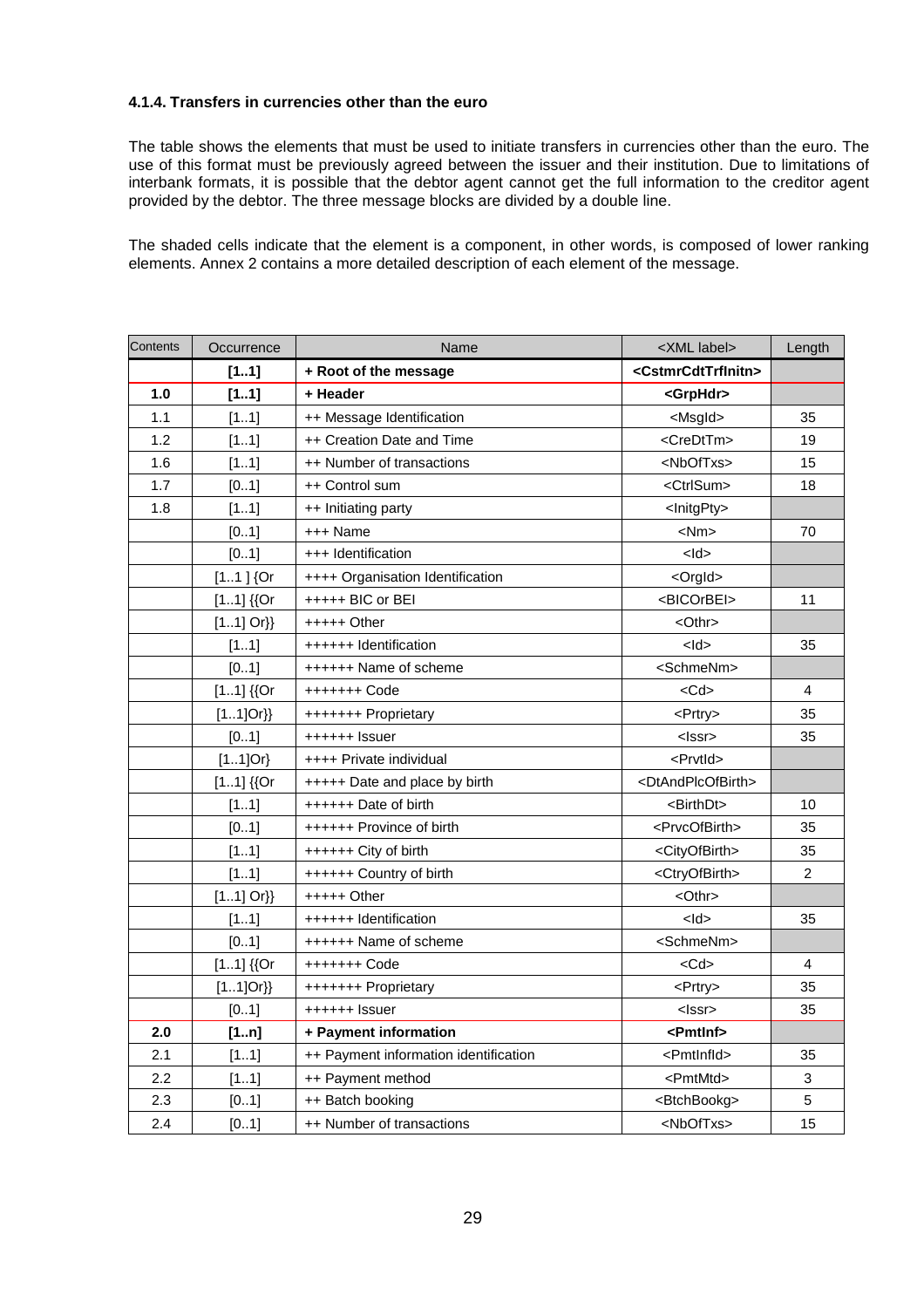#### 4.1.4. Transfers in currencies other than the euro

The table shows the elements that must be used to initiate transfers in currencies other than the euro. The use of this format must be previously agreed between the issuer and their institution. Due to limitations of interbank formats, it is possible that the debtor agent cannot get the full information to the creditor agent provided by the debtor. The three message blocks are divided by a double line.

The shaded cells indicate that the element is a component, in other words, is composed of lower ranking elements. Annex 2 contains a more detailed description of each element of the message.

| Contents | Occurrence | Name | <XML label> | Length |
|---|---|---|---|---|
| | **[1..1]** | **+ Root of the message** | **<CstmrCdtTrfInitn>** | |
| **1.0** | **[1..1]** | **+ Header** | **<GrpHdr>** | |
| 1.1 | [1..1] | ++ Message Identification | <MsgId> | 35 |
| 1.2 | [1..1] | ++ Creation Date and Time | <CreDtTm> | 19 |
| 1.6 | [1..1] | ++ Number of transactions | <NbOfTxs> | 15 |
| 1.7 | [0..1] | ++ Control sum | <CtrlSum> | 18 |
| 1.8 | [1..1] | ++ Initiating party | <InitgPty> | |
| | [0..1] | +++ Name | <Nm> | 70 |
| | [0..1] | +++ Identification | <Id> | |
| | [1..1 ] {Or | ++++ Organisation Identification | <OrgId> | |
| | [1..1] {{Or | +++++ BIC or BEI | <BICOrBEI> | 11 |
| | [1..1] Or}} | +++++ Other | <Othr> | |
| | [1..1] | ++++++ Identification | <Id> | 35 |
| | [0..1] | ++++++ Name of scheme | <SchmeNm> | |
| | [1..1] {{Or | +++++++ Code | <Cd> | 4 |
| | [1..1]Or}} | +++++++ Proprietary | <Prtry> | 35 |
| | [0..1] | ++++++ Issuer | <Issr> | 35 |
| | [1..1]Or} | ++++ Private individual | <PrvtId> | |
| | [1..1] {{Or | +++++ Date and place by birth | <DtAndPlcOfBirth> | |
| | [1..1] | ++++++ Date of birth | <BirthDt> | 10 |
| | [0..1] | ++++++ Province of birth | <PrvcOfBirth> | 35 |
| | [1..1] | ++++++ City of birth | <CityOfBirth> | 35 |
| | [1..1] | ++++++ Country of birth | <CtryOfBirth> | 2 |
| | [1..1] Or}} | +++++ Other | <Othr> | |
| | [1..1] | ++++++ Identification | <Id> | 35 |
| | [0..1] | ++++++ Name of scheme | <SchmeNm> | |
| | [1..1] {{Or | +++++++ Code | <Cd> | 4 |
| | [1..1]Or}} | +++++++ Proprietary | <Prtry> | 35 |
| | [0..1] | ++++++ Issuer | <Issr> | 35 |
| **2.0** | **[1..n]** | **+ Payment information** | **<PmtInf>** | |
| 2.1 | [1..1] | ++ Payment information identification | <PmtInfId> | 35 |
| 2.2 | [1..1] | ++ Payment method | <PmtMtd> | 3 |
| 2.3 | [0..1] | ++ Batch booking | <BtchBookg> | 5 |
| 2.4 | [0..1] | ++ Number of transactions | <NbOfTxs> | 15 |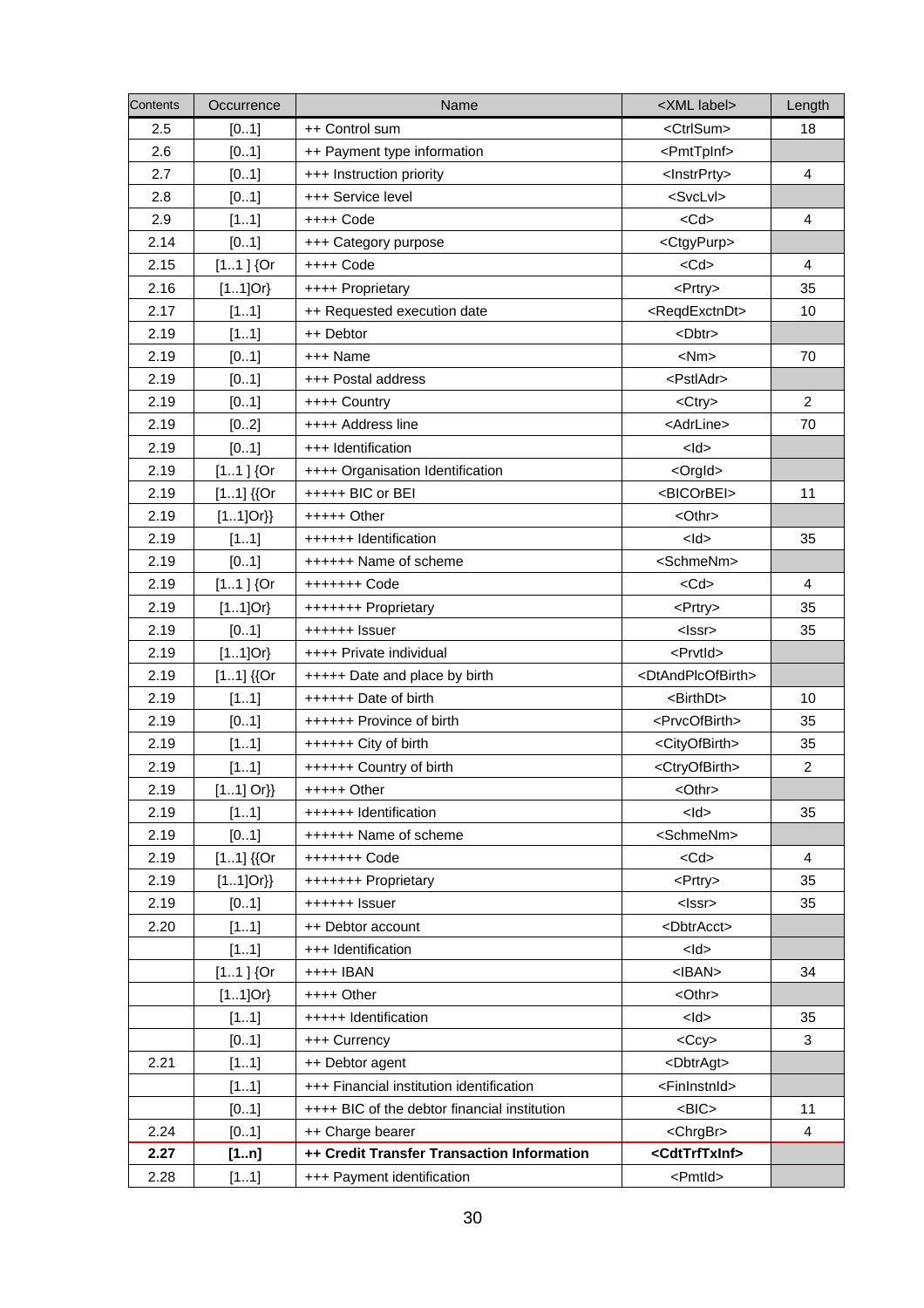| Contents | Occurrence | Name | <XML label> | Length |
|---|---|---|---|---|
| 2.5 | [0..1] | ++ Control sum | <CtrlSum> | 18 |
| 2.6 | [0..1] | ++ Payment type information | <PmtTpInf> | |
| 2.7 | [0..1] | +++ Instruction priority | <InstrPrty> | 4 |
| 2.8 | [0..1] | +++ Service level | <SvcLvl> | |
| 2.9 | [1..1] | ++++ Code | <Cd> | 4 |
| 2.14 | [0..1] | +++ Category purpose | <CtgyPurp> | |
| 2.15 | [1..1 ] {Or | ++++ Code | <Cd> | 4 |
| 2.16 | [1..1]Or} | ++++ Proprietary | <Prtry> | 35 |
| 2.17 | [1..1] | ++ Requested execution date | <ReqdExctnDt> | 10 |
| 2.19 | [1..1] | ++ Debtor | <Dbtr> | |
| 2.19 | [0..1] | +++ Name | <Nm> | 70 |
| 2.19 | [0..1] | +++ Postal address | <PstlAdr> | |
| 2.19 | [0..1] | ++++ Country | <Ctry> | 2 |
| 2.19 | [0..2] | ++++ Address line | <AdrLine> | 70 |
| 2.19 | [0..1] | +++ Identification | <Id> | |
| 2.19 | [1..1 ] {Or | ++++ Organisation Identification | <OrgId> | |
| 2.19 | [1..1] {{Or | +++++ BIC or BEI | <BICOrBEI> | 11 |
| 2.19 | [1..1]Or}} | +++++ Other | <Othr> | |
| 2.19 | [1..1] | ++++++ Identification | <Id> | 35 |
| 2.19 | [0..1] | ++++++ Name of scheme | <SchmeNm> | |
| 2.19 | [1..1 ] {Or | +++++++ Code | <Cd> | 4 |
| 2.19 | [1..1]Or} | +++++++ Proprietary | <Prtry> | 35 |
| 2.19 | [0..1] | ++++++ Issuer | <Issr> | 35 |
| 2.19 | [1..1]Or} | ++++ Private individual | <PrvtId> | |
| 2.19 | [1..1] {{Or | +++++ Date and place by birth | <DtAndPlcOfBirth> | |
| 2.19 | [1..1] | ++++++ Date of birth | <BirthDt> | 10 |
| 2.19 | [0..1] | ++++++ Province of birth | <PrvcOfBirth> | 35 |
| 2.19 | [1..1] | ++++++ City of birth | <CityOfBirth> | 35 |
| 2.19 | [1..1] | ++++++ Country of birth | <CtryOfBirth> | 2 |
| 2.19 | [1..1] Or}} | +++++ Other | <Othr> | |
| 2.19 | [1..1] | ++++++ Identification | <Id> | 35 |
| 2.19 | [0..1] | ++++++ Name of scheme | <SchmeNm> | |
| 2.19 | [1..1] {{Or | +++++++ Code | <Cd> | 4 |
| 2.19 | [1..1]Or}} | +++++++ Proprietary | <Prtry> | 35 |
| 2.19 | [0..1] | ++++++ Issuer | <Issr> | 35 |
| 2.20 | [1..1] | ++ Debtor account | <DbtrAcct> | |
| | [1..1] | +++ Identification | <Id> | |
| | [1..1 ] {Or | ++++ IBAN | <IBAN> | 34 |
| | [1..1]Or} | ++++ Other | <Othr> | |
| | [1..1] | +++++ Identification | <Id> | 35 |
| | [0..1] | +++ Currency | <Ccy> | 3 |
| 2.21 | [1..1] | ++ Debtor agent | <DbtrAgt> | |
| | [1..1] | +++ Financial institution identification | <FinInstnId> | |
| | [0..1] | ++++ BIC of the debtor financial institution | <BIC> | 11 |
| 2.24 | [0..1] | ++ Charge bearer | <ChrgBr> | 4 |
| **2.27** | **[1..n]** | **++ Credit Transfer Transaction Information** | **<CdtTrfTxInf>** | |
| 2.28 | [1..1] | +++ Payment identification | <PmtId> | |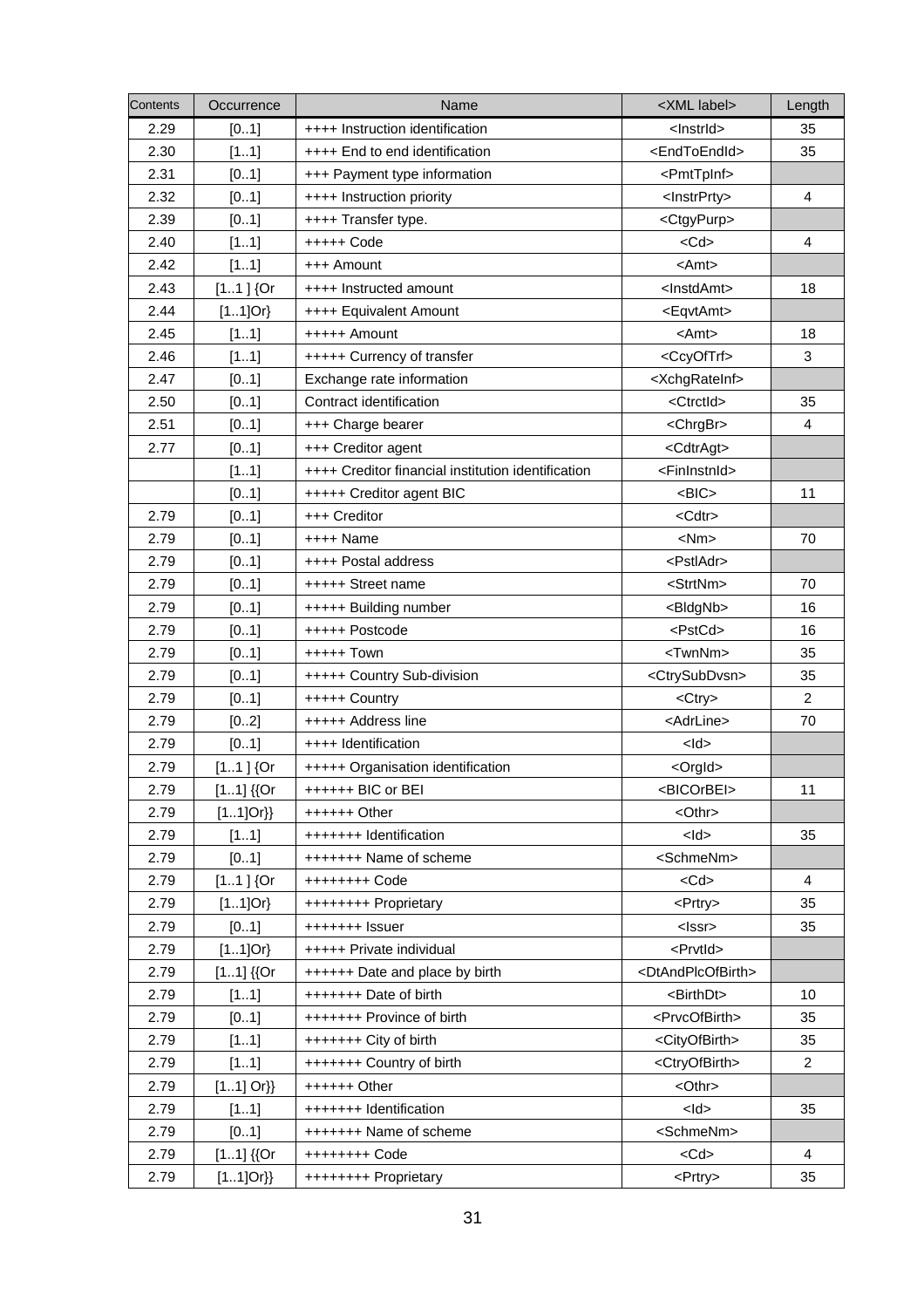| Contents | Occurrence | Name | <XML label> | Length |
|---|---|---|---|---|
| 2.29 | [0..1] | ++++ Instruction identification | <InstrId> | 35 |
| 2.30 | [1..1] | ++++ End to end identification | <EndToEndId> | 35 |
| 2.31 | [0..1] | +++ Payment type information | <PmtTpInf> | |
| 2.32 | [0..1] | ++++ Instruction priority | <InstrPrty> | 4 |
| 2.39 | [0..1] | ++++ Transfer type. | <CtgyPurp> | |
| 2.40 | [1..1] | +++++ Code | <Cd> | 4 |
| 2.42 | [1..1] | +++ Amount | <Amt> | |
| 2.43 | [1..1 ] {Or | ++++ Instructed amount | <InstdAmt> | 18 |
| 2.44 | [1..1]Or} | ++++ Equivalent Amount | <EqvtAmt> | |
| 2.45 | [1..1] | +++++ Amount | <Amt> | 18 |
| 2.46 | [1..1] | +++++ Currency of transfer | <CcyOfTrf> | 3 |
| 2.47 | [0..1] | Exchange rate information | <XchgRateInf> | |
| 2.50 | [0..1] | Contract identification | <CtrctId> | 35 |
| 2.51 | [0..1] | +++ Charge bearer | <ChrgBr> | 4 |
| 2.77 | [0..1] | +++ Creditor agent | <CdtrAgt> | |
| | [1..1] | ++++ Creditor financial institution identification | <FinInstnId> | |
| | [0..1] | +++++ Creditor agent BIC | <BIC> | 11 |
| 2.79 | [0..1] | +++ Creditor | <Cdtr> | |
| 2.79 | [0..1] | ++++ Name | <Nm> | 70 |
| 2.79 | [0..1] | ++++ Postal address | <PstlAdr> | |
| 2.79 | [0..1] | +++++ Street name | <StrtNm> | 70 |
| 2.79 | [0..1] | +++++ Building number | <BldgNb> | 16 |
| 2.79 | [0..1] | +++++ Postcode | <PstCd> | 16 |
| 2.79 | [0..1] | +++++ Town | <TwnNm> | 35 |
| 2.79 | [0..1] | +++++ Country Sub-division | <CtrySubDvsn> | 35 |
| 2.79 | [0..1] | +++++ Country | <Ctry> | 2 |
| 2.79 | [0..2] | +++++ Address line | <AdrLine> | 70 |
| 2.79 | [0..1] | ++++ Identification | <Id> | |
| 2.79 | [1..1 ] {Or | +++++ Organisation identification | <OrgId> | |
| 2.79 | [1..1] {{Or | ++++++ BIC or BEI | <BICOrBEI> | 11 |
| 2.79 | [1..1]Or}} | ++++++ Other | <Othr> | |
| 2.79 | [1..1] | +++++++ Identification | <Id> | 35 |
| 2.79 | [0..1] | +++++++ Name of scheme | <SchmeNm> | |
| 2.79 | [1..1 ] {Or | ++++++++ Code | <Cd> | 4 |
| 2.79 | [1..1]Or} | ++++++++ Proprietary | <Prtry> | 35 |
| 2.79 | [0..1] | +++++++ Issuer | <Issr> | 35 |
| 2.79 | [1..1]Or} | +++++ Private individual | <PrvtId> | |
| 2.79 | [1..1] {{Or | ++++++ Date and place by birth | <DtAndPlcOfBirth> | |
| 2.79 | [1..1] | +++++++ Date of birth | <BirthDt> | 10 |
| 2.79 | [0..1] | +++++++ Province of birth | <PrvcOfBirth> | 35 |
| 2.79 | [1..1] | +++++++ City of birth | <CityOfBirth> | 35 |
| 2.79 | [1..1] | +++++++ Country of birth | <CtryOfBirth> | 2 |
| 2.79 | [1..1] Or}} | ++++++ Other | <Othr> | |
| 2.79 | [1..1] | +++++++ Identification | <Id> | 35 |
| 2.79 | [0..1] | +++++++ Name of scheme | <SchmeNm> | |
| 2.79 | [1..1] {{Or | ++++++++ Code | <Cd> | 4 |
| 2.79 | [1..1]Or}} | ++++++++ Proprietary | <Prtry> | 35 |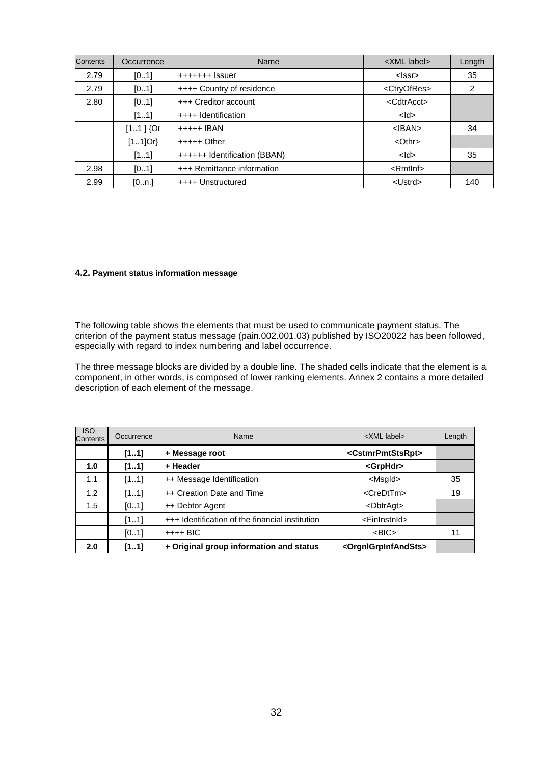| Contents | Occurrence | Name | <XML label> | Length |
|---|---|---|---|---|
| 2.79 | [0..1] | +++++++ Issuer | <Issr> | 35 |
| 2.79 | [0..1] | ++++ Country of residence | <CtryOfRes> | 2 |
| 2.80 | [0..1] | +++ Creditor account | <CdtrAcct> | |
| | [1..1] | ++++ Identification | <Id> | |
| | [1..1 ] {Or | +++++ IBAN | <IBAN> | 34 |
| | [1..1]Or} | +++++ Other | <Othr> | |
| | [1..1] | ++++++ Identification (BBAN) | <Id> | 35 |
| 2.98 | [0..1] | +++ Remittance information | <RmtInf> | |
| 2.99 | [0..n.] | ++++ Unstructured | <Ustrd> | 140 |

#### 4.2. Payment status information message

The following table shows the elements that must be used to communicate payment status. The criterion of the payment status message (pain.002.001.03) published by ISO20022 has been followed, especially with regard to index numbering and label occurrence.

The three message blocks are divided by a double line. The shaded cells indicate that the element is a component, in other words, is composed of lower ranking elements. Annex 2 contains a more detailed description of each element of the message.

| ISO Contents | Occurrence | Name | <XML label> | Length |
|---|---|---|---|---|
| | **[1..1]** | **+ Message root** | **<CstmrPmtStsRpt>** | |
| **1.0** | **[1..1]** | **+ Header** | **<GrpHdr>** | |
| 1.1 | [1..1] | ++ Message Identification | <MsgId> | 35 |
| 1.2 | [1..1] | ++ Creation Date and Time | <CreDtTm> | 19 |
| 1.5 | [0..1] | ++ Debtor Agent | <DbtrAgt> | |
| | [1..1] | +++ Identification of the financial institution | <FinInstnId> | |
| | [0..1] | ++++ BIC | <BIC> | 11 |
| **2.0** | **[1..1]** | **+ Original group information and status** | **<OrgnlGrpInfAndSts>** | |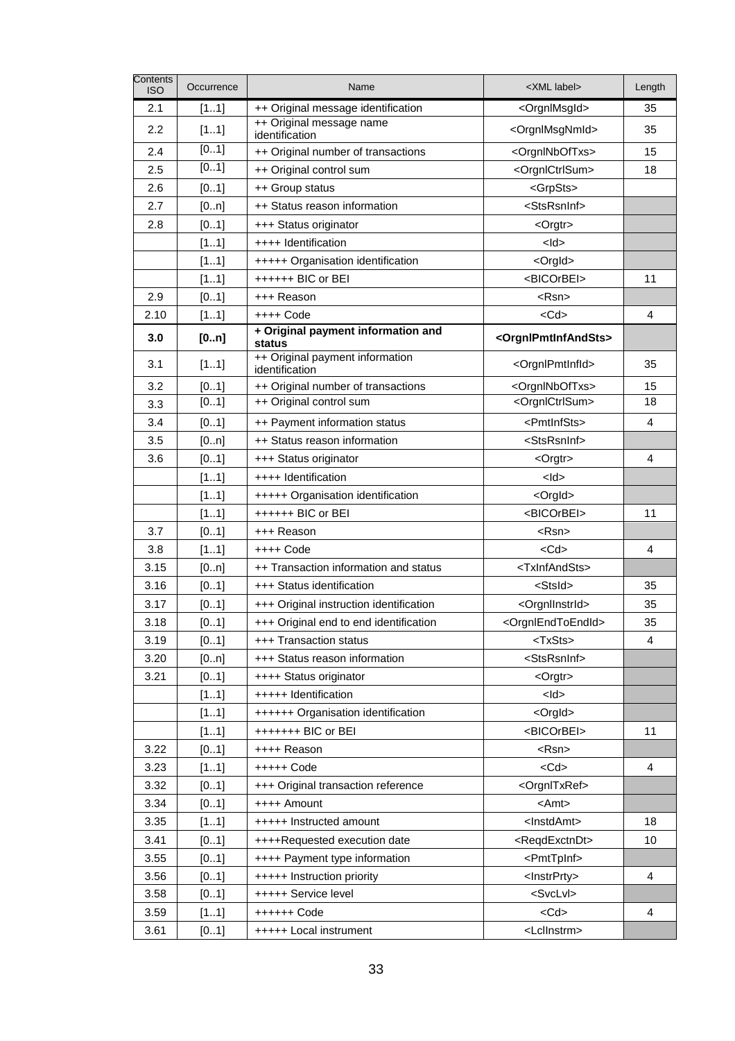| Contents ISO | Occurrence | Name | <XML label> | Length |
|---|---|---|---|---|
| 2.1 | [1..1] | ++ Original message identification | <OrgnlMsgId> | 35 |
| 2.2 | [1..1] | ++ Original message name identification | <OrgnlMsgNmId> | 35 |
| 2.4 | [0..1] | ++ Original number of transactions | <OrgnlNbOfTxs> | 15 |
| 2.5 | [0..1] | ++ Original control sum | <OrgnlCtrlSum> | 18 |
| 2.6 | [0..1] | ++ Group status | <GrpSts> | |
| 2.7 | [0..n] | ++ Status reason information | <StsRsnInf> | |
| 2.8 | [0..1] | +++ Status originator | <Orgtr> | |
| | [1..1] | ++++ Identification | <Id> | |
| | [1..1] | +++++ Organisation identification | <OrgId> | |
| | [1..1] | ++++++ BIC or BEI | <BICOrBEI> | 11 |
| 2.9 | [0..1] | +++ Reason | <Rsn> | |
| 2.10 | [1..1] | ++++ Code | <Cd> | 4 |
| **3.0** | **[0..n]** | **+ Original payment information and status** | **<OrgnlPmtInfAndSts>** | |
| 3.1 | [1..1] | ++ Original payment information identification | <OrgnlPmtInfId> | 35 |
| 3.2 | [0..1] | ++ Original number of transactions | <OrgnlNbOfTxs> | 15 |
| 3.3 | [0..1] | ++ Original control sum | <OrgnlCtrlSum> | 18 |
| 3.4 | [0..1] | ++ Payment information status | <PmtInfSts> | 4 |
| 3.5 | [0..n] | ++ Status reason information | <StsRsnInf> | |
| 3.6 | [0..1] | +++ Status originator | <Orgtr> | 4 |
| | [1..1] | ++++ Identification | <Id> | |
| | [1..1] | +++++ Organisation identification | <OrgId> | |
| | [1..1] | ++++++ BIC or BEI | <BICOrBEI> | 11 |
| 3.7 | [0..1] | +++ Reason | <Rsn> | |
| 3.8 | [1..1] | ++++ Code | <Cd> | 4 |
| 3.15 | [0..n] | ++ Transaction information and status | <TxInfAndSts> | |
| 3.16 | [0..1] | +++ Status identification | <StsId> | 35 |
| 3.17 | [0..1] | +++ Original instruction identification | <OrgnlInstrId> | 35 |
| 3.18 | [0..1] | +++ Original end to end identification | <OrgnlEndToEndId> | 35 |
| 3.19 | [0..1] | +++ Transaction status | <TxSts> | 4 |
| 3.20 | [0..n] | +++ Status reason information | <StsRsnInf> | |
| 3.21 | [0..1] | ++++ Status originator | <Orgtr> | |
| | [1..1] | +++++ Identification | <Id> | |
| | [1..1] | ++++++ Organisation identification | <OrgId> | |
| | [1..1] | +++++++ BIC or BEI | <BICOrBEI> | 11 |
| 3.22 | [0..1] | ++++ Reason | <Rsn> | |
| 3.23 | [1..1] | +++++ Code | <Cd> | 4 |
| 3.32 | [0..1] | +++ Original transaction reference | <OrgnlTxRef> | |
| 3.34 | [0..1] | ++++ Amount | <Amt> | |
| 3.35 | [1..1] | +++++ Instructed amount | <InstdAmt> | 18 |
| 3.41 | [0..1] | ++++Requested execution date | <ReqdExctnDt> | 10 |
| 3.55 | [0..1] | ++++ Payment type information | <PmtTpInf> | |
| 3.56 | [0..1] | +++++ Instruction priority | <InstrPrty> | 4 |
| 3.58 | [0..1] | +++++ Service level | <SvcLvl> | |
| 3.59 | [1..1] | ++++++ Code | <Cd> | 4 |
| 3.61 | [0..1] | +++++ Local instrument | <LclInstrm> | |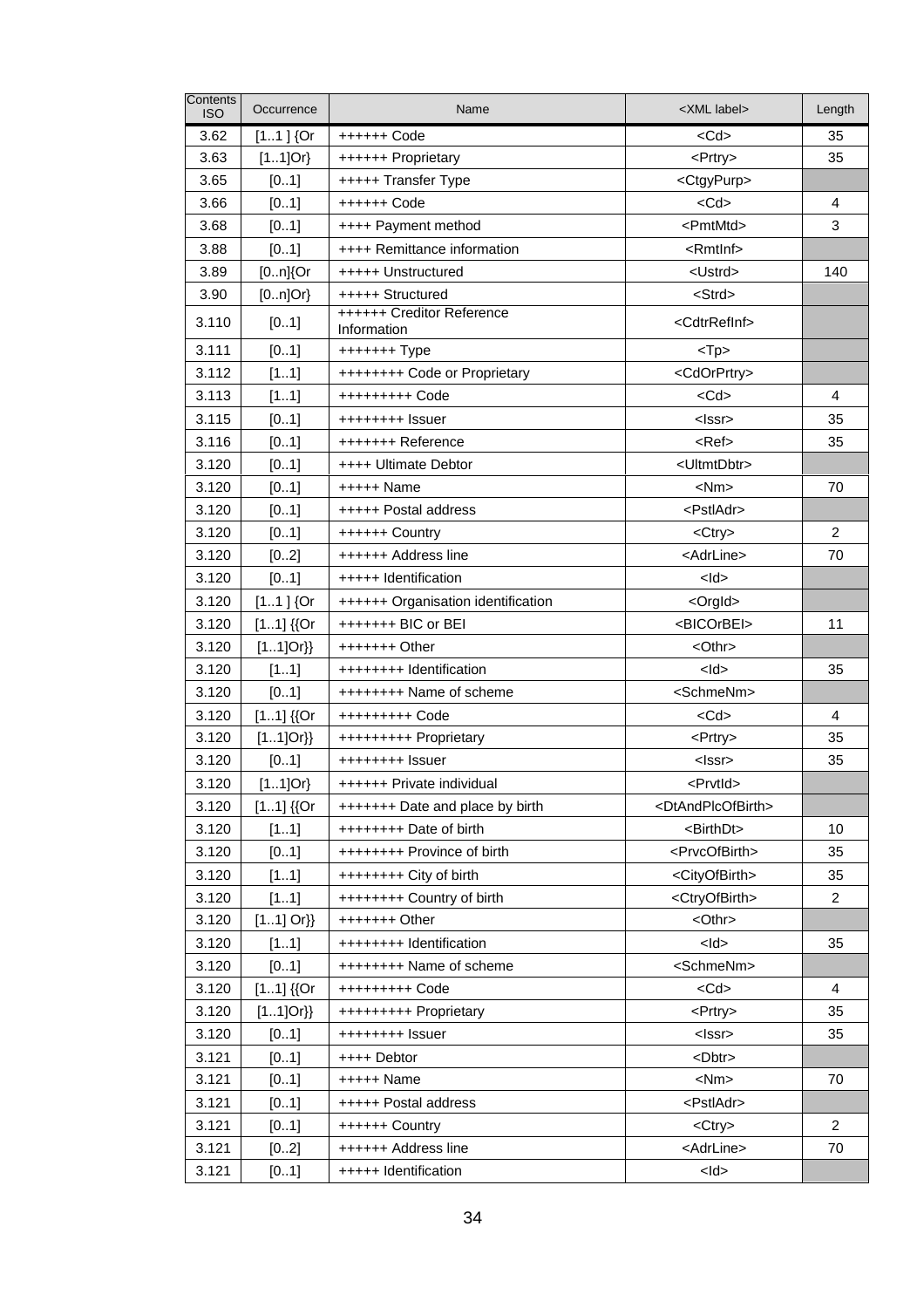| Contents ISO | Occurrence | Name | <XML label> | Length |
|---|---|---|---|---|
| 3.62 | [1..1 ] {Or | ++++++ Code | <Cd> | 35 |
| 3.63 | [1..1]Or} | ++++++ Proprietary | <Prtry> | 35 |
| 3.65 | [0..1] | +++++ Transfer Type | <CtgyPurp> | |
| 3.66 | [0..1] | ++++++ Code | <Cd> | 4 |
| 3.68 | [0..1] | ++++ Payment method | <PmtMtd> | 3 |
| 3.88 | [0..1] | ++++ Remittance information | <RmtInf> | |
| 3.89 | [0..n]{Or | +++++ Unstructured | <Ustrd> | 140 |
| 3.90 | [0..n]Or} | +++++ Structured | <Strd> | |
| 3.110 | [0..1] | ++++++ Creditor Reference Information | <CdtrRefInf> | |
| 3.111 | [0..1] | +++++++ Type | <Tp> | |
| 3.112 | [1..1] | ++++++++ Code or Proprietary | <CdOrPrtry> | |
| 3.113 | [1..1] | +++++++++ Code | <Cd> | 4 |
| 3.115 | [0..1] | ++++++++ Issuer | <Issr> | 35 |
| 3.116 | [0..1] | +++++++ Reference | <Ref> | 35 |
| 3.120 | [0..1] | ++++ Ultimate Debtor | <UltmtDbtr> | |
| 3.120 | [0..1] | +++++ Name | <Nm> | 70 |
| 3.120 | [0..1] | +++++ Postal address | <PstlAdr> | |
| 3.120 | [0..1] | ++++++ Country | <Ctry> | 2 |
| 3.120 | [0..2] | ++++++ Address line | <AdrLine> | 70 |
| 3.120 | [0..1] | +++++ Identification | <Id> | |
| 3.120 | [1..1 ] {Or | ++++++ Organisation identification | <OrgId> | |
| 3.120 | [1..1] {{Or | +++++++ BIC or BEI | <BICOrBEI> | 11 |
| 3.120 | [1..1]Or}} | +++++++ Other | <Othr> | |
| 3.120 | [1..1] | ++++++++ Identification | <Id> | 35 |
| 3.120 | [0..1] | ++++++++ Name of scheme | <SchmeNm> | |
| 3.120 | [1..1] {{Or | +++++++++ Code | <Cd> | 4 |
| 3.120 | [1..1]Or}} | +++++++++ Proprietary | <Prtry> | 35 |
| 3.120 | [0..1] | ++++++++ Issuer | <Issr> | 35 |
| 3.120 | [1..1]Or} | ++++++ Private individual | <PrvtId> | |
| 3.120 | [1..1] {{Or | +++++++ Date and place by birth | <DtAndPlcOfBirth> | |
| 3.120 | [1..1] | ++++++++ Date of birth | <BirthDt> | 10 |
| 3.120 | [0..1] | ++++++++ Province of birth | <PrvcOfBirth> | 35 |
| 3.120 | [1..1] | ++++++++ City of birth | <CityOfBirth> | 35 |
| 3.120 | [1..1] | ++++++++ Country of birth | <CtryOfBirth> | 2 |
| 3.120 | [1..1] Or}} | +++++++ Other | <Othr> | |
| 3.120 | [1..1] | ++++++++ Identification | <Id> | 35 |
| 3.120 | [0..1] | ++++++++ Name of scheme | <SchmeNm> | |
| 3.120 | [1..1] {{Or | +++++++++ Code | <Cd> | 4 |
| 3.120 | [1..1]Or}} | +++++++++ Proprietary | <Prtry> | 35 |
| 3.120 | [0..1] | ++++++++ Issuer | <Issr> | 35 |
| 3.121 | [0..1] | ++++ Debtor | <Dbtr> | |
| 3.121 | [0..1] | +++++ Name | <Nm> | 70 |
| 3.121 | [0..1] | +++++ Postal address | <PstlAdr> | |
| 3.121 | [0..1] | ++++++ Country | <Ctry> | 2 |
| 3.121 | [0..2] | ++++++ Address line | <AdrLine> | 70 |
| 3.121 | [0..1] | +++++ Identification | <Id> | |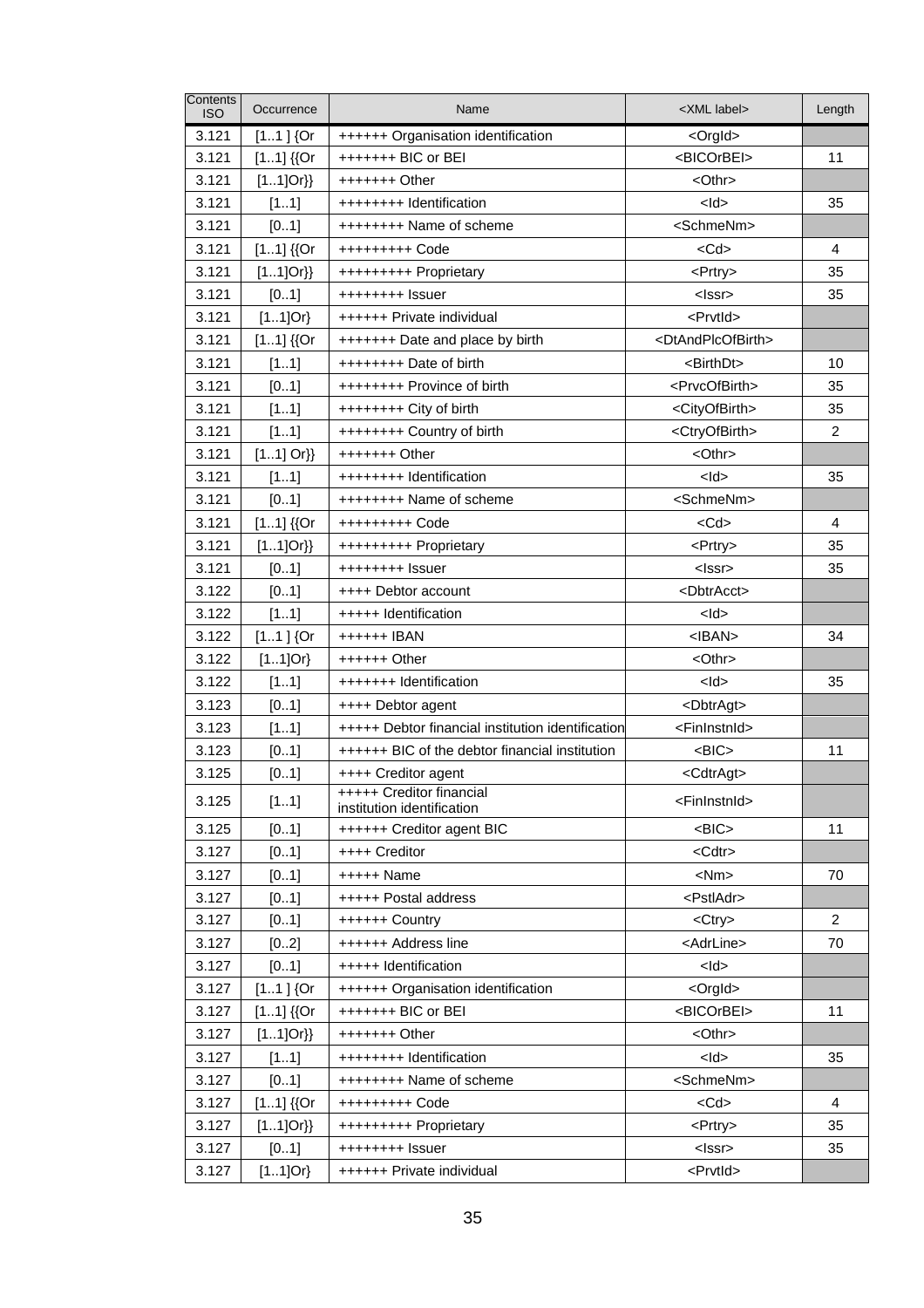| Contents ISO | Occurrence | Name | <XML label> | Length |
|---|---|---|---|---|
| 3.121 | [1..1 ] {Or | ++++++ Organisation identification | <OrgId> | |
| 3.121 | [1..1] {{Or | +++++++ BIC or BEI | <BICOrBEI> | 11 |
| 3.121 | [1..1]Or}} | +++++++ Other | <Othr> | |
| 3.121 | [1..1] | ++++++++ Identification | <Id> | 35 |
| 3.121 | [0..1] | ++++++++ Name of scheme | <SchmeNm> | |
| 3.121 | [1..1] {{Or | +++++++++ Code | <Cd> | 4 |
| 3.121 | [1..1]Or}} | +++++++++ Proprietary | <Prtry> | 35 |
| 3.121 | [0..1] | ++++++++ Issuer | <Issr> | 35 |
| 3.121 | [1..1]Or} | ++++++ Private individual | <PrvtId> | |
| 3.121 | [1..1] {{Or | +++++++ Date and place by birth | <DtAndPlcOfBirth> | |
| 3.121 | [1..1] | ++++++++ Date of birth | <BirthDt> | 10 |
| 3.121 | [0..1] | ++++++++ Province of birth | <PrvcOfBirth> | 35 |
| 3.121 | [1..1] | ++++++++ City of birth | <CityOfBirth> | 35 |
| 3.121 | [1..1] | ++++++++ Country of birth | <CtryOfBirth> | 2 |
| 3.121 | [1..1] Or}} | +++++++ Other | <Othr> | |
| 3.121 | [1..1] | ++++++++ Identification | <Id> | 35 |
| 3.121 | [0..1] | ++++++++ Name of scheme | <SchmeNm> | |
| 3.121 | [1..1] {{Or | +++++++++ Code | <Cd> | 4 |
| 3.121 | [1..1]Or}} | +++++++++ Proprietary | <Prtry> | 35 |
| 3.121 | [0..1] | ++++++++ Issuer | <Issr> | 35 |
| 3.122 | [0..1] | ++++ Debtor account | <DbtrAcct> | |
| 3.122 | [1..1] | +++++ Identification | <Id> | |
| 3.122 | [1..1 ] {Or | ++++++ IBAN | <IBAN> | 34 |
| 3.122 | [1..1]Or} | ++++++ Other | <Othr> | |
| 3.122 | [1..1] | +++++++ Identification | <Id> | 35 |
| 3.123 | [0..1] | ++++ Debtor agent | <DbtrAgt> | |
| 3.123 | [1..1] | +++++ Debtor financial institution identification | <FinInstnId> | |
| 3.123 | [0..1] | ++++++ BIC of the debtor financial institution | <BIC> | 11 |
| 3.125 | [0..1] | ++++ Creditor agent | <CdtrAgt> | |
| 3.125 | [1..1] | +++++ Creditor financial institution identification | <FinInstnId> | |
| 3.125 | [0..1] | ++++++ Creditor agent BIC | <BIC> | 11 |
| 3.127 | [0..1] | ++++ Creditor | <Cdtr> | |
| 3.127 | [0..1] | +++++ Name | <Nm> | 70 |
| 3.127 | [0..1] | +++++ Postal address | <PstlAdr> | |
| 3.127 | [0..1] | ++++++ Country | <Ctry> | 2 |
| 3.127 | [0..2] | ++++++ Address line | <AdrLine> | 70 |
| 3.127 | [0..1] | +++++ Identification | <Id> | |
| 3.127 | [1..1 ] {Or | ++++++ Organisation identification | <OrgId> | |
| 3.127 | [1..1] {{Or | +++++++ BIC or BEI | <BICOrBEI> | 11 |
| 3.127 | [1..1]Or}} | +++++++ Other | <Othr> | |
| 3.127 | [1..1] | ++++++++ Identification | <Id> | 35 |
| 3.127 | [0..1] | ++++++++ Name of scheme | <SchmeNm> | |
| 3.127 | [1..1] {{Or | +++++++++ Code | <Cd> | 4 |
| 3.127 | [1..1]Or}} | +++++++++ Proprietary | <Prtry> | 35 |
| 3.127 | [0..1] | ++++++++ Issuer | <Issr> | 35 |
| 3.127 | [1..1]Or} | ++++++ Private individual | <PrvtId> | |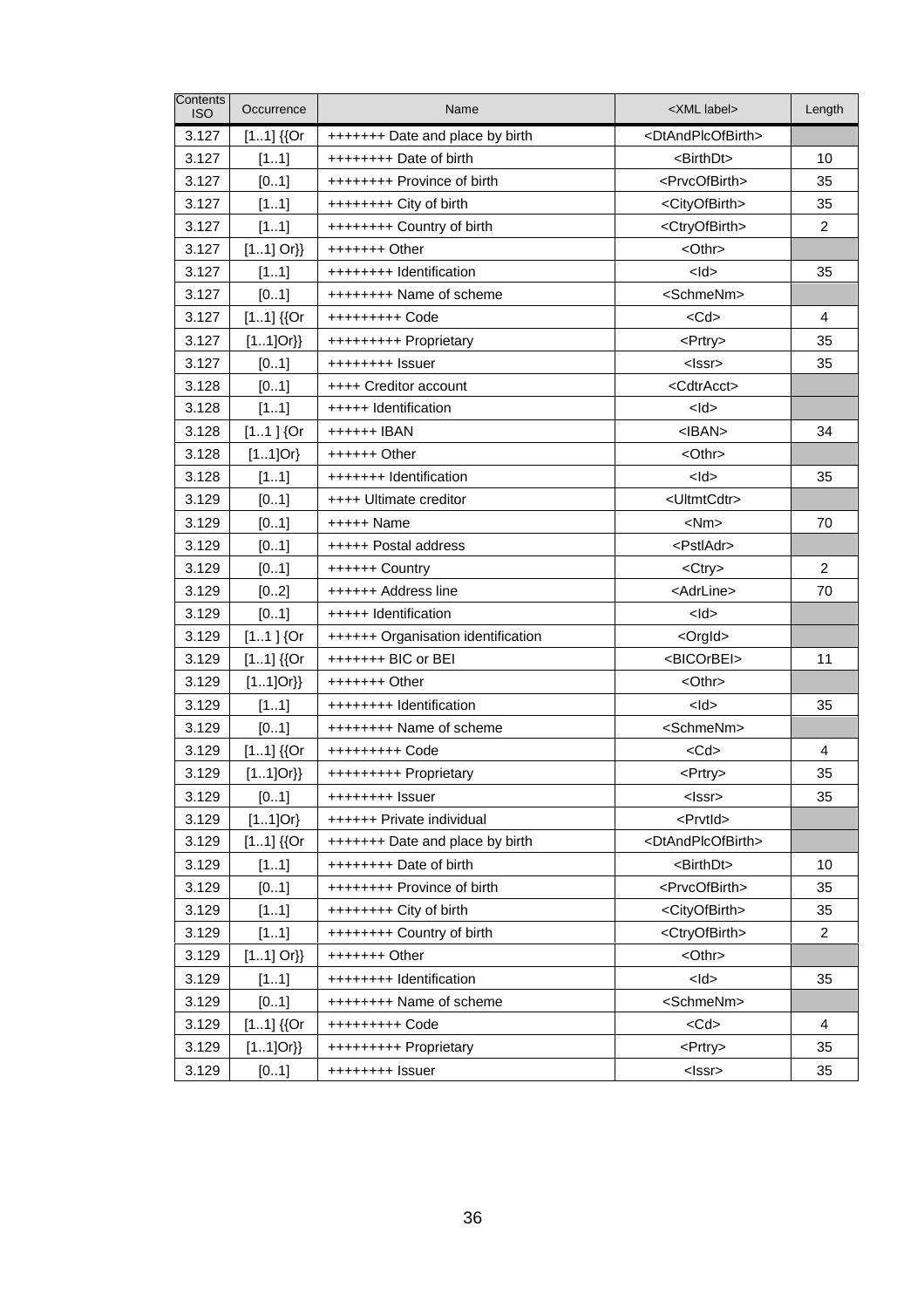| Contents ISO | Occurrence | Name | <XML label> | Length |
|---|---|---|---|---|
| 3.127 | [1..1] {{Or | +++++++ Date and place by birth | <DtAndPlcOfBirth> | |
| 3.127 | [1..1] | ++++++++ Date of birth | <BirthDt> | 10 |
| 3.127 | [0..1] | ++++++++ Province of birth | <PrvcOfBirth> | 35 |
| 3.127 | [1..1] | ++++++++ City of birth | <CityOfBirth> | 35 |
| 3.127 | [1..1] | ++++++++ Country of birth | <CtryOfBirth> | 2 |
| 3.127 | [1..1] Or}} | +++++++ Other | <Othr> | |
| 3.127 | [1..1] | ++++++++ Identification | <Id> | 35 |
| 3.127 | [0..1] | ++++++++ Name of scheme | <SchmeNm> | |
| 3.127 | [1..1] {{Or | +++++++++ Code | <Cd> | 4 |
| 3.127 | [1..1]Or}} | +++++++++ Proprietary | <Prtry> | 35 |
| 3.127 | [0..1] | ++++++++ Issuer | <Issr> | 35 |
| 3.128 | [0..1] | ++++ Creditor account | <CdtrAcct> | |
| 3.128 | [1..1] | +++++ Identification | <Id> | |
| 3.128 | [1..1 ] {Or | ++++++ IBAN | <IBAN> | 34 |
| 3.128 | [1..1]Or} | ++++++ Other | <Othr> | |
| 3.128 | [1..1] | +++++++ Identification | <Id> | 35 |
| 3.129 | [0..1] | ++++ Ultimate creditor | <UltmtCdtr> | |
| 3.129 | [0..1] | +++++ Name | <Nm> | 70 |
| 3.129 | [0..1] | +++++ Postal address | <PstlAdr> | |
| 3.129 | [0..1] | ++++++ Country | <Ctry> | 2 |
| 3.129 | [0..2] | ++++++ Address line | <AdrLine> | 70 |
| 3.129 | [0..1] | +++++ Identification | <Id> | |
| 3.129 | [1..1 ] {Or | ++++++ Organisation identification | <OrgId> | |
| 3.129 | [1..1] {{Or | +++++++ BIC or BEI | <BICOrBEI> | 11 |
| 3.129 | [1..1]Or}} | +++++++ Other | <Othr> | |
| 3.129 | [1..1] | ++++++++ Identification | <Id> | 35 |
| 3.129 | [0..1] | ++++++++ Name of scheme | <SchmeNm> | |
| 3.129 | [1..1] {{Or | +++++++++ Code | <Cd> | 4 |
| 3.129 | [1..1]Or}} | +++++++++ Proprietary | <Prtry> | 35 |
| 3.129 | [0..1] | ++++++++ Issuer | <Issr> | 35 |
| 3.129 | [1..1]Or} | ++++++ Private individual | <PrvtId> | |
| 3.129 | [1..1] {{Or | +++++++ Date and place by birth | <DtAndPlcOfBirth> | |
| 3.129 | [1..1] | ++++++++ Date of birth | <BirthDt> | 10 |
| 3.129 | [0..1] | ++++++++ Province of birth | <PrvcOfBirth> | 35 |
| 3.129 | [1..1] | ++++++++ City of birth | <CityOfBirth> | 35 |
| 3.129 | [1..1] | ++++++++ Country of birth | <CtryOfBirth> | 2 |
| 3.129 | [1..1] Or}} | +++++++ Other | <Othr> | |
| 3.129 | [1..1] | ++++++++ Identification | <Id> | 35 |
| 3.129 | [0..1] | ++++++++ Name of scheme | <SchmeNm> | |
| 3.129 | [1..1] {{Or | +++++++++ Code | <Cd> | 4 |
| 3.129 | [1..1]Or}} | +++++++++ Proprietary | <Prtry> | 35 |
| 3.129 | [0..1] | ++++++++ Issuer | <Issr> | 35 |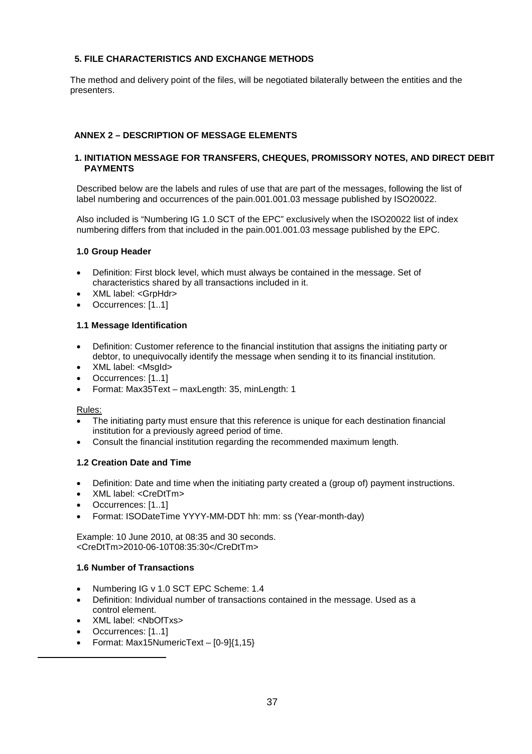## 5. FILE CHARACTERISTICS AND EXCHANGE METHODS

The method and delivery point of the files, will be negotiated bilaterally between the entities and the presenters.

## ANNEX 2 – DESCRIPTION OF MESSAGE ELEMENTS

### 1. INITIATION MESSAGE FOR TRANSFERS, CHEQUES, PROMISSORY NOTES, AND DIRECT DEBIT PAYMENTS

Described below are the labels and rules of use that are part of the messages, following the list of label numbering and occurrences of the pain.001.001.03 message published by ISO20022.

Also included is "Numbering IG 1.0 SCT of the EPC" exclusively when the ISO20022 list of index numbering differs from that included in the pain.001.001.03 message published by the EPC.

#### 1.0 Group Header

- Definition: First block level, which must always be contained in the message. Set of characteristics shared by all transactions included in it.
- XML label: <GrpHdr>
- Occurrences: [1..1]

#### 1.1 Message Identification

- Definition: Customer reference to the financial institution that assigns the initiating party or debtor, to unequivocally identify the message when sending it to its financial institution.
- XML label: <MsgId>
- Occurrences: [1..1]
- Format: Max35Text – maxLength: 35, minLength: 1

Rules:

- The initiating party must ensure that this reference is unique for each destination financial institution for a previously agreed period of time.
- Consult the financial institution regarding the recommended maximum length.

#### 1.2 Creation Date and Time

- Definition: Date and time when the initiating party created a (group of) payment instructions.
- XML label: <CreDtTm>
- Occurrences: [1..1]
- Format: ISODateTime YYYY-MM-DDT hh: mm: ss (Year-month-day)

Example: 10 June 2010, at 08:35 and 30 seconds.
<CreDtTm>2010-06-10T08:35:30</CreDtTm>

#### 1.6 Number of Transactions

- Numbering IG v 1.0 SCT EPC Scheme: 1.4
- Definition: Individual number of transactions contained in the message. Used as a control element.
- XML label: <NbOfTxs>
- Occurrences: [1..1]
- Format: Max15NumericText – [0-9]{1,15}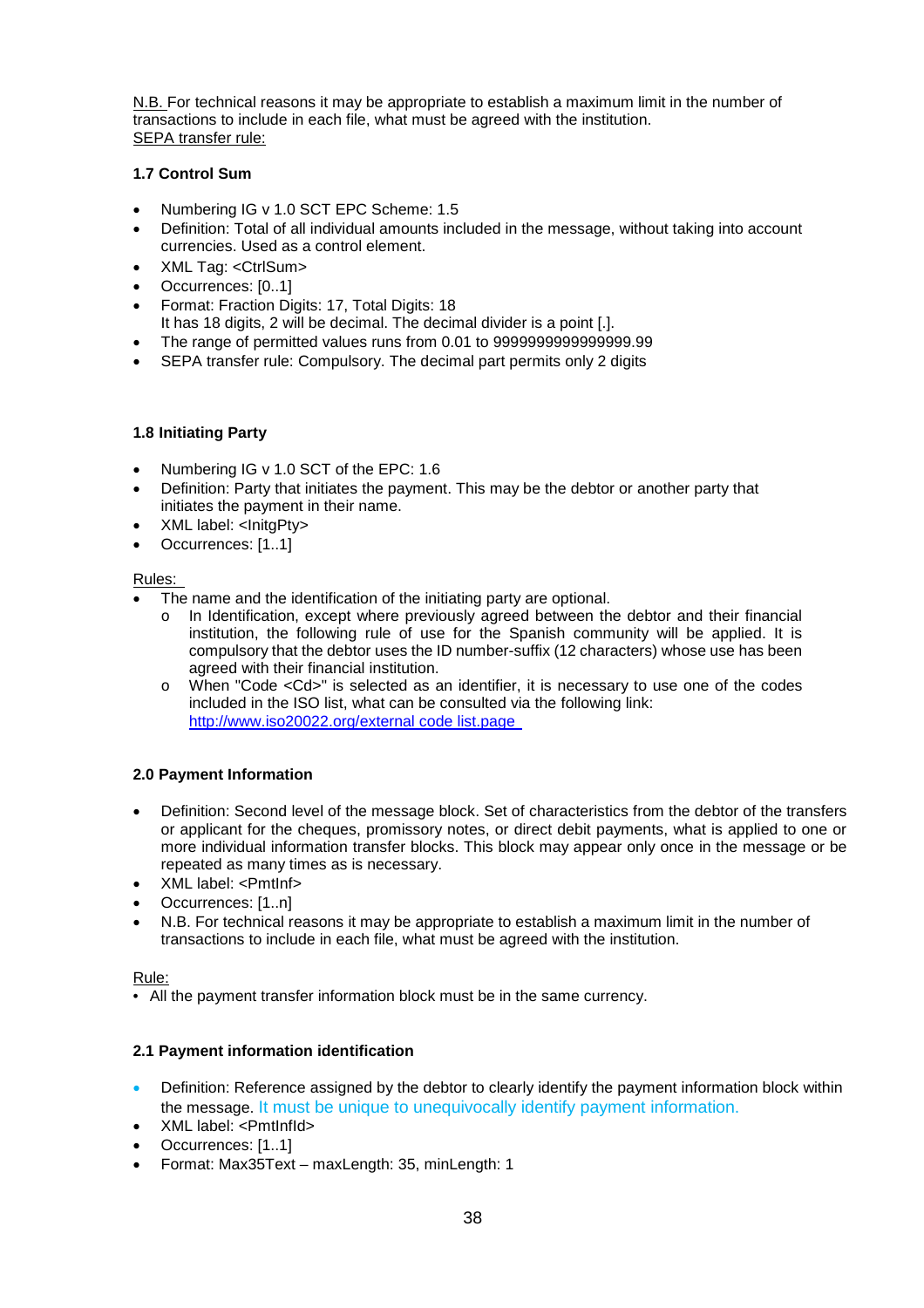N.B. For technical reasons it may be appropriate to establish a maximum limit in the number of transactions to include in each file, what must be agreed with the institution.
SEPA transfer rule:

**1.7 Control Sum**

- Numbering IG v 1.0 SCT EPC Scheme: 1.5
- Definition: Total of all individual amounts included in the message, without taking into account currencies. Used as a control element.
- XML Tag: <CtrlSum>
- Occurrences: [0..1]
- Format: Fraction Digits: 17, Total Digits: 18
  It has 18 digits, 2 will be decimal. The decimal divider is a point [.].
- The range of permitted values runs from 0.01 to 9999999999999999.99
- SEPA transfer rule: Compulsory. The decimal part permits only 2 digits

**1.8 Initiating Party**

- Numbering IG v 1.0 SCT of the EPC: 1.6
- Definition: Party that initiates the payment. This may be the debtor or another party that initiates the payment in their name.
- XML label: <InitgPty>
- Occurrences: [1..1]

Rules:

- The name and the identification of the initiating party are optional.
  - In Identification, except where previously agreed between the debtor and their financial institution, the following rule of use for the Spanish community will be applied. It is compulsory that the debtor uses the ID number-suffix (12 characters) whose use has been agreed with their financial institution.
  - When "Code <Cd>" is selected as an identifier, it is necessary to use one of the codes included in the ISO list, what can be consulted via the following link: http://www.iso20022.org/external code list.page

**2.0 Payment Information**

- Definition: Second level of the message block. Set of characteristics from the debtor of the transfers or applicant for the cheques, promissory notes, or direct debit payments, what is applied to one or more individual information transfer blocks. This block may appear only once in the message or be repeated as many times as is necessary.
- XML label: <PmtInf>
- Occurrences: [1..n]
- N.B. For technical reasons it may be appropriate to establish a maximum limit in the number of transactions to include in each file, what must be agreed with the institution.

Rule:

- All the payment transfer information block must be in the same currency.

**2.1 Payment information identification**

- Definition: Reference assigned by the debtor to clearly identify the payment information block within the message. It must be unique to unequivocally identify payment information.
- XML label: <PmtInfId>
- Occurrences: [1..1]
- Format: Max35Text – maxLength: 35, minLength: 1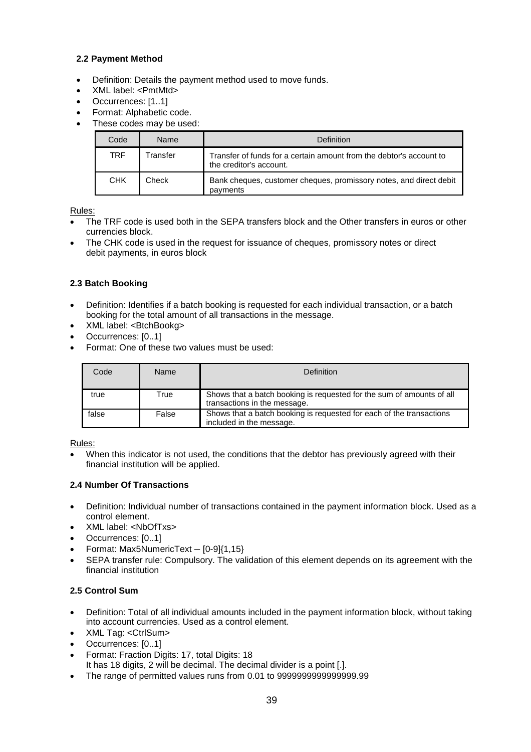### 2.2 Payment Method

- Definition: Details the payment method used to move funds.
- XML label: <PmtMtd>
- Occurrences: [1..1]
- Format: Alphabetic code.
- These codes may be used:

| Code | Name | Definition |
|---|---|---|
| TRF | Transfer | Transfer of funds for a certain amount from the debtor's account to the creditor's account. |
| CHK | Check | Bank cheques, customer cheques, promissory notes, and direct debit payments |

Rules:

- The TRF code is used both in the SEPA transfers block and the Other transfers in euros or other currencies block.
- The CHK code is used in the request for issuance of cheques, promissory notes or direct debit payments, in euros block

### 2.3 Batch Booking

- Definition: Identifies if a batch booking is requested for each individual transaction, or a batch booking for the total amount of all transactions in the message.
- XML label: <BtchBookg>
- Occurrences: [0..1]
- Format: One of these two values must be used:

| Code | Name | Definition |
|---|---|---|
| true | True | Shows that a batch booking is requested for the sum of amounts of all transactions in the message. |
| false | False | Shows that a batch booking is requested for each of the transactions included in the message. |

Rules:

- When this indicator is not used, the conditions that the debtor has previously agreed with their financial institution will be applied.

### 2.4 Number Of Transactions

- Definition: Individual number of transactions contained in the payment information block. Used as a control element.
- XML label: <NbOfTxs>
- Occurrences: [0..1]
- Format: Max5NumericText – [0-9]{1,15}
- SEPA transfer rule: Compulsory. The validation of this element depends on its agreement with the financial institution

### 2.5 Control Sum

- Definition: Total of all individual amounts included in the payment information block, without taking into account currencies. Used as a control element.
- XML Tag: <CtrlSum>
- Occurrences: [0..1]
- Format: Fraction Digits: 17, total Digits: 18
  It has 18 digits, 2 will be decimal. The decimal divider is a point [.].
- The range of permitted values runs from 0.01 to 9999999999999999.99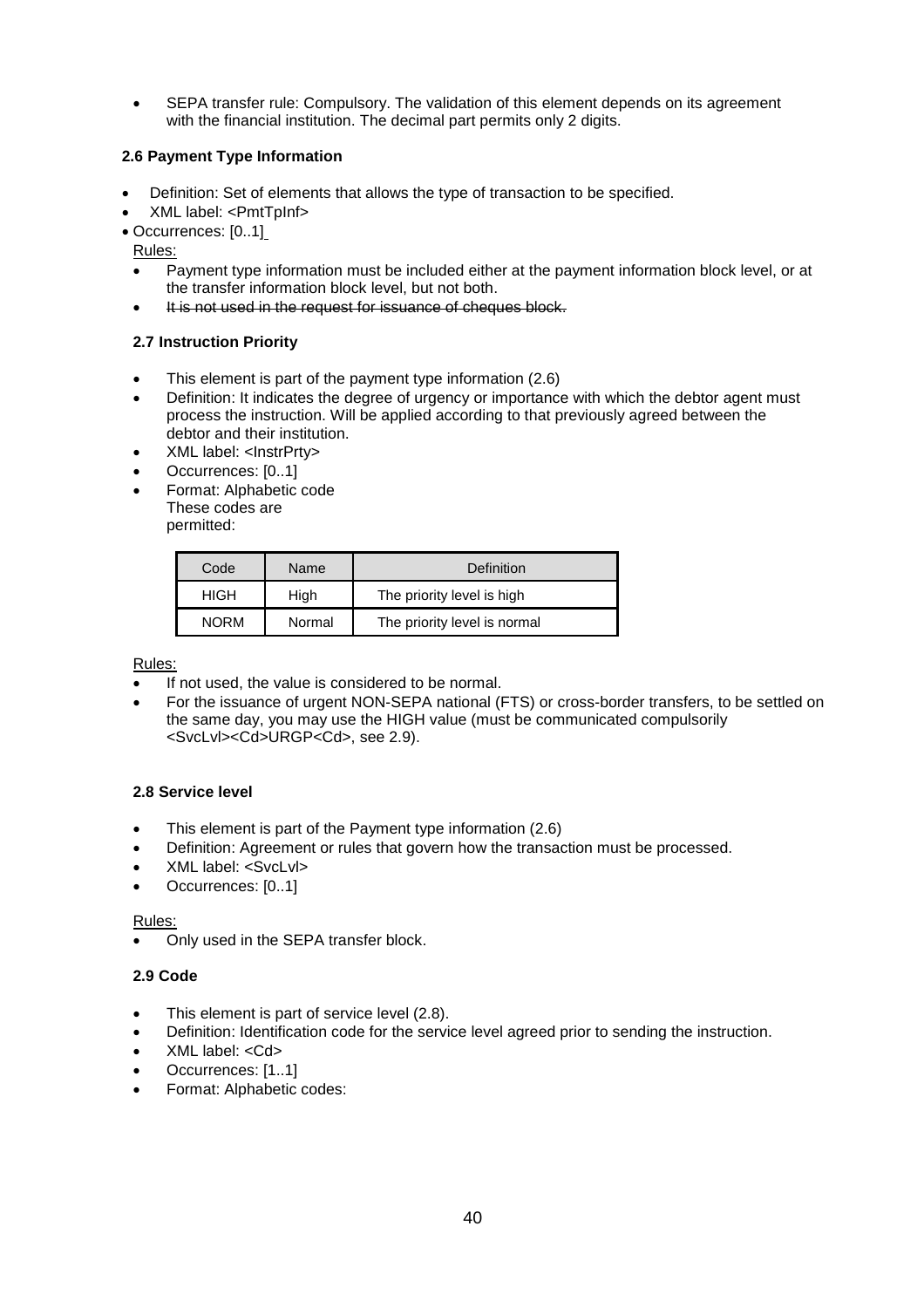- SEPA transfer rule: Compulsory. The validation of this element depends on its agreement with the financial institution. The decimal part permits only 2 digits.

#### 2.6 Payment Type Information

- Definition: Set of elements that allows the type of transaction to be specified.
- XML label: <PmtTpInf>
- Occurrences: [0..1]

Rules:

- Payment type information must be included either at the payment information block level, or at the transfer information block level, but not both.
- ~~It is not used in the request for issuance of cheques block.~~

#### 2.7 Instruction Priority

- This element is part of the payment type information (2.6)
- Definition: It indicates the degree of urgency or importance with which the debtor agent must process the instruction. Will be applied according to that previously agreed between the debtor and their institution.
- XML label: <InstrPrty>
- Occurrences: [0..1]
- Format: Alphabetic code
  These codes are permitted:

| Code | Name | Definition |
|---|---|---|
| HIGH | High | The priority level is high |
| NORM | Normal | The priority level is normal |

Rules:

- If not used, the value is considered to be normal.
- For the issuance of urgent NON-SEPA national (FTS) or cross-border transfers, to be settled on the same day, you may use the HIGH value (must be communicated compulsorily <SvcLvl><Cd>URGP<Cd>, see 2.9).

#### 2.8 Service level

- This element is part of the Payment type information (2.6)
- Definition: Agreement or rules that govern how the transaction must be processed.
- XML label: <SvcLvl>
- Occurrences: [0..1]

Rules:

- Only used in the SEPA transfer block.

#### 2.9 Code

- This element is part of service level (2.8).
- Definition: Identification code for the service level agreed prior to sending the instruction.
- XML label: <Cd>
- Occurrences: [1..1]
- Format: Alphabetic codes: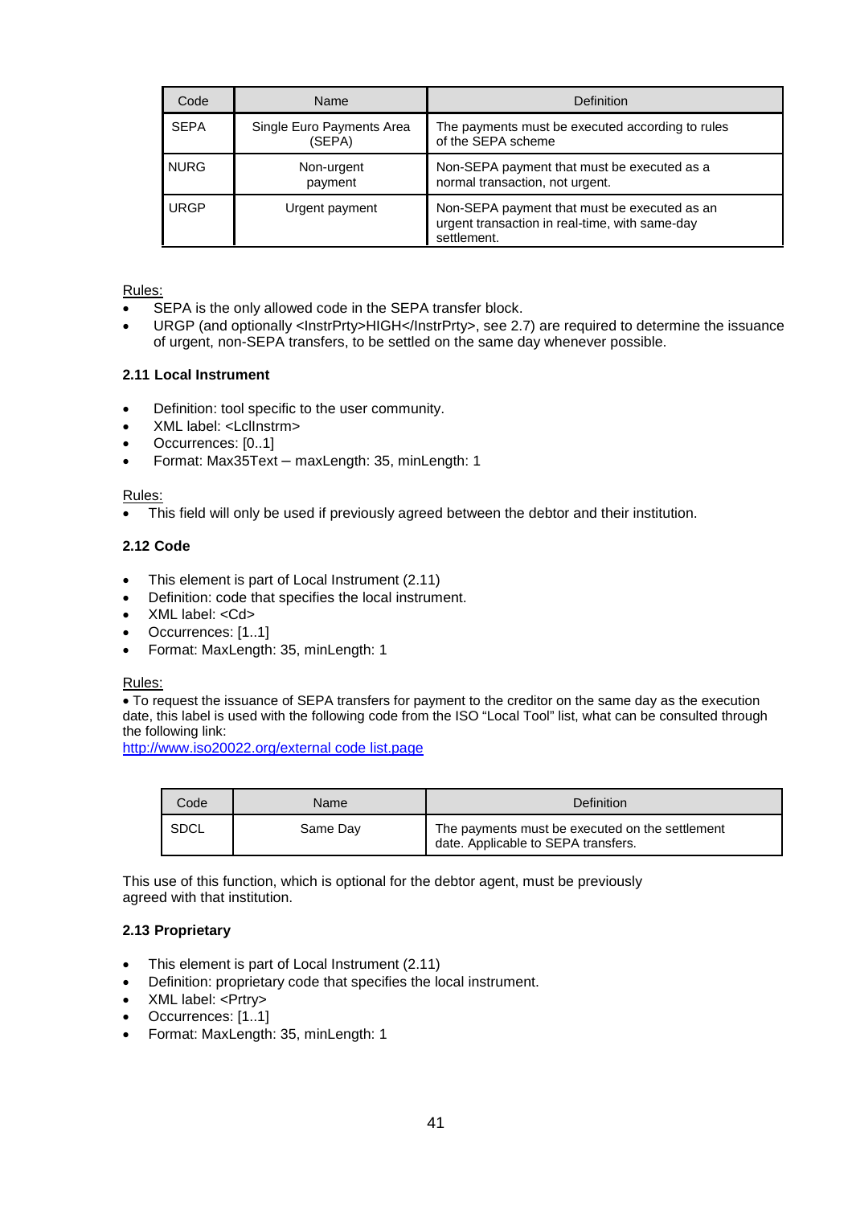| Code | Name | Definition |
| --- | --- | --- |
| SEPA | Single Euro Payments Area (SEPA) | The payments must be executed according to rules of the SEPA scheme |
| NURG | Non-urgent payment | Non-SEPA payment that must be executed as a normal transaction, not urgent. |
| URGP | Urgent payment | Non-SEPA payment that must be executed as an urgent transaction in real-time, with same-day settlement. |

Rules:

- SEPA is the only allowed code in the SEPA transfer block.
- URGP (and optionally <InstrPrty>HIGH</InstrPrty>, see 2.7) are required to determine the issuance of urgent, non-SEPA transfers, to be settled on the same day whenever possible.

**2.11 Local Instrument**

- Definition: tool specific to the user community.
- XML label: <LclInstrm>
- Occurrences: [0..1]
- Format: Max35Text – maxLength: 35, minLength: 1

Rules:

- This field will only be used if previously agreed between the debtor and their institution.

**2.12 Code**

- This element is part of Local Instrument (2.11)
- Definition: code that specifies the local instrument.
- XML label: <Cd>
- Occurrences: [1..1]
- Format: MaxLength: 35, minLength: 1

Rules:

- To request the issuance of SEPA transfers for payment to the creditor on the same day as the execution date, this label is used with the following code from the ISO "Local Tool" list, what can be consulted through the following link:

http://www.iso20022.org/external code list.page

| Code | Name | Definition |
| --- | --- | --- |
| SDCL | Same Day | The payments must be executed on the settlement date. Applicable to SEPA transfers. |

This use of this function, which is optional for the debtor agent, must be previously agreed with that institution.

**2.13 Proprietary**

- This element is part of Local Instrument (2.11)
- Definition: proprietary code that specifies the local instrument.
- XML label: <Prtry>
- Occurrences: [1..1]
- Format: MaxLength: 35, minLength: 1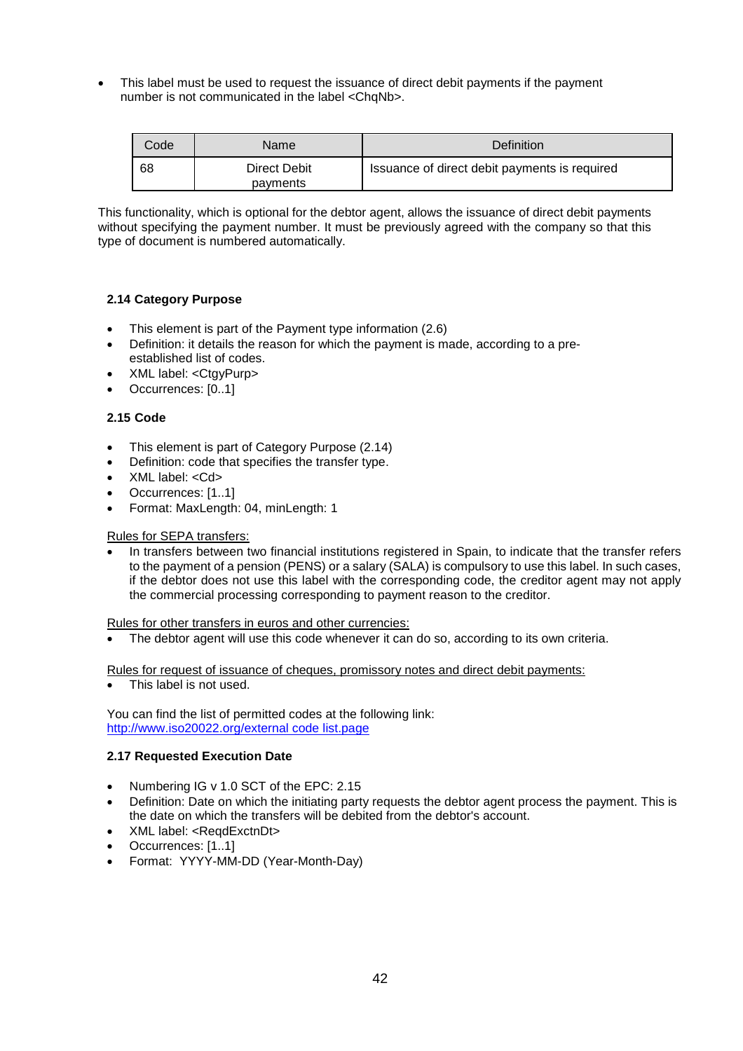- This label must be used to request the issuance of direct debit payments if the payment number is not communicated in the label <ChqNb>.

| Code | Name | Definition |
| --- | --- | --- |
| 68 | Direct Debit payments | Issuance of direct debit payments is required |

This functionality, which is optional for the debtor agent, allows the issuance of direct debit payments without specifying the payment number. It must be previously agreed with the company so that this type of document is numbered automatically.

### 2.14 Category Purpose

- This element is part of the Payment type information (2.6)
- Definition: it details the reason for which the payment is made, according to a pre-established list of codes.
- XML label: <CtgyPurp>
- Occurrences: [0..1]

### 2.15 Code

- This element is part of Category Purpose (2.14)
- Definition: code that specifies the transfer type.
- XML label: <Cd>
- Occurrences: [1..1]
- Format: MaxLength: 04, minLength: 1

Rules for SEPA transfers:

- In transfers between two financial institutions registered in Spain, to indicate that the transfer refers to the payment of a pension (PENS) or a salary (SALA) is compulsory to use this label. In such cases, if the debtor does not use this label with the corresponding code, the creditor agent may not apply the commercial processing corresponding to payment reason to the creditor.

Rules for other transfers in euros and other currencies:

- The debtor agent will use this code whenever it can do so, according to its own criteria.

Rules for request of issuance of cheques, promissory notes and direct debit payments:

- This label is not used.

You can find the list of permitted codes at the following link:
http://www.iso20022.org/external code list.page

### 2.17 Requested Execution Date

- Numbering IG v 1.0 SCT of the EPC: 2.15
- Definition: Date on which the initiating party requests the debtor agent process the payment. This is the date on which the transfers will be debited from the debtor's account.
- XML label: <ReqdExctnDt>
- Occurrences: [1..1]
- Format: YYYY-MM-DD (Year-Month-Day)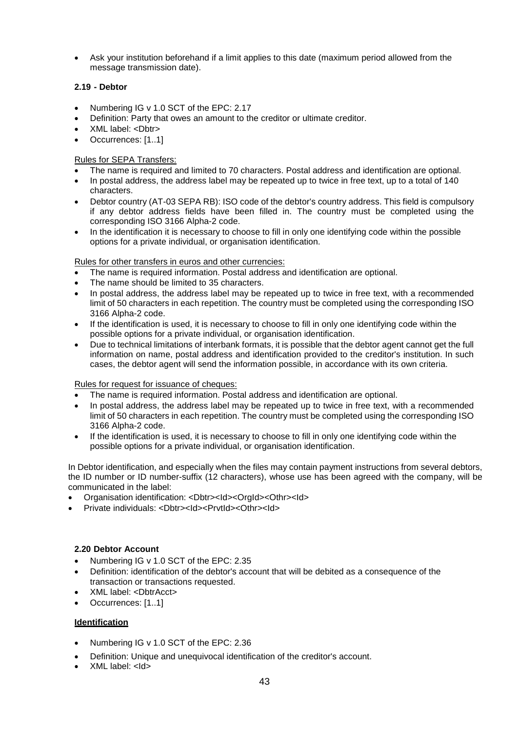- Ask your institution beforehand if a limit applies to this date (maximum period allowed from the message transmission date).

#### 2.19 - Debtor

- Numbering IG v 1.0 SCT of the EPC: 2.17
- Definition: Party that owes an amount to the creditor or ultimate creditor.
- XML label: <Dbtr>
- Occurrences: [1..1]

Rules for SEPA Transfers:

- The name is required and limited to 70 characters. Postal address and identification are optional.
- In postal address, the address label may be repeated up to twice in free text, up to a total of 140 characters.
- Debtor country (AT-03 SEPA RB): ISO code of the debtor's country address. This field is compulsory if any debtor address fields have been filled in. The country must be completed using the corresponding ISO 3166 Alpha-2 code.
- In the identification it is necessary to choose to fill in only one identifying code within the possible options for a private individual, or organisation identification.

Rules for other transfers in euros and other currencies:

- The name is required information. Postal address and identification are optional.
- The name should be limited to 35 characters.
- In postal address, the address label may be repeated up to twice in free text, with a recommended limit of 50 characters in each repetition. The country must be completed using the corresponding ISO 3166 Alpha-2 code.
- If the identification is used, it is necessary to choose to fill in only one identifying code within the possible options for a private individual, or organisation identification.
- Due to technical limitations of interbank formats, it is possible that the debtor agent cannot get the full information on name, postal address and identification provided to the creditor's institution. In such cases, the debtor agent will send the information possible, in accordance with its own criteria.

Rules for request for issuance of cheques:

- The name is required information. Postal address and identification are optional.
- In postal address, the address label may be repeated up to twice in free text, with a recommended limit of 50 characters in each repetition. The country must be completed using the corresponding ISO 3166 Alpha-2 code.
- If the identification is used, it is necessary to choose to fill in only one identifying code within the possible options for a private individual, or organisation identification.

In Debtor identification, and especially when the files may contain payment instructions from several debtors, the ID number or ID number-suffix (12 characters), whose use has been agreed with the company, will be communicated in the label:

- Organisation identification: <Dbtr><Id><OrgId><Othr><Id>
- Private individuals: <Dbtr><Id><PrvtId><Othr><Id>

#### 2.20 Debtor Account

- Numbering IG v 1.0 SCT of the EPC: 2.35
- Definition: identification of the debtor's account that will be debited as a consequence of the transaction or transactions requested.
- XML label: <DbtrAcct>
- Occurrences: [1..1]

**Identification**

- Numbering IG v 1.0 SCT of the EPC: 2.36
- Definition: Unique and unequivocal identification of the creditor's account.
- XML label: <Id>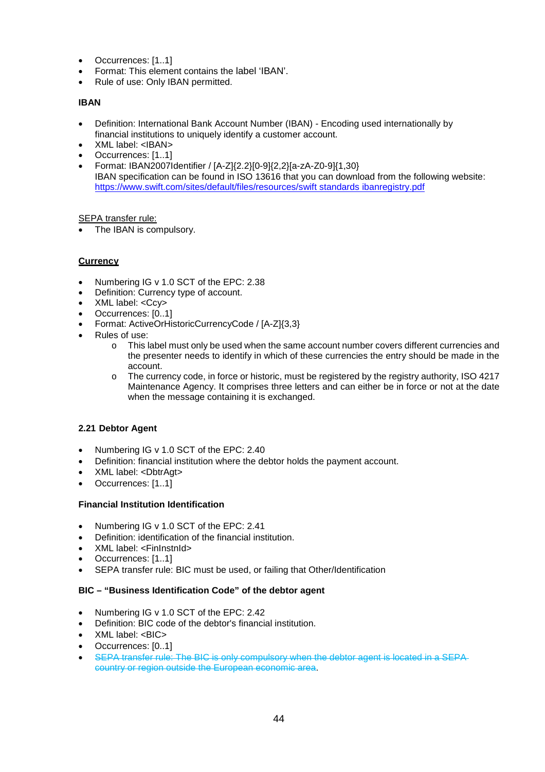- Occurrences: [1..1]
- Format: This element contains the label 'IBAN'.
- Rule of use: Only IBAN permitted.

**IBAN**

- Definition: International Bank Account Number (IBAN) - Encoding used internationally by financial institutions to uniquely identify a customer account.
- XML label: <IBAN>
- Occurrences: [1..1]
- Format: IBAN2007Identifier / [A-Z]{2,2}[0-9]{2,2}[a-zA-Z0-9]{1,30}
  IBAN specification can be found in ISO 13616 that you can download from the following website: https://www.swift.com/sites/default/files/resources/swift standards ibanregistry.pdf

SEPA transfer rule:

- The IBAN is compulsory.

**Currency**

- Numbering IG v 1.0 SCT of the EPC: 2.38
- Definition: Currency type of account.
- XML label: <Ccy>
- Occurrences: [0..1]
- Format: ActiveOrHistoricCurrencyCode / [A-Z]{3,3}
- Rules of use:
  - This label must only be used when the same account number covers different currencies and the presenter needs to identify in which of these currencies the entry should be made in the account.
  - The currency code, in force or historic, must be registered by the registry authority, ISO 4217 Maintenance Agency. It comprises three letters and can either be in force or not at the date when the message containing it is exchanged.

### 2.21 Debtor Agent

- Numbering IG v 1.0 SCT of the EPC: 2.40
- Definition: financial institution where the debtor holds the payment account.
- XML label: <DbtrAgt>
- Occurrences: [1..1]

**Financial Institution Identification**

- Numbering IG v 1.0 SCT of the EPC: 2.41
- Definition: identification of the financial institution.
- XML label: <FinInstnId>
- Occurrences: [1..1]
- SEPA transfer rule: BIC must be used, or failing that Other/Identification

**BIC – "Business Identification Code" of the debtor agent**

- Numbering IG v 1.0 SCT of the EPC: 2.42
- Definition: BIC code of the debtor's financial institution.
- XML label: <BIC>
- Occurrences: [0..1]
- ~~SEPA transfer rule: The BIC is only compulsory when the debtor agent is located in a SEPA country or region outside the European economic area~~.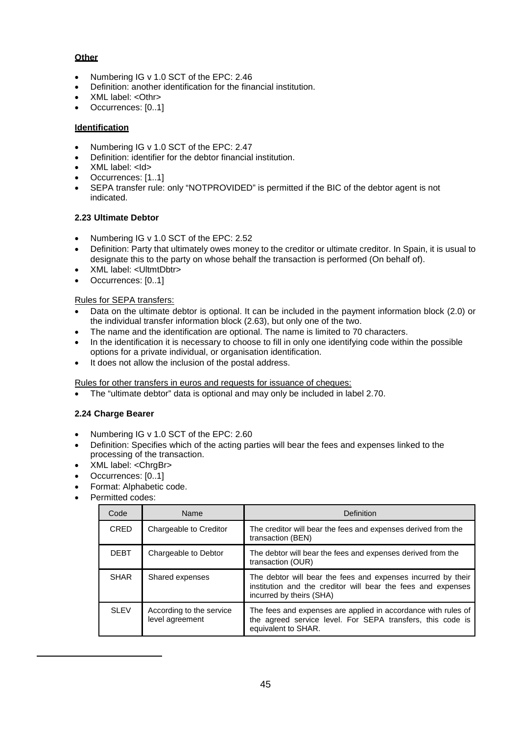**Other**

- Numbering IG v 1.0 SCT of the EPC: 2.46
- Definition: another identification for the financial institution.
- XML label: <Othr>
- Occurrences: [0..1]

**Identification**

- Numbering IG v 1.0 SCT of the EPC: 2.47
- Definition: identifier for the debtor financial institution.
- XML label: <Id>
- Occurrences: [1..1]
- SEPA transfer rule: only "NOTPROVIDED" is permitted if the BIC of the debtor agent is not indicated.

#### 2.23 Ultimate Debtor

- Numbering IG v 1.0 SCT of the EPC: 2.52
- Definition: Party that ultimately owes money to the creditor or ultimate creditor. In Spain, it is usual to designate this to the party on whose behalf the transaction is performed (On behalf of).
- XML label: <UltmtDbtr>
- Occurrences: [0..1]

Rules for SEPA transfers:

- Data on the ultimate debtor is optional. It can be included in the payment information block (2.0) or the individual transfer information block (2.63), but only one of the two.
- The name and the identification are optional. The name is limited to 70 characters.
- In the identification it is necessary to choose to fill in only one identifying code within the possible options for a private individual, or organisation identification.
- It does not allow the inclusion of the postal address.

Rules for other transfers in euros and requests for issuance of cheques:

- The "ultimate debtor" data is optional and may only be included in label 2.70.

#### 2.24 Charge Bearer

- Numbering IG v 1.0 SCT of the EPC: 2.60
- Definition: Specifies which of the acting parties will bear the fees and expenses linked to the processing of the transaction.
- XML label: <ChrgBr>
- Occurrences: [0..1]
- Format: Alphabetic code.
- Permitted codes:

| Code | Name | Definition |
|---|---|---|
| CRED | Chargeable to Creditor | The creditor will bear the fees and expenses derived from the transaction (BEN) |
| DEBT | Chargeable to Debtor | The debtor will bear the fees and expenses derived from the transaction (OUR) |
| SHAR | Shared expenses | The debtor will bear the fees and expenses incurred by their institution and the creditor will bear the fees and expenses incurred by theirs (SHA) |
| SLEV | According to the service level agreement | The fees and expenses are applied in accordance with rules of the agreed service level. For SEPA transfers, this code is equivalent to SHAR. |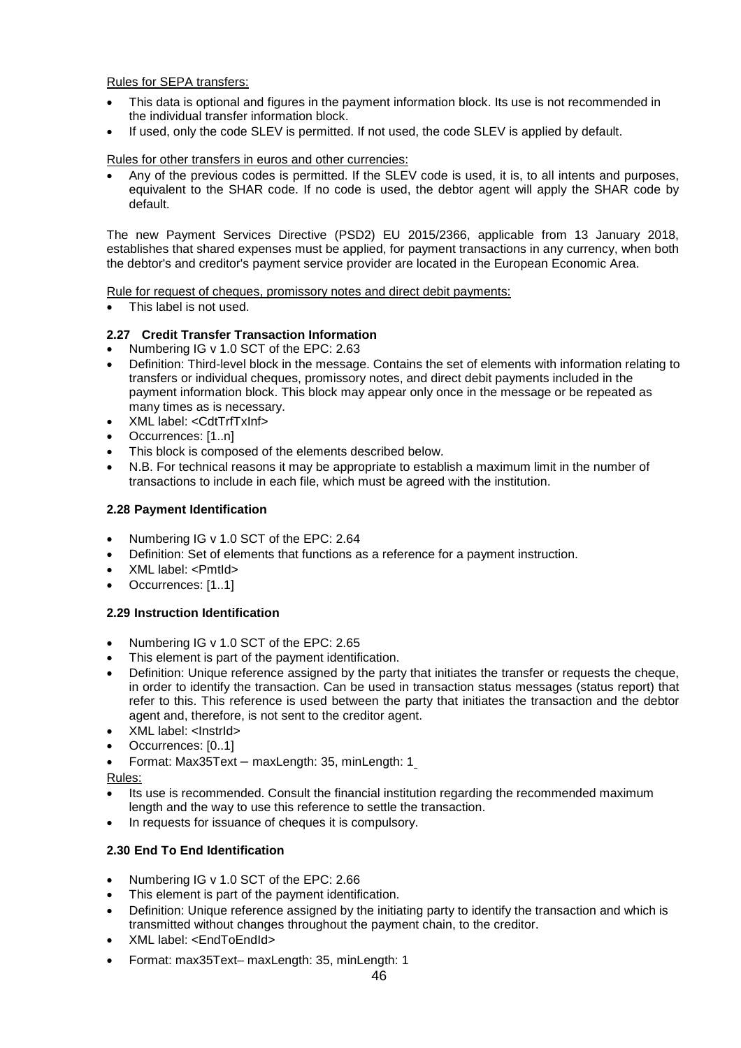Rules for SEPA transfers:

- This data is optional and figures in the payment information block. Its use is not recommended in the individual transfer information block.
- If used, only the code SLEV is permitted. If not used, the code SLEV is applied by default.

Rules for other transfers in euros and other currencies:

- Any of the previous codes is permitted. If the SLEV code is used, it is, to all intents and purposes, equivalent to the SHAR code. If no code is used, the debtor agent will apply the SHAR code by default.

The new Payment Services Directive (PSD2) EU 2015/2366, applicable from 13 January 2018, establishes that shared expenses must be applied, for payment transactions in any currency, when both the debtor's and creditor's payment service provider are located in the European Economic Area.

Rule for request of cheques, promissory notes and direct debit payments:

- This label is not used.

### 2.27 Credit Transfer Transaction Information

- Numbering IG v 1.0 SCT of the EPC: 2.63
- Definition: Third-level block in the message. Contains the set of elements with information relating to transfers or individual cheques, promissory notes, and direct debit payments included in the payment information block. This block may appear only once in the message or be repeated as many times as is necessary.
- XML label: <CdtTrfTxInf>
- Occurrences: [1..n]
- This block is composed of the elements described below.
- N.B. For technical reasons it may be appropriate to establish a maximum limit in the number of transactions to include in each file, which must be agreed with the institution.

### 2.28 Payment Identification

- Numbering IG v 1.0 SCT of the EPC: 2.64
- Definition: Set of elements that functions as a reference for a payment instruction.
- XML label: <PmtId>
- Occurrences: [1..1]

### 2.29 Instruction Identification

- Numbering IG v 1.0 SCT of the EPC: 2.65
- This element is part of the payment identification.
- Definition: Unique reference assigned by the party that initiates the transfer or requests the cheque, in order to identify the transaction. Can be used in transaction status messages (status report) that refer to this. This reference is used between the party that initiates the transaction and the debtor agent and, therefore, is not sent to the creditor agent.
- XML label: <InstrId>
- Occurrences: [0..1]
- Format: Max35Text – maxLength: 35, minLength: 1

Rules:

- Its use is recommended. Consult the financial institution regarding the recommended maximum length and the way to use this reference to settle the transaction.
- In requests for issuance of cheques it is compulsory.

### 2.30 End To End Identification

- Numbering IG v 1.0 SCT of the EPC: 2.66
- This element is part of the payment identification.
- Definition: Unique reference assigned by the initiating party to identify the transaction and which is transmitted without changes throughout the payment chain, to the creditor.
- XML label: <EndToEndId>
- Format: max35Text– maxLength: 35, minLength: 1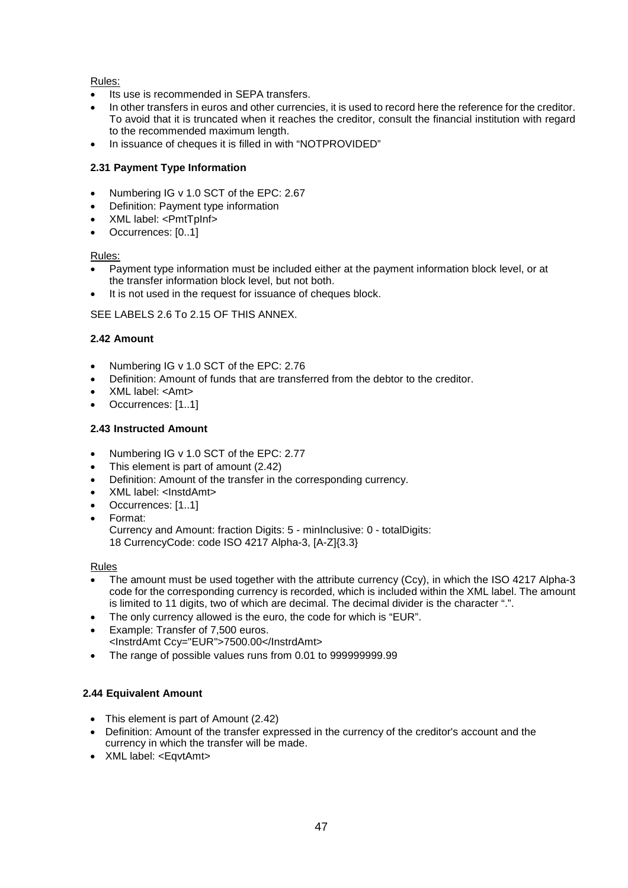Rules:

- Its use is recommended in SEPA transfers.
- In other transfers in euros and other currencies, it is used to record here the reference for the creditor. To avoid that it is truncated when it reaches the creditor, consult the financial institution with regard to the recommended maximum length.
- In issuance of cheques it is filled in with "NOTPROVIDED"

### 2.31 Payment Type Information

- Numbering IG v 1.0 SCT of the EPC: 2.67
- Definition: Payment type information
- XML label: <PmtTpInf>
- Occurrences: [0..1]

Rules:

- Payment type information must be included either at the payment information block level, or at the transfer information block level, but not both.
- It is not used in the request for issuance of cheques block.

SEE LABELS 2.6 To 2.15 OF THIS ANNEX.

### 2.42 Amount

- Numbering IG v 1.0 SCT of the EPC: 2.76
- Definition: Amount of funds that are transferred from the debtor to the creditor.
- XML label: <Amt>
- Occurrences: [1..1]

### 2.43 Instructed Amount

- Numbering IG v 1.0 SCT of the EPC: 2.77
- This element is part of amount (2.42)
- Definition: Amount of the transfer in the corresponding currency.
- XML label: <InstdAmt>
- Occurrences: [1..1]
- Format:
  Currency and Amount: fraction Digits: 5 - minInclusive: 0 - totalDigits: 18 CurrencyCode: code ISO 4217 Alpha-3, [A-Z]{3.3}

Rules

- The amount must be used together with the attribute currency (Ccy), in which the ISO 4217 Alpha-3 code for the corresponding currency is recorded, which is included within the XML label. The amount is limited to 11 digits, two of which are decimal. The decimal divider is the character ".".
- The only currency allowed is the euro, the code for which is "EUR".
- Example: Transfer of 7,500 euros.
  <InstrdAmt Ccy="EUR">7500.00</InstrdAmt>
- The range of possible values runs from 0.01 to 999999999.99

### 2.44 Equivalent Amount

- This element is part of Amount (2.42)
- Definition: Amount of the transfer expressed in the currency of the creditor's account and the currency in which the transfer will be made.
- XML label: <EqvtAmt>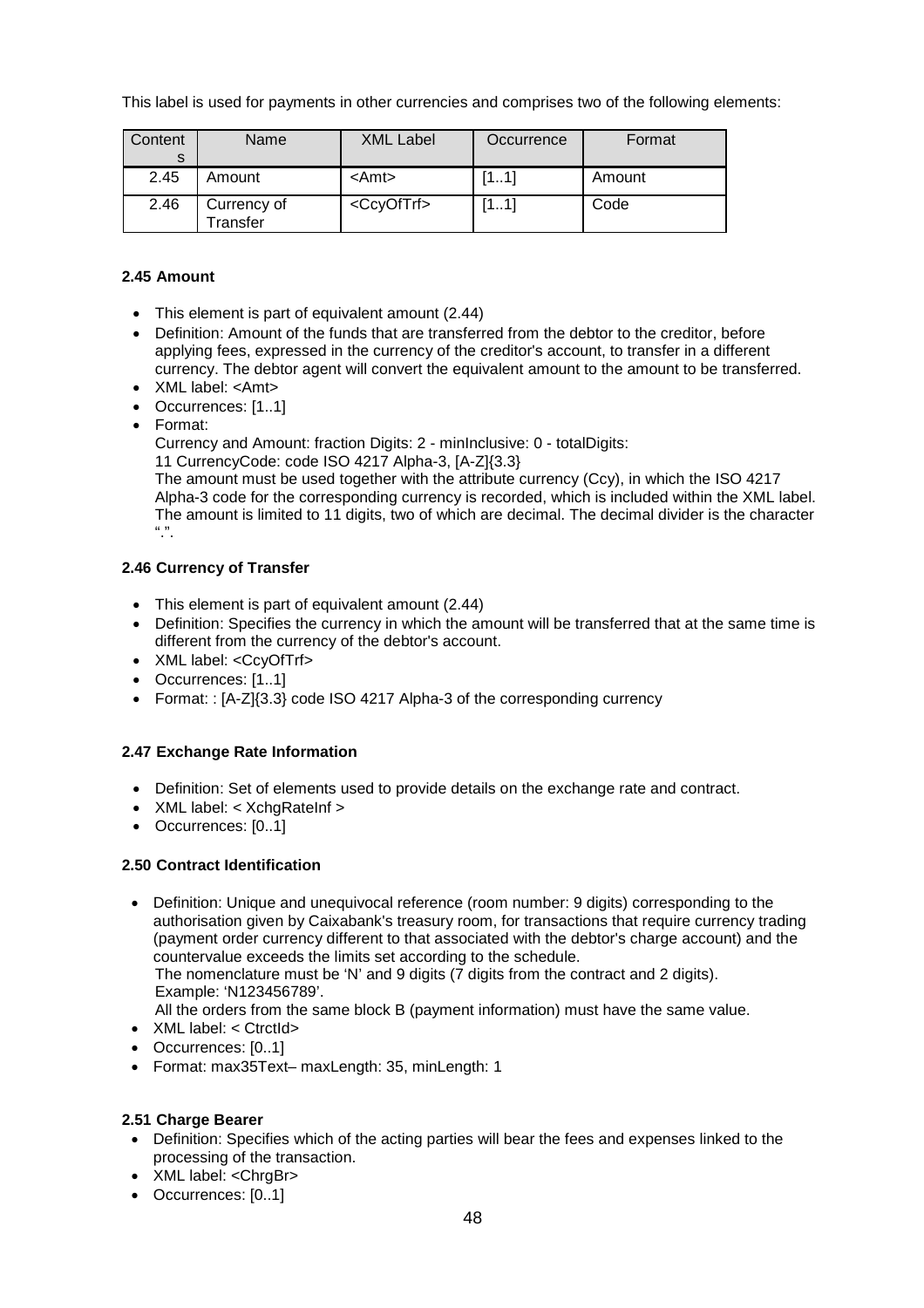This label is used for payments in other currencies and comprises two of the following elements:

| Contents | Name | XML Label | Occurrence | Format |
|---|---|---|---|---|
| 2.45 | Amount | <Amt> | [1..1] | Amount |
| 2.46 | Currency of Transfer | <CcyOfTrf> | [1..1] | Code |

**2.45 Amount**

- This element is part of equivalent amount (2.44)
- Definition: Amount of the funds that are transferred from the debtor to the creditor, before applying fees, expressed in the currency of the creditor's account, to transfer in a different currency. The debtor agent will convert the equivalent amount to the amount to be transferred.
- XML label: <Amt>
- Occurrences: [1..1]
- Format:
  Currency and Amount: fraction Digits: 2 - minInclusive: 0 - totalDigits:
  11 CurrencyCode: code ISO 4217 Alpha-3, [A-Z]{3.3}
  The amount must be used together with the attribute currency (Ccy), in which the ISO 4217 Alpha-3 code for the corresponding currency is recorded, which is included within the XML label. The amount is limited to 11 digits, two of which are decimal. The decimal divider is the character ".".

**2.46 Currency of Transfer**

- This element is part of equivalent amount (2.44)
- Definition: Specifies the currency in which the amount will be transferred that at the same time is different from the currency of the debtor's account.
- XML label: <CcyOfTrf>
- Occurrences: [1..1]
- Format: : [A-Z]{3.3} code ISO 4217 Alpha-3 of the corresponding currency

**2.47 Exchange Rate Information**

- Definition: Set of elements used to provide details on the exchange rate and contract.
- XML label: < XchgRateInf >
- Occurrences: [0..1]

**2.50 Contract Identification**

- Definition: Unique and unequivocal reference (room number: 9 digits) corresponding to the authorisation given by Caixabank's treasury room, for transactions that require currency trading (payment order currency different to that associated with the debtor's charge account) and the countervalue exceeds the limits set according to the schedule.
  The nomenclature must be 'N' and 9 digits (7 digits from the contract and 2 digits).
  Example: 'N123456789'.
  All the orders from the same block B (payment information) must have the same value.
- XML label: < CtrctId>
- Occurrences: [0..1]
- Format: max35Text– maxLength: 35, minLength: 1

**2.51 Charge Bearer**

- Definition: Specifies which of the acting parties will bear the fees and expenses linked to the processing of the transaction.
- XML label: <ChrgBr>
- Occurrences: [0..1]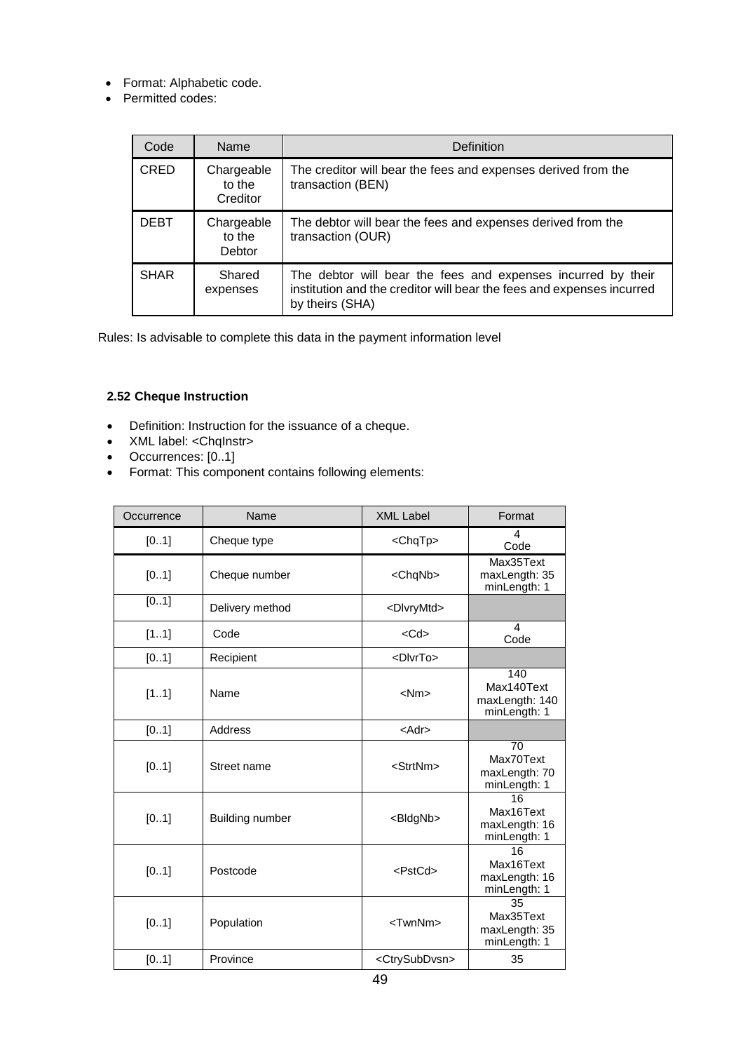- Format: Alphabetic code.
- Permitted codes:

| Code | Name | Definition |
|---|---|---|
| CRED | Chargeable to the Creditor | The creditor will bear the fees and expenses derived from the transaction (BEN) |
| DEBT | Chargeable to the Debtor | The debtor will bear the fees and expenses derived from the transaction (OUR) |
| SHAR | Shared expenses | The debtor will bear the fees and expenses incurred by their institution and the creditor will bear the fees and expenses incurred by theirs (SHA) |

Rules: Is advisable to complete this data in the payment information level

### 2.52 Cheque Instruction

- Definition: Instruction for the issuance of a cheque.
- XML label: <ChqInstr>
- Occurrences: [0..1]
- Format: This component contains following elements:

| Occurrence | Name | XML Label | Format |
|---|---|---|---|
| [0..1] | Cheque type | <ChqTp> | 4 Code |
| [0..1] | Cheque number | <ChqNb> | Max35Text maxLength: 35 minLength: 1 |
| [0..1] | Delivery method | <DlvryMtd> | |
| [1..1] | Code | <Cd> | 4 Code |
| [0..1] | Recipient | <DlvrTo> | |
| [1..1] | Name | <Nm> | 140 Max140Text maxLength: 140 minLength: 1 |
| [0..1] | Address | <Adr> | |
| [0..1] | Street name | <StrtNm> | 70 Max70Text maxLength: 70 minLength: 1 |
| [0..1] | Building number | <BldgNb> | 16 Max16Text maxLength: 16 minLength: 1 |
| [0..1] | Postcode | <PstCd> | 16 Max16Text maxLength: 16 minLength: 1 |
| [0..1] | Population | <TwnNm> | 35 Max35Text maxLength: 35 minLength: 1 |
| [0..1] | Province | <CtrySubDvsn> | 35 |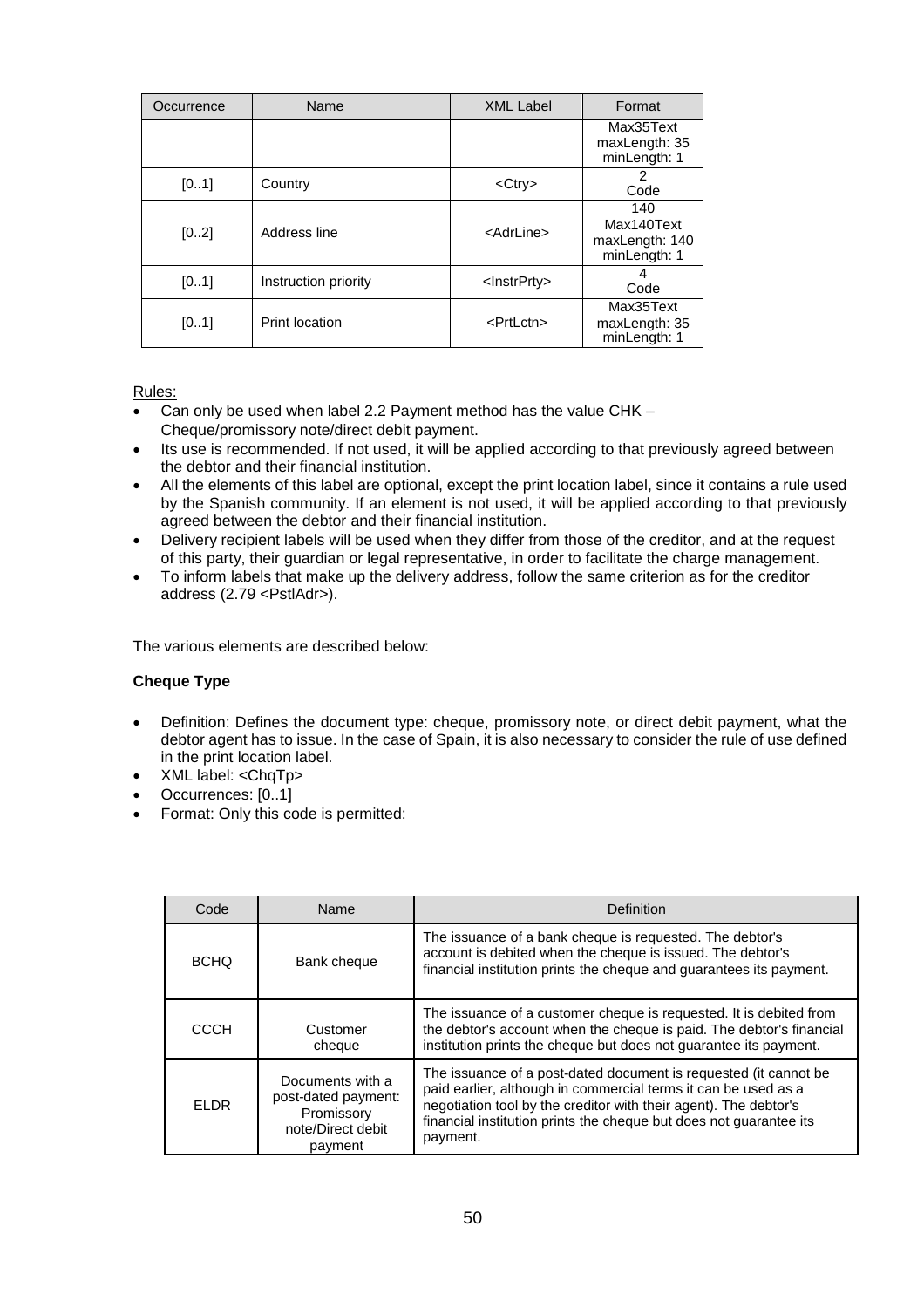| Occurrence | Name | XML Label | Format |
|---|---|---|---|
| | | | Max35Text maxLength: 35 minLength: 1 |
| [0..1] | Country | <Ctry> | 2 Code |
| [0..2] | Address line | <AdrLine> | 140 Max140Text maxLength: 140 minLength: 1 |
| [0..1] | Instruction priority | <InstrPrty> | 4 Code |
| [0..1] | Print location | <PrtLctn> | Max35Text maxLength: 35 minLength: 1 |

Rules:

- Can only be used when label 2.2 Payment method has the value CHK – Cheque/promissory note/direct debit payment.
- Its use is recommended. If not used, it will be applied according to that previously agreed between the debtor and their financial institution.
- All the elements of this label are optional, except the print location label, since it contains a rule used by the Spanish community. If an element is not used, it will be applied according to that previously agreed between the debtor and their financial institution.
- Delivery recipient labels will be used when they differ from those of the creditor, and at the request of this party, their guardian or legal representative, in order to facilitate the charge management.
- To inform labels that make up the delivery address, follow the same criterion as for the creditor address (2.79 <PstlAdr>).

The various elements are described below:

**Cheque Type**

- Definition: Defines the document type: cheque, promissory note, or direct debit payment, what the debtor agent has to issue. In the case of Spain, it is also necessary to consider the rule of use defined in the print location label.
- XML label: <ChqTp>
- Occurrences: [0..1]
- Format: Only this code is permitted:

| Code | Name | Definition |
|---|---|---|
| BCHQ | Bank cheque | The issuance of a bank cheque is requested. The debtor's account is debited when the cheque is issued. The debtor's financial institution prints the cheque and guarantees its payment. |
| CCCH | Customer cheque | The issuance of a customer cheque is requested. It is debited from the debtor's account when the cheque is paid. The debtor's financial institution prints the cheque but does not guarantee its payment. |
| ELDR | Documents with a post-dated payment: Promissory note/Direct debit payment | The issuance of a post-dated document is requested (it cannot be paid earlier, although in commercial terms it can be used as a negotiation tool by the creditor with their agent). The debtor's financial institution prints the cheque but does not guarantee its payment. |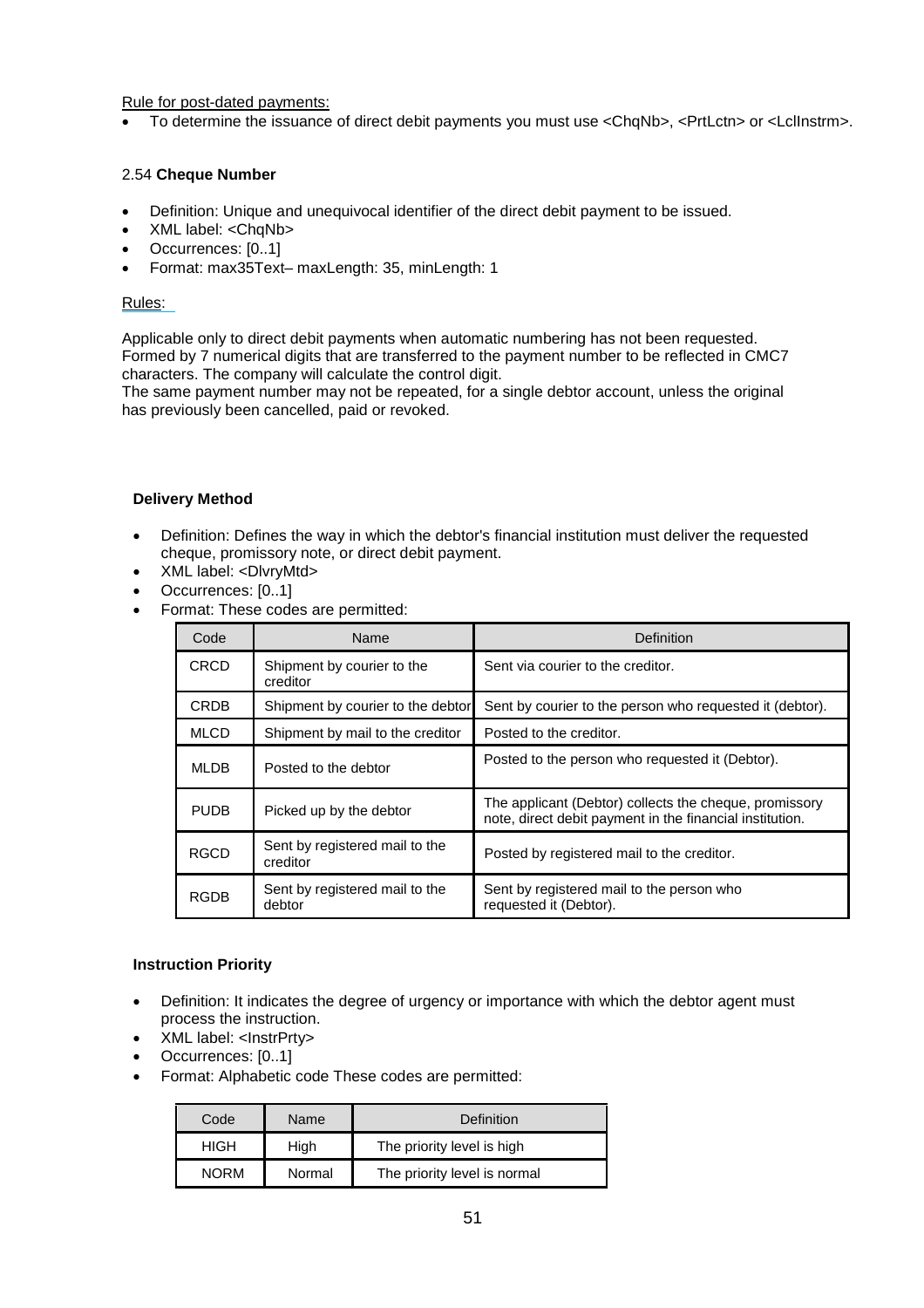Rule for post-dated payments:

- To determine the issuance of direct debit payments you must use <ChqNb>, <PrtLctn> or <LclInstrm>.

2.54 **Cheque Number**

- Definition: Unique and unequivocal identifier of the direct debit payment to be issued.
- XML label: <ChqNb>
- Occurrences: [0..1]
- Format: max35Text– maxLength: 35, minLength: 1

Rules:

Applicable only to direct debit payments when automatic numbering has not been requested. Formed by 7 numerical digits that are transferred to the payment number to be reflected in CMC7 characters. The company will calculate the control digit.
The same payment number may not be repeated, for a single debtor account, unless the original has previously been cancelled, paid or revoked.

**Delivery Method**

- Definition: Defines the way in which the debtor's financial institution must deliver the requested cheque, promissory note, or direct debit payment.
- XML label: <DlvryMtd>
- Occurrences: [0..1]
- Format: These codes are permitted:

| Code | Name | Definition |
|---|---|---|
| CRCD | Shipment by courier to the creditor | Sent via courier to the creditor. |
| CRDB | Shipment by courier to the debtor | Sent by courier to the person who requested it (debtor). |
| MLCD | Shipment by mail to the creditor | Posted to the creditor. |
| MLDB | Posted to the debtor | Posted to the person who requested it (Debtor). |
| PUDB | Picked up by the debtor | The applicant (Debtor) collects the cheque, promissory note, direct debit payment in the financial institution. |
| RGCD | Sent by registered mail to the creditor | Posted by registered mail to the creditor. |
| RGDB | Sent by registered mail to the debtor | Sent by registered mail to the person who requested it (Debtor). |

**Instruction Priority**

- Definition: It indicates the degree of urgency or importance with which the debtor agent must process the instruction.
- XML label: <InstrPrty>
- Occurrences: [0..1]
- Format: Alphabetic code These codes are permitted:

| Code | Name | Definition |
|---|---|---|
| HIGH | High | The priority level is high |
| NORM | Normal | The priority level is normal |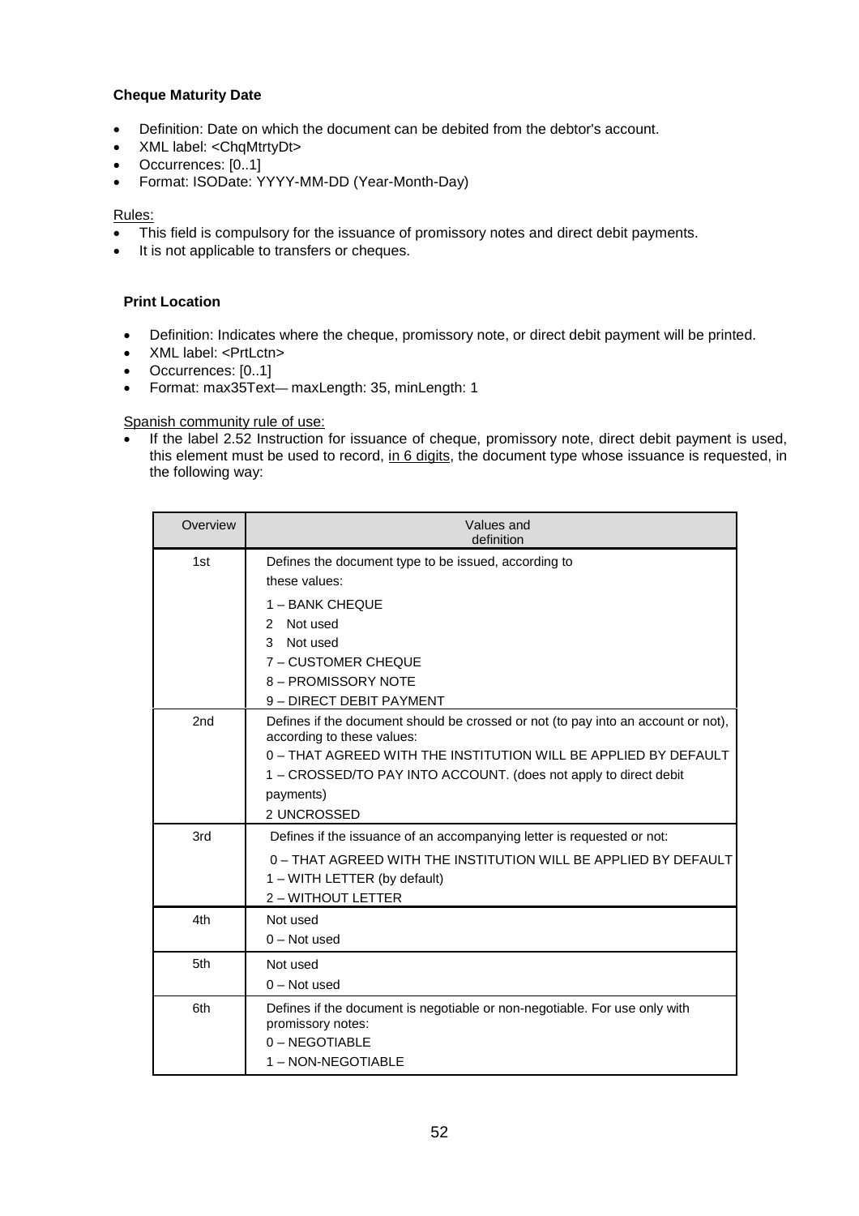### Cheque Maturity Date

- Definition: Date on which the document can be debited from the debtor's account.
- XML label: <ChqMtrtyDt>
- Occurrences: [0..1]
- Format: ISODate: YYYY-MM-DD (Year-Month-Day)

Rules:

- This field is compulsory for the issuance of promissory notes and direct debit payments.
- It is not applicable to transfers or cheques.

### Print Location

- Definition: Indicates where the cheque, promissory note, or direct debit payment will be printed.
- XML label: <PrtLctn>
- Occurrences: [0..1]
- Format: max35Text— maxLength: 35, minLength: 1

Spanish community rule of use:

- If the label 2.52 Instruction for issuance of cheque, promissory note, direct debit payment is used, this element must be used to record, in 6 digits, the document type whose issuance is requested, in the following way:

| Overview | Values and definition |
|---|---|
| 1st | Defines the document type to be issued, according to these values:<br>1 – BANK CHEQUE<br>2 Not used<br>3 Not used<br>7 – CUSTOMER CHEQUE<br>8 – PROMISSORY NOTE<br>9 – DIRECT DEBIT PAYMENT |
| 2nd | Defines if the document should be crossed or not (to pay into an account or not), according to these values:<br>0 – THAT AGREED WITH THE INSTITUTION WILL BE APPLIED BY DEFAULT<br>1 – CROSSED/TO PAY INTO ACCOUNT. (does not apply to direct debit payments)<br>2 UNCROSSED |
| 3rd | Defines if the issuance of an accompanying letter is requested or not:<br>0 – THAT AGREED WITH THE INSTITUTION WILL BE APPLIED BY DEFAULT<br>1 – WITH LETTER (by default)<br>2 – WITHOUT LETTER |
| 4th | Not used<br>0 – Not used |
| 5th | Not used<br>0 – Not used |
| 6th | Defines if the document is negotiable or non-negotiable. For use only with promissory notes:<br>0 – NEGOTIABLE<br>1 – NON-NEGOTIABLE |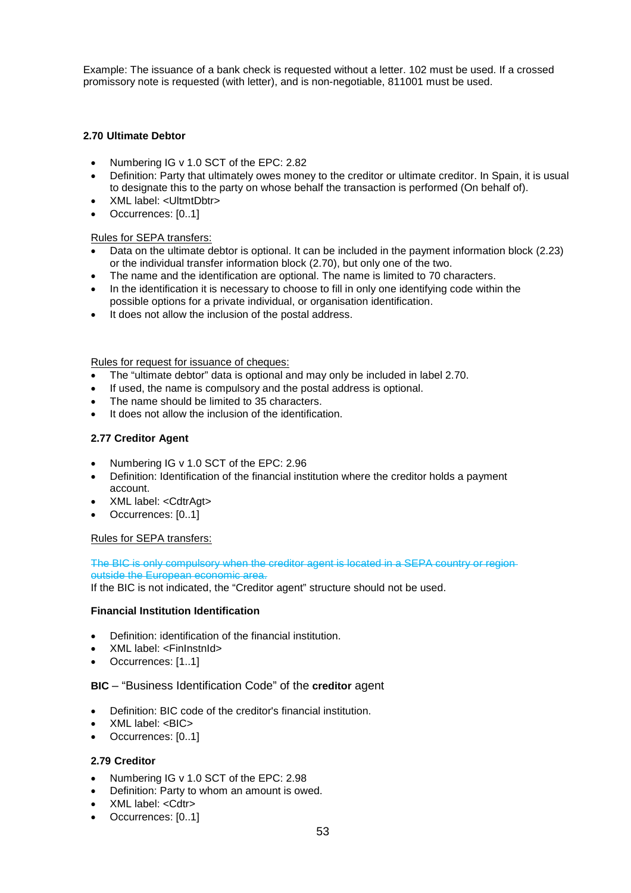Example: The issuance of a bank check is requested without a letter. 102 must be used. If a crossed promissory note is requested (with letter), and is non-negotiable, 811001 must be used.

#### 2.70 Ultimate Debtor

- Numbering IG v 1.0 SCT of the EPC: 2.82
- Definition: Party that ultimately owes money to the creditor or ultimate creditor. In Spain, it is usual to designate this to the party on whose behalf the transaction is performed (On behalf of).
- XML label: <UltmtDbtr>
- Occurrences: [0..1]

Rules for SEPA transfers:

- Data on the ultimate debtor is optional. It can be included in the payment information block (2.23) or the individual transfer information block (2.70), but only one of the two.
- The name and the identification are optional. The name is limited to 70 characters.
- In the identification it is necessary to choose to fill in only one identifying code within the possible options for a private individual, or organisation identification.
- It does not allow the inclusion of the postal address.

Rules for request for issuance of cheques:

- The "ultimate debtor" data is optional and may only be included in label 2.70.
- If used, the name is compulsory and the postal address is optional.
- The name should be limited to 35 characters.
- It does not allow the inclusion of the identification.

#### 2.77 Creditor Agent

- Numbering IG v 1.0 SCT of the EPC: 2.96
- Definition: Identification of the financial institution where the creditor holds a payment account.
- XML label: <CdtrAgt>
- Occurrences: [0..1]

Rules for SEPA transfers:

~~The BIC is only compulsory when the creditor agent is located in a SEPA country or region outside the European economic area.~~

If the BIC is not indicated, the "Creditor agent" structure should not be used.

**Financial Institution Identification**

- Definition: identification of the financial institution.
- XML label: <FinInstnId>
- Occurrences: [1..1]

**BIC** – "Business Identification Code" of the **creditor** agent

- Definition: BIC code of the creditor's financial institution.
- XML label: <BIC>
- Occurrences: [0..1]

#### 2.79 Creditor

- Numbering IG v 1.0 SCT of the EPC: 2.98
- Definition: Party to whom an amount is owed.
- XML label: <Cdtr>
- Occurrences: [0..1]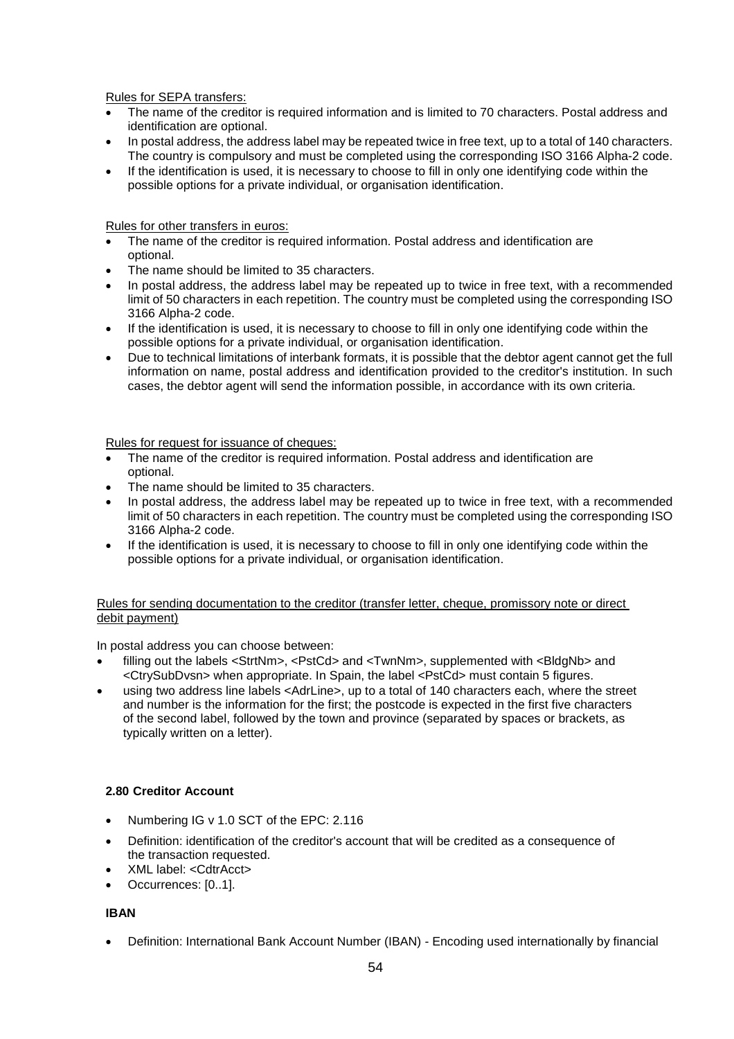Rules for SEPA transfers:

- The name of the creditor is required information and is limited to 70 characters. Postal address and identification are optional.
- In postal address, the address label may be repeated twice in free text, up to a total of 140 characters. The country is compulsory and must be completed using the corresponding ISO 3166 Alpha-2 code.
- If the identification is used, it is necessary to choose to fill in only one identifying code within the possible options for a private individual, or organisation identification.

Rules for other transfers in euros:

- The name of the creditor is required information. Postal address and identification are optional.
- The name should be limited to 35 characters.
- In postal address, the address label may be repeated up to twice in free text, with a recommended limit of 50 characters in each repetition. The country must be completed using the corresponding ISO 3166 Alpha-2 code.
- If the identification is used, it is necessary to choose to fill in only one identifying code within the possible options for a private individual, or organisation identification.
- Due to technical limitations of interbank formats, it is possible that the debtor agent cannot get the full information on name, postal address and identification provided to the creditor's institution. In such cases, the debtor agent will send the information possible, in accordance with its own criteria.

Rules for request for issuance of cheques:

- The name of the creditor is required information. Postal address and identification are optional.
- The name should be limited to 35 characters.
- In postal address, the address label may be repeated up to twice in free text, with a recommended limit of 50 characters in each repetition. The country must be completed using the corresponding ISO 3166 Alpha-2 code.
- If the identification is used, it is necessary to choose to fill in only one identifying code within the possible options for a private individual, or organisation identification.

Rules for sending documentation to the creditor (transfer letter, cheque, promissory note or direct debit payment)

In postal address you can choose between:

- filling out the labels <StrtNm>, <PstCd> and <TwnNm>, supplemented with <BldgNb> and <CtrySubDvsn> when appropriate. In Spain, the label <PstCd> must contain 5 figures.
- using two address line labels <AdrLine>, up to a total of 140 characters each, where the street and number is the information for the first; the postcode is expected in the first five characters of the second label, followed by the town and province (separated by spaces or brackets, as typically written on a letter).

### 2.80 Creditor Account

- Numbering IG v 1.0 SCT of the EPC: 2.116
- Definition: identification of the creditor's account that will be credited as a consequence of the transaction requested.
- XML label: <CdtrAcct>
- Occurrences: [0..1].

#### IBAN

- Definition: International Bank Account Number (IBAN) - Encoding used internationally by financial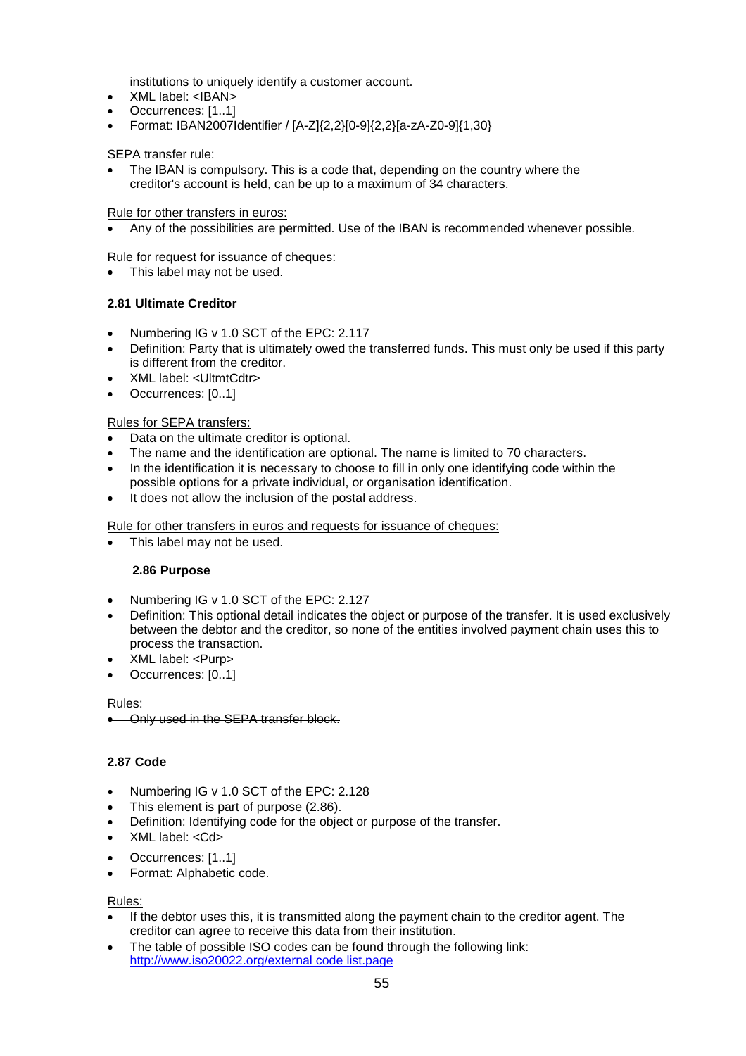institutions to uniquely identify a customer account.

- XML label: <IBAN>
- Occurrences: [1..1]
- Format: IBAN2007Identifier / [A-Z]{2,2}[0-9]{2,2}[a-zA-Z0-9]{1,30}

SEPA transfer rule:

- The IBAN is compulsory. This is a code that, depending on the country where the creditor's account is held, can be up to a maximum of 34 characters.

Rule for other transfers in euros:

- Any of the possibilities are permitted. Use of the IBAN is recommended whenever possible.

Rule for request for issuance of cheques:

- This label may not be used.

#### 2.81 Ultimate Creditor

- Numbering IG v 1.0 SCT of the EPC: 2.117
- Definition: Party that is ultimately owed the transferred funds. This must only be used if this party is different from the creditor.
- XML label: <UltmtCdtr>
- Occurrences: [0..1]

Rules for SEPA transfers:

- Data on the ultimate creditor is optional.
- The name and the identification are optional. The name is limited to 70 characters.
- In the identification it is necessary to choose to fill in only one identifying code within the possible options for a private individual, or organisation identification.
- It does not allow the inclusion of the postal address.

Rule for other transfers in euros and requests for issuance of cheques:

- This label may not be used.

#### 2.86 Purpose

- Numbering IG v 1.0 SCT of the EPC: 2.127
- Definition: This optional detail indicates the object or purpose of the transfer. It is used exclusively between the debtor and the creditor, so none of the entities involved payment chain uses this to process the transaction.
- XML label: <Purp>
- Occurrences: [0..1]

Rules:

- ~~Only used in the SEPA transfer block.~~

#### 2.87 Code

- Numbering IG v 1.0 SCT of the EPC: 2.128
- This element is part of purpose (2.86).
- Definition: Identifying code for the object or purpose of the transfer.
- XML label: <Cd>
- Occurrences: [1..1]
- Format: Alphabetic code.

Rules:

- If the debtor uses this, it is transmitted along the payment chain to the creditor agent. The creditor can agree to receive this data from their institution.
- The table of possible ISO codes can be found through the following link: http://www.iso20022.org/external code list.page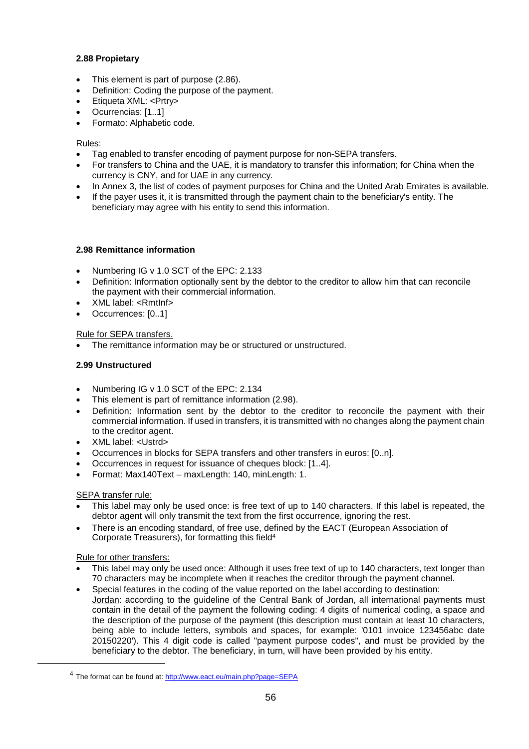### 2.88 Propietary

- This element is part of purpose (2.86).
- Definition: Coding the purpose of the payment.
- Etiqueta XML: <Prtry>
- Ocurrencias: [1..1]
- Formato: Alphabetic code.

Rules:

- Tag enabled to transfer encoding of payment purpose for non-SEPA transfers.
- For transfers to China and the UAE, it is mandatory to transfer this information; for China when the currency is CNY, and for UAE in any currency.
- In Annex 3, the list of codes of payment purposes for China and the United Arab Emirates is available.
- If the payer uses it, it is transmitted through the payment chain to the beneficiary's entity. The beneficiary may agree with his entity to send this information.

### 2.98 Remittance information

- Numbering IG v 1.0 SCT of the EPC: 2.133
- Definition: Information optionally sent by the debtor to the creditor to allow him that can reconcile the payment with their commercial information.
- XML label: <RmtInf>
- Occurrences: [0..1]

Rule for SEPA transfers.

- The remittance information may be or structured or unstructured.

### 2.99 Unstructured

- Numbering IG v 1.0 SCT of the EPC: 2.134
- This element is part of remittance information (2.98).
- Definition: Information sent by the debtor to the creditor to reconcile the payment with their commercial information. If used in transfers, it is transmitted with no changes along the payment chain to the creditor agent.
- XML label: <Ustrd>
- Occurrences in blocks for SEPA transfers and other transfers in euros: [0..n].
- Occurrences in request for issuance of cheques block: [1..4].
- Format: Max140Text – maxLength: 140, minLength: 1.

SEPA transfer rule:

- This label may only be used once: is free text of up to 140 characters. If this label is repeated, the debtor agent will only transmit the text from the first occurrence, ignoring the rest.
- There is an encoding standard, of free use, defined by the EACT (European Association of Corporate Treasurers), for formatting this field[4]

Rule for other transfers:

- This label may only be used once: Although it uses free text of up to 140 characters, text longer than 70 characters may be incomplete when it reaches the creditor through the payment channel.
- Special features in the coding of the value reported on the label according to destination:
  Jordan: according to the guideline of the Central Bank of Jordan, all international payments must contain in the detail of the payment the following coding: 4 digits of numerical coding, a space and the description of the purpose of the payment (this description must contain at least 10 characters, being able to include letters, symbols and spaces, for example: '0101 invoice 123456abc date 20150220'). This 4 digit code is called "payment purpose codes", and must be provided by the beneficiary to the debtor. The beneficiary, in turn, will have been provided by his entity.

[4] The format can be found at: http://www.eact.eu/main.php?page=SEPA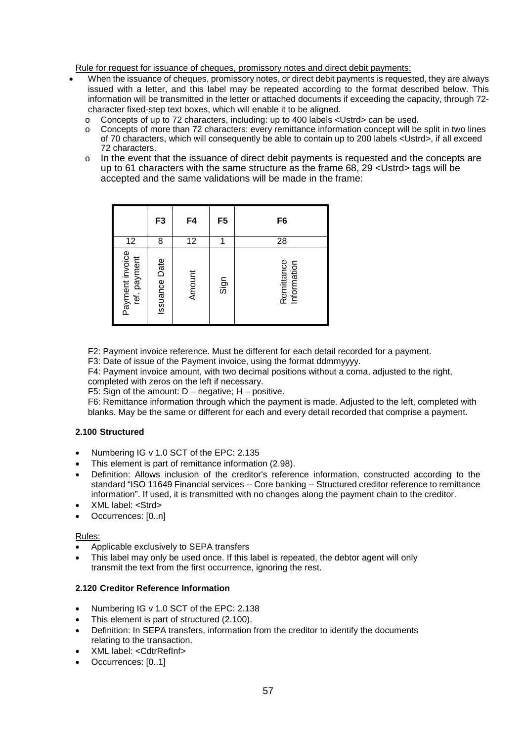Rule for request for issuance of cheques, promissory notes and direct debit payments:

- When the issuance of cheques, promissory notes, or direct debit payments is requested, they are always issued with a letter, and this label may be repeated according to the format described below. This information will be transmitted in the letter or attached documents if exceeding the capacity, through 72-character fixed-step text boxes, which will enable it to be aligned.
  - o Concepts of up to 72 characters, including: up to 400 labels <Ustrd> can be used.
  - o Concepts of more than 72 characters: every remittance information concept will be split in two lines of 70 characters, which will consequently be able to contain up to 200 labels <Ustrd>, if all exceed 72 characters.
  - o In the event that the issuance of direct debit payments is requested and the concepts are up to 61 characters with the same structure as the frame 68, 29 <Ustrd> tags will be accepted and the same validations will be made in the frame:

| | F3 | F4 | F5 | F6 |
|---|---|---|---|---|
| 12 | 8 | 12 | 1 | 28 |
| Payment invoice ref. payment | Issuance Date | Amount | Sign | Remittance Information |

F2: Payment invoice reference. Must be different for each detail recorded for a payment.

F3: Date of issue of the Payment invoice, using the format ddmmyyyy.

F4: Payment invoice amount, with two decimal positions without a coma, adjusted to the right, completed with zeros on the left if necessary.

F5: Sign of the amount: D – negative; H – positive.

F6: Remittance information through which the payment is made. Adjusted to the left, completed with blanks. May be the same or different for each and every detail recorded that comprise a payment.

#### 2.100 Structured

- Numbering IG v 1.0 SCT of the EPC: 2.135
- This element is part of remittance information (2.98).
- Definition: Allows inclusion of the creditor's reference information, constructed according to the standard "ISO 11649 Financial services -- Core banking -- Structured creditor reference to remittance information". If used, it is transmitted with no changes along the payment chain to the creditor.
- XML label: <Strd>
- Occurrences: [0..n]

Rules:

- Applicable exclusively to SEPA transfers
- This label may only be used once. If this label is repeated, the debtor agent will only transmit the text from the first occurrence, ignoring the rest.

#### 2.120 Creditor Reference Information

- Numbering IG v 1.0 SCT of the EPC: 2.138
- This element is part of structured (2.100).
- Definition: In SEPA transfers, information from the creditor to identify the documents relating to the transaction.
- XML label: <CdtrRefInf>
- Occurrences: [0..1]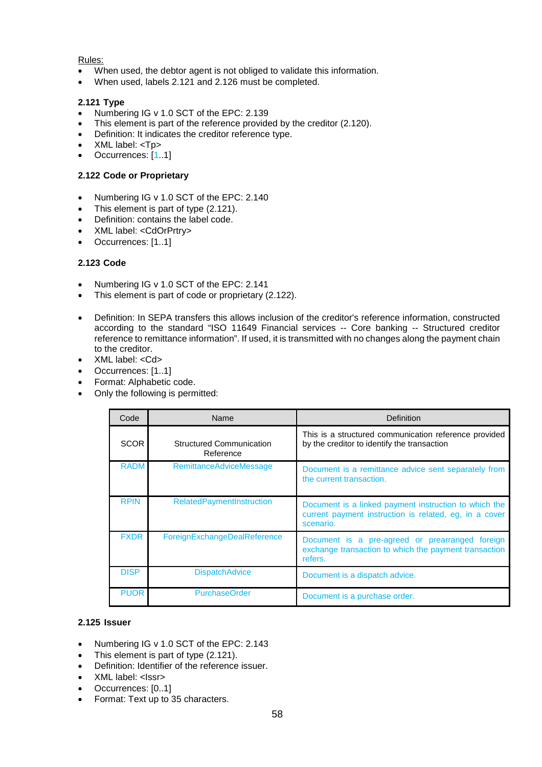Rules:

- When used, the debtor agent is not obliged to validate this information.
- When used, labels 2.121 and 2.126 must be completed.

**2.121 Type**

- Numbering IG v 1.0 SCT of the EPC: 2.139
- This element is part of the reference provided by the creditor (2.120).
- Definition: It indicates the creditor reference type.
- XML label: <Tp>
- Occurrences: [1..1]

**2.122 Code or Proprietary**

- Numbering IG v 1.0 SCT of the EPC: 2.140
- This element is part of type (2.121).
- Definition: contains the label code.
- XML label: <CdOrPrtry>
- Occurrences: [1..1]

**2.123 Code**

- Numbering IG v 1.0 SCT of the EPC: 2.141
- This element is part of code or proprietary (2.122).
- Definition: In SEPA transfers this allows inclusion of the creditor's reference information, constructed according to the standard “ISO 11649 Financial services -- Core banking -- Structured creditor reference to remittance information”. If used, it is transmitted with no changes along the payment chain to the creditor.
- XML label: <Cd>
- Occurrences: [1..1]
- Format: Alphabetic code.
- Only the following is permitted:

| Code | Name | Definition |
|---|---|---|
| SCOR | Structured Communication Reference | This is a structured communication reference provided by the creditor to identify the transaction |
| RADM | RemittanceAdviceMessage | Document is a remittance advice sent separately from the current transaction. |
| RPIN | RelatedPaymentInstruction | Document is a linked payment instruction to which the current payment instruction is related, eg, in a cover scenario. |
| FXDR | ForeignExchangeDealReference | Document is a pre-agreed or prearranged foreign exchange transaction to which the payment transaction refers. |
| DISP | DispatchAdvice | Document is a dispatch advice. |
| PUOR | PurchaseOrder | Document is a purchase order. |

**2.125 Issuer**

- Numbering IG v 1.0 SCT of the EPC: 2.143
- This element is part of type (2.121).
- Definition: Identifier of the reference issuer.
- XML label: <Issr>
- Occurrences: [0..1]
- Format: Text up to 35 characters.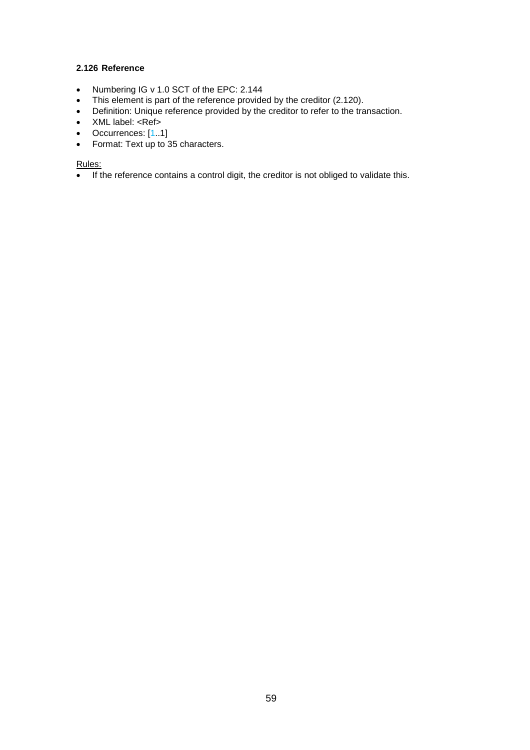#### 2.126 Reference

- Numbering IG v 1.0 SCT of the EPC: 2.144
- This element is part of the reference provided by the creditor (2.120).
- Definition: Unique reference provided by the creditor to refer to the transaction.
- XML label: <Ref>
- Occurrences: [1..1]
- Format: Text up to 35 characters.

Rules:

- If the reference contains a control digit, the creditor is not obliged to validate this.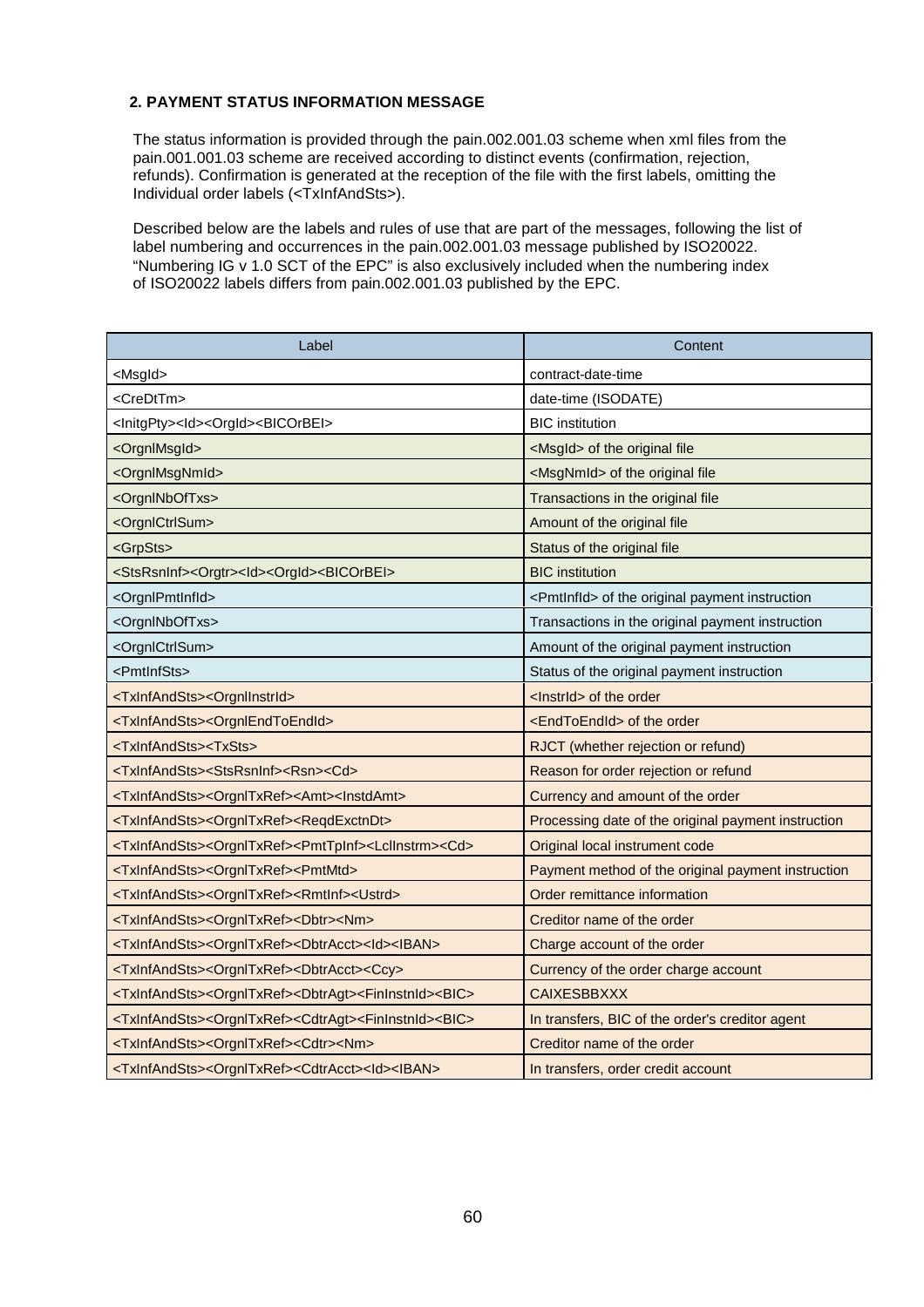## 2. PAYMENT STATUS INFORMATION MESSAGE

The status information is provided through the pain.002.001.03 scheme when xml files from the pain.001.001.03 scheme are received according to distinct events (confirmation, rejection, refunds). Confirmation is generated at the reception of the file with the first labels, omitting the Individual order labels (<TxInfAndSts>).

Described below are the labels and rules of use that are part of the messages, following the list of label numbering and occurrences in the pain.002.001.03 message published by ISO20022. "Numbering IG v 1.0 SCT of the EPC" is also exclusively included when the numbering index of ISO20022 labels differs from pain.002.001.03 published by the EPC.

| Label | Content |
|---|---|
| <MsgId> | contract-date-time |
| <CreDtTm> | date-time (ISODATE) |
| <InitgPty><Id><OrgId><BICOrBEI> | BIC institution |
| <OrgnlMsgId> | <MsgId> of the original file |
| <OrgnlMsgNmId> | <MsgNmId> of the original file |
| <OrgnlNbOfTxs> | Transactions in the original file |
| <OrgnlCtrlSum> | Amount of the original file |
| <GrpSts> | Status of the original file |
| <StsRsnInf><Orgtr><Id><OrgId><BICOrBEI> | BIC institution |
| <OrgnlPmtInfId> | <PmtInfId> of the original payment instruction |
| <OrgnlNbOfTxs> | Transactions in the original payment instruction |
| <OrgnlCtrlSum> | Amount of the original payment instruction |
| <PmtInfSts> | Status of the original payment instruction |
| <TxInfAndSts><OrgnlInstrId> | <InstrId> of the order |
| <TxInfAndSts><OrgnlEndToEndId> | <EndToEndId> of the order |
| <TxInfAndSts><TxSts> | RJCT (whether rejection or refund) |
| <TxInfAndSts><StsRsnInf><Rsn><Cd> | Reason for order rejection or refund |
| <TxInfAndSts><OrgnlTxRef><Amt><InstdAmt> | Currency and amount of the order |
| <TxInfAndSts><OrgnlTxRef><ReqdExctnDt> | Processing date of the original payment instruction |
| <TxInfAndSts><OrgnlTxRef><PmtTpInf><LclInstrm><Cd> | Original local instrument code |
| <TxInfAndSts><OrgnlTxRef><PmtMtd> | Payment method of the original payment instruction |
| <TxInfAndSts><OrgnlTxRef><RmtInf><Ustrd> | Order remittance information |
| <TxInfAndSts><OrgnlTxRef><Dbtr><Nm> | Creditor name of the order |
| <TxInfAndSts><OrgnlTxRef><DbtrAcct><Id><IBAN> | Charge account of the order |
| <TxInfAndSts><OrgnlTxRef><DbtrAcct><Ccy> | Currency of the order charge account |
| <TxInfAndSts><OrgnlTxRef><DbtrAgt><FinInstnId><BIC> | CAIXESBBXXX |
| <TxInfAndSts><OrgnlTxRef><CdtrAgt><FinInstnId><BIC> | In transfers, BIC of the order's creditor agent |
| <TxInfAndSts><OrgnlTxRef><Cdtr><Nm> | Creditor name of the order |
| <TxInfAndSts><OrgnlTxRef><CdtrAcct><Id><IBAN> | In transfers, order credit account |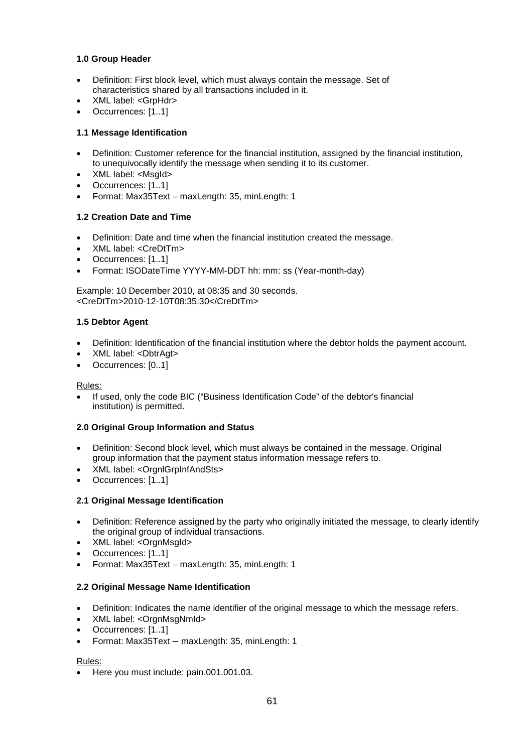**1.0 Group Header**

- Definition: First block level, which must always contain the message. Set of characteristics shared by all transactions included in it.
- XML label: <GrpHdr>
- Occurrences: [1..1]

**1.1 Message Identification**

- Definition: Customer reference for the financial institution, assigned by the financial institution, to unequivocally identify the message when sending it to its customer.
- XML label: <MsgId>
- Occurrences: [1..1]
- Format: Max35Text – maxLength: 35, minLength: 1

**1.2 Creation Date and Time**

- Definition: Date and time when the financial institution created the message.
- XML label: <CreDtTm>
- Occurrences: [1..1]
- Format: ISODateTime YYYY-MM-DDT hh: mm: ss (Year-month-day)

Example: 10 December 2010, at 08:35 and 30 seconds.
<CreDtTm>2010-12-10T08:35:30</CreDtTm>

**1.5 Debtor Agent**

- Definition: Identification of the financial institution where the debtor holds the payment account.
- XML label: <DbtrAgt>
- Occurrences: [0..1]

Rules:

- If used, only the code BIC ("Business Identification Code" of the debtor's financial institution) is permitted.

**2.0 Original Group Information and Status**

- Definition: Second block level, which must always be contained in the message. Original group information that the payment status information message refers to.
- XML label: <OrgnlGrpInfAndSts>
- Occurrences: [1..1]

**2.1 Original Message Identification**

- Definition: Reference assigned by the party who originally initiated the message, to clearly identify the original group of individual transactions.
- XML label: <OrgnMsgId>
- Occurrences: [1..1]
- Format: Max35Text – maxLength: 35, minLength: 1

**2.2 Original Message Name Identification**

- Definition: Indicates the name identifier of the original message to which the message refers.
- XML label: <OrgnMsgNmId>
- Occurrences: [1..1]
- Format: Max35Text – maxLength: 35, minLength: 1

Rules:

- Here you must include: pain.001.001.03.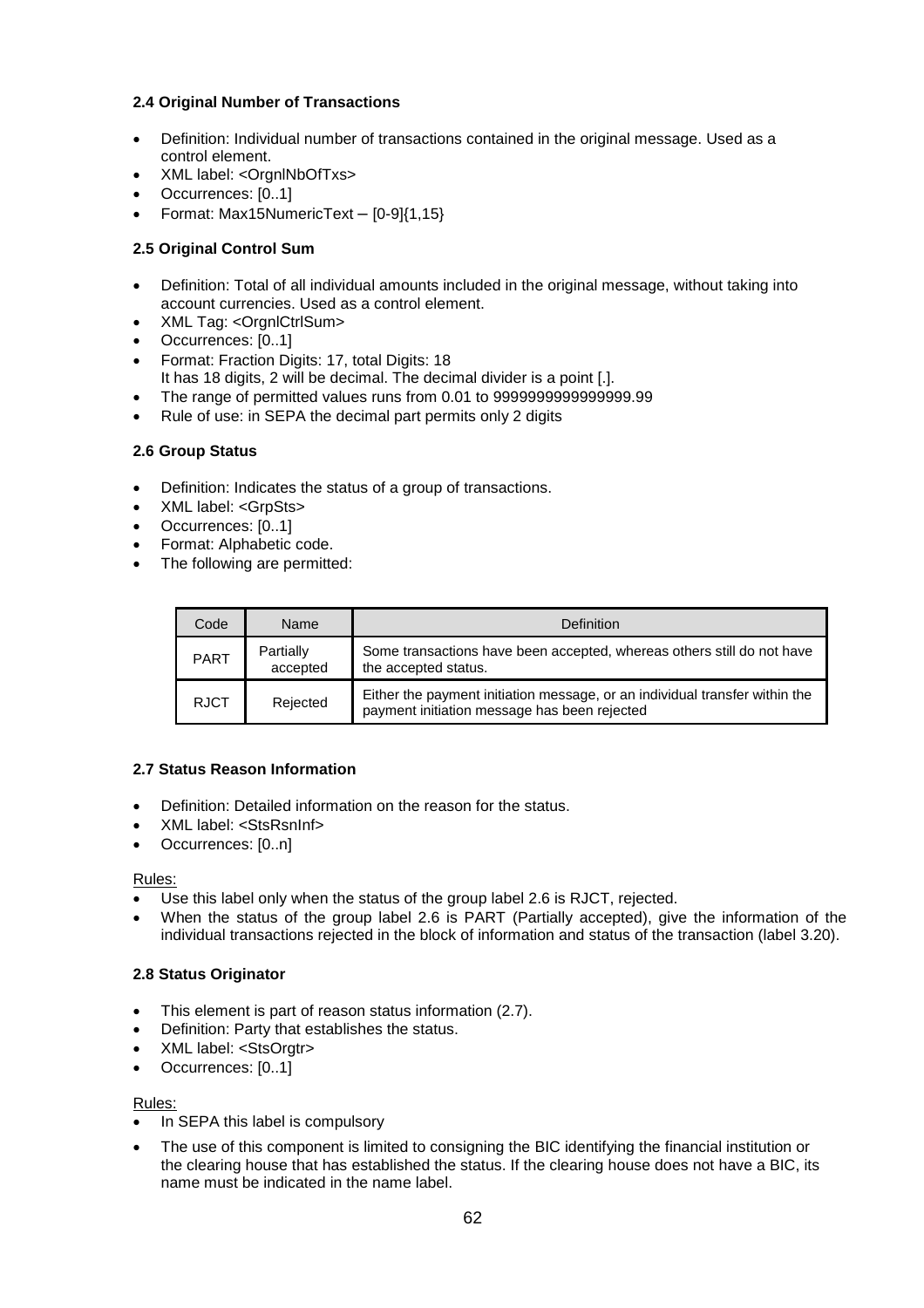#### 2.4 Original Number of Transactions

- Definition: Individual number of transactions contained in the original message. Used as a control element.
- XML label: <OrgnlNbOfTxs>
- Occurrences: [0..1]
- Format: Max15NumericText – [0-9]{1,15}

#### 2.5 Original Control Sum

- Definition: Total of all individual amounts included in the original message, without taking into account currencies. Used as a control element.
- XML Tag: <OrgnlCtrlSum>
- Occurrences: [0..1]
- Format: Fraction Digits: 17, total Digits: 18
  It has 18 digits, 2 will be decimal. The decimal divider is a point [.].
- The range of permitted values runs from 0.01 to 9999999999999999.99
- Rule of use: in SEPA the decimal part permits only 2 digits

#### 2.6 Group Status

- Definition: Indicates the status of a group of transactions.
- XML label: <GrpSts>
- Occurrences: [0..1]
- Format: Alphabetic code.
- The following are permitted:

| Code | Name | Definition |
|---|---|---|
| PART | Partially accepted | Some transactions have been accepted, whereas others still do not have the accepted status. |
| RJCT | Rejected | Either the payment initiation message, or an individual transfer within the payment initiation message has been rejected |

#### 2.7 Status Reason Information

- Definition: Detailed information on the reason for the status.
- XML label: <StsRsnInf>
- Occurrences: [0..n]

Rules:

- Use this label only when the status of the group label 2.6 is RJCT, rejected.
- When the status of the group label 2.6 is PART (Partially accepted), give the information of the individual transactions rejected in the block of information and status of the transaction (label 3.20).

#### 2.8 Status Originator

- This element is part of reason status information (2.7).
- Definition: Party that establishes the status.
- XML label: <StsOrgtr>
- Occurrences: [0..1]

Rules:

- In SEPA this label is compulsory
- The use of this component is limited to consigning the BIC identifying the financial institution or the clearing house that has established the status. If the clearing house does not have a BIC, its name must be indicated in the name label.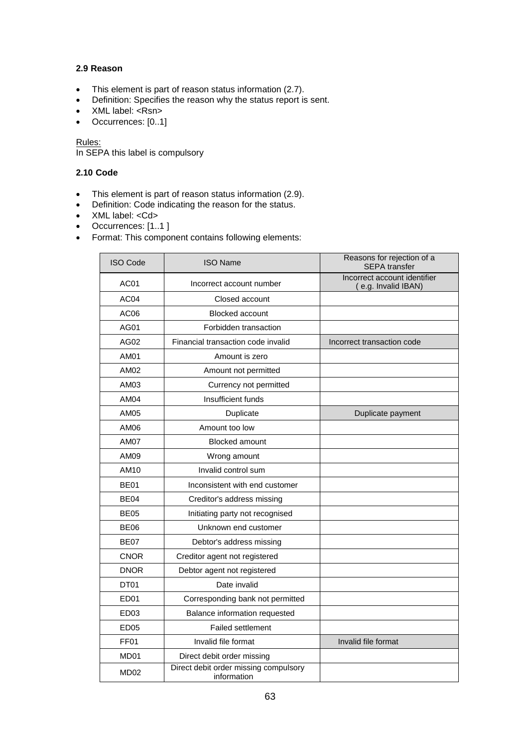**2.9 Reason**

- This element is part of reason status information (2.7).
- Definition: Specifies the reason why the status report is sent.
- XML label: <Rsn>
- Occurrences: [0..1]

Rules:
In SEPA this label is compulsory

**2.10 Code**

- This element is part of reason status information (2.9).
- Definition: Code indicating the reason for the status.
- XML label: <Cd>
- Occurrences: [1..1 ]
- Format: This component contains following elements:

| ISO Code | ISO Name | Reasons for rejection of a SEPA transfer |
|---|---|---|
| AC01 | Incorrect account number | Incorrect account identifier ( e.g. Invalid IBAN) |
| AC04 | Closed account | |
| AC06 | Blocked account | |
| AG01 | Forbidden transaction | |
| AG02 | Financial transaction code invalid | Incorrect transaction code |
| AM01 | Amount is zero | |
| AM02 | Amount not permitted | |
| AM03 | Currency not permitted | |
| AM04 | Insufficient funds | |
| AM05 | Duplicate | Duplicate payment |
| AM06 | Amount too low | |
| AM07 | Blocked amount | |
| AM09 | Wrong amount | |
| AM10 | Invalid control sum | |
| BE01 | Inconsistent with end customer | |
| BE04 | Creditor's address missing | |
| BE05 | Initiating party not recognised | |
| BE06 | Unknown end customer | |
| BE07 | Debtor's address missing | |
| CNOR | Creditor agent not registered | |
| DNOR | Debtor agent not registered | |
| DT01 | Date invalid | |
| ED01 | Corresponding bank not permitted | |
| ED03 | Balance information requested | |
| ED05 | Failed settlement | |
| FF01 | Invalid file format | Invalid file format |
| MD01 | Direct debit order missing | |
| MD02 | Direct debit order missing compulsory information | |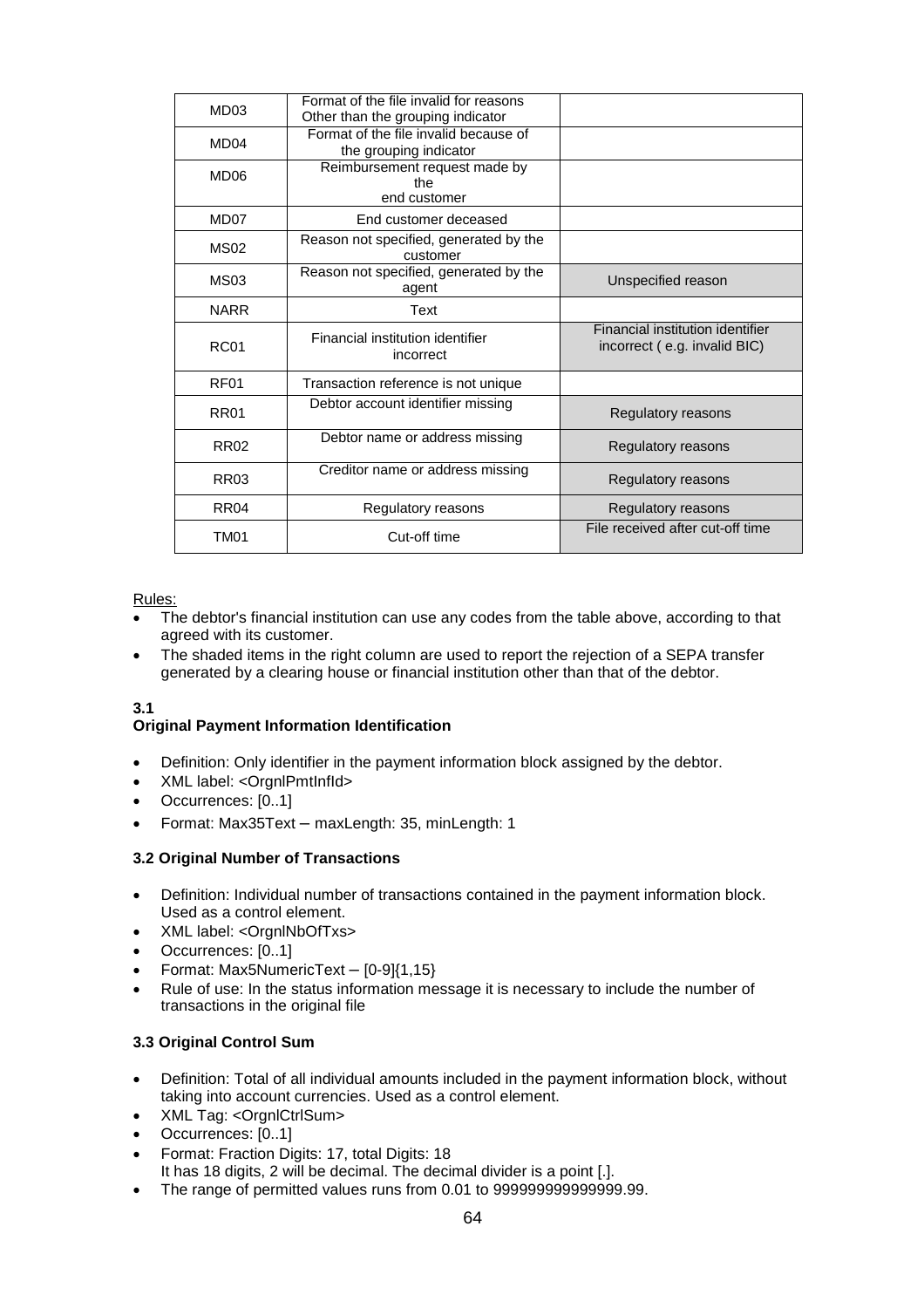| | | |
|---|---|---|
| MD03 | Format of the file invalid for reasons Other than the grouping indicator | |
| MD04 | Format of the file invalid because of the grouping indicator | |
| MD06 | Reimbursement request made by the end customer | |
| MD07 | End customer deceased | |
| MS02 | Reason not specified, generated by the customer | |
| MS03 | Reason not specified, generated by the agent | Unspecified reason |
| NARR | Text | |
| RC01 | Financial institution identifier incorrect | Financial institution identifier incorrect ( e.g. invalid BIC) |
| RF01 | Transaction reference is not unique | |
| RR01 | Debtor account identifier missing | Regulatory reasons |
| RR02 | Debtor name or address missing | Regulatory reasons |
| RR03 | Creditor name or address missing | Regulatory reasons |
| RR04 | Regulatory reasons | Regulatory reasons |
| TM01 | Cut-off time | File received after cut-off time |

Rules:

- The debtor's financial institution can use any codes from the table above, according to that agreed with its customer.
- The shaded items in the right column are used to report the rejection of a SEPA transfer generated by a clearing house or financial institution other than that of the debtor.

### 3.1 Original Payment Information Identification

- Definition: Only identifier in the payment information block assigned by the debtor.
- XML label: <OrgnlPmtInfId>
- Occurrences: [0..1]
- Format: Max35Text – maxLength: 35, minLength: 1

### 3.2 Original Number of Transactions

- Definition: Individual number of transactions contained in the payment information block. Used as a control element.
- XML label: <OrgnlNbOfTxs>
- Occurrences: [0..1]
- Format: Max5NumericText – [0-9]{1,15}
- Rule of use: In the status information message it is necessary to include the number of transactions in the original file

### 3.3 Original Control Sum

- Definition: Total of all individual amounts included in the payment information block, without taking into account currencies. Used as a control element.
- XML Tag: <OrgnlCtrlSum>
- Occurrences: [0..1]
- Format: Fraction Digits: 17, total Digits: 18
  It has 18 digits, 2 will be decimal. The decimal divider is a point [.].
- The range of permitted values runs from 0.01 to 999999999999999.99.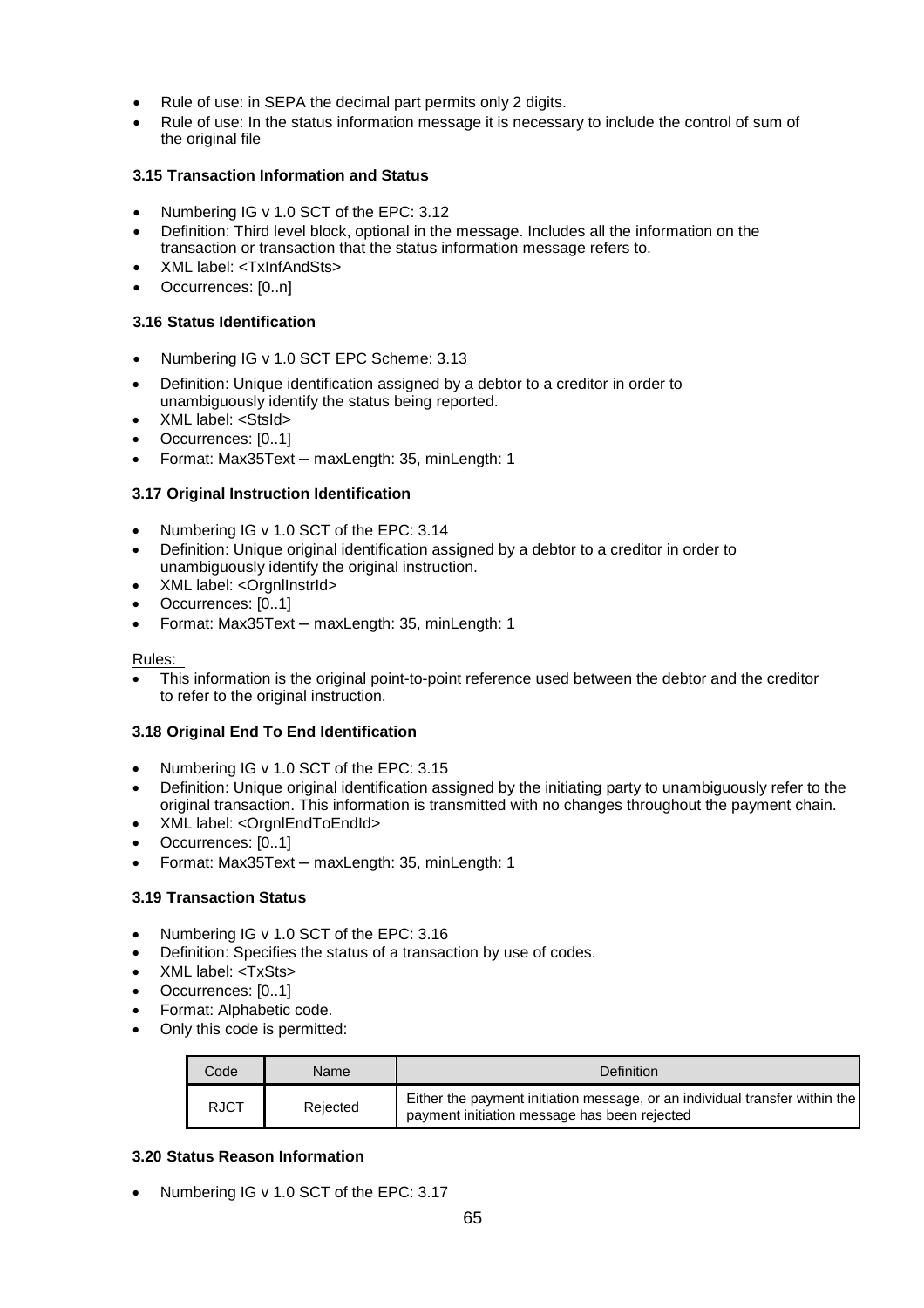- Rule of use: in SEPA the decimal part permits only 2 digits.
- Rule of use: In the status information message it is necessary to include the control of sum of the original file

### 3.15 Transaction Information and Status

- Numbering IG v 1.0 SCT of the EPC: 3.12
- Definition: Third level block, optional in the message. Includes all the information on the transaction or transaction that the status information message refers to.
- XML label: <TxInfAndSts>
- Occurrences: [0..n]

### 3.16 Status Identification

- Numbering IG v 1.0 SCT EPC Scheme: 3.13
- Definition: Unique identification assigned by a debtor to a creditor in order to unambiguously identify the status being reported.
- XML label: <StsId>
- Occurrences: [0..1]
- Format: Max35Text – maxLength: 35, minLength: 1

### 3.17 Original Instruction Identification

- Numbering IG v 1.0 SCT of the EPC: 3.14
- Definition: Unique original identification assigned by a debtor to a creditor in order to unambiguously identify the original instruction.
- XML label: <OrgnlInstrId>
- Occurrences: [0..1]
- Format: Max35Text – maxLength: 35, minLength: 1

Rules:

- This information is the original point-to-point reference used between the debtor and the creditor to refer to the original instruction.

### 3.18 Original End To End Identification

- Numbering IG v 1.0 SCT of the EPC: 3.15
- Definition: Unique original identification assigned by the initiating party to unambiguously refer to the original transaction. This information is transmitted with no changes throughout the payment chain.
- XML label: <OrgnlEndToEndId>
- Occurrences: [0..1]
- Format: Max35Text – maxLength: 35, minLength: 1

### 3.19 Transaction Status

- Numbering IG v 1.0 SCT of the EPC: 3.16
- Definition: Specifies the status of a transaction by use of codes.
- XML label: <TxSts>
- Occurrences: [0..1]
- Format: Alphabetic code.
- Only this code is permitted:

| Code | Name | Definition |
| --- | --- | --- |
| RJCT | Rejected | Either the payment initiation message, or an individual transfer within the payment initiation message has been rejected |

### 3.20 Status Reason Information

- Numbering IG v 1.0 SCT of the EPC: 3.17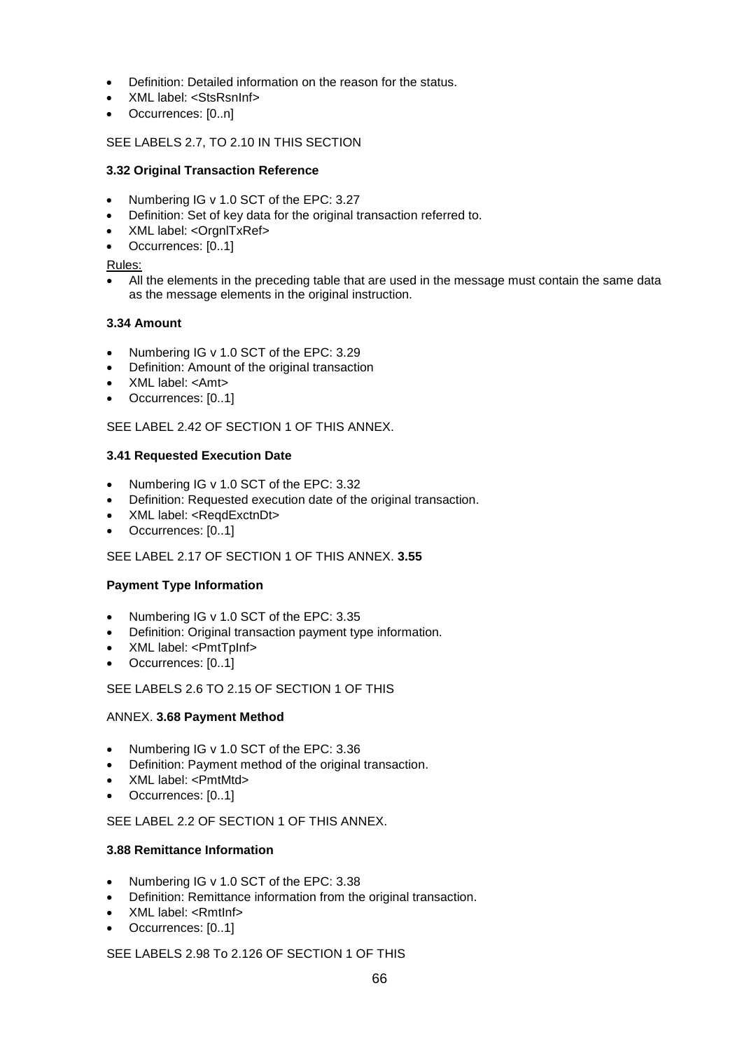- Definition: Detailed information on the reason for the status.
- XML label: <StsRsnInf>
- Occurrences: [0..n]

SEE LABELS 2.7, TO 2.10 IN THIS SECTION

### 3.32 Original Transaction Reference

- Numbering IG v 1.0 SCT of the EPC: 3.27
- Definition: Set of key data for the original transaction referred to.
- XML label: <OrgnlTxRef>
- Occurrences: [0..1]

Rules:

- All the elements in the preceding table that are used in the message must contain the same data as the message elements in the original instruction.

### 3.34 Amount

- Numbering IG v 1.0 SCT of the EPC: 3.29
- Definition: Amount of the original transaction
- XML label: <Amt>
- Occurrences: [0..1]

SEE LABEL 2.42 OF SECTION 1 OF THIS ANNEX.

### 3.41 Requested Execution Date

- Numbering IG v 1.0 SCT of the EPC: 3.32
- Definition: Requested execution date of the original transaction.
- XML label: <ReqdExctnDt>
- Occurrences: [0..1]

SEE LABEL 2.17 OF SECTION 1 OF THIS ANNEX. **3.55**

### Payment Type Information

- Numbering IG v 1.0 SCT of the EPC: 3.35
- Definition: Original transaction payment type information.
- XML label: <PmtTpInf>
- Occurrences: [0..1]

SEE LABELS 2.6 TO 2.15 OF SECTION 1 OF THIS

ANNEX. **3.68 Payment Method**

- Numbering IG v 1.0 SCT of the EPC: 3.36
- Definition: Payment method of the original transaction.
- XML label: <PmtMtd>
- Occurrences: [0..1]

SEE LABEL 2.2 OF SECTION 1 OF THIS ANNEX.

### 3.88 Remittance Information

- Numbering IG v 1.0 SCT of the EPC: 3.38
- Definition: Remittance information from the original transaction.
- XML label: <RmtInf>
- Occurrences: [0..1]

SEE LABELS 2.98 To 2.126 OF SECTION 1 OF THIS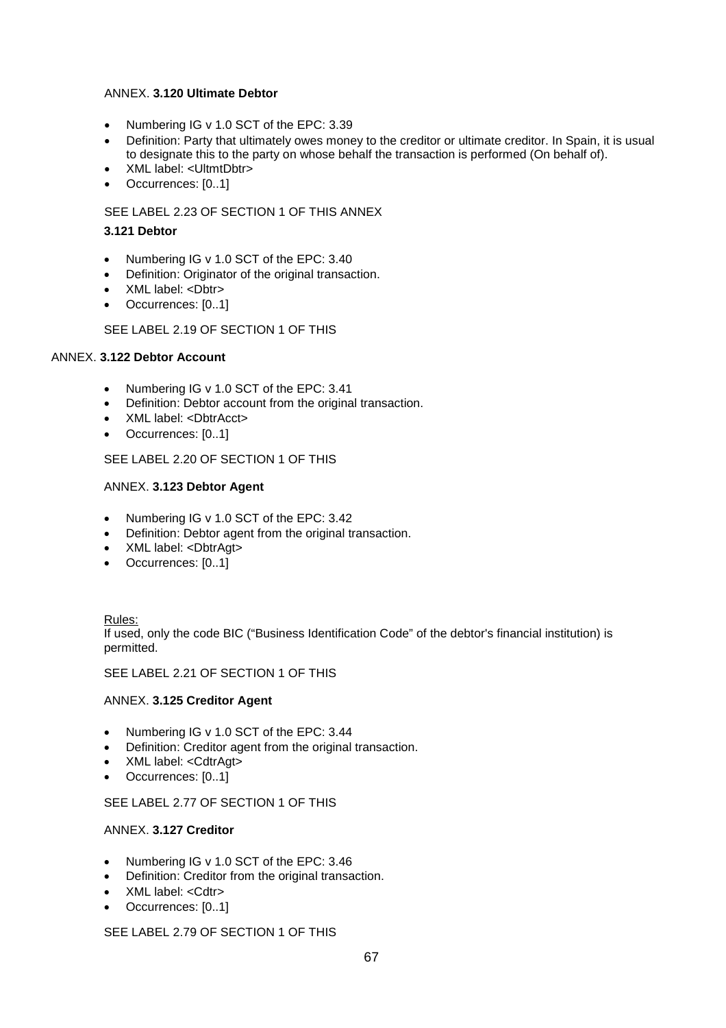ANNEX. **3.120 Ultimate Debtor**

- Numbering IG v 1.0 SCT of the EPC: 3.39
- Definition: Party that ultimately owes money to the creditor or ultimate creditor. In Spain, it is usual to designate this to the party on whose behalf the transaction is performed (On behalf of).
- XML label: <UltmtDbtr>
- Occurrences: [0..1]

SEE LABEL 2.23 OF SECTION 1 OF THIS ANNEX

**3.121 Debtor**

- Numbering IG v 1.0 SCT of the EPC: 3.40
- Definition: Originator of the original transaction.
- XML label: <Dbtr>
- Occurrences: [0..1]

SEE LABEL 2.19 OF SECTION 1 OF THIS

ANNEX. **3.122 Debtor Account**

- Numbering IG v 1.0 SCT of the EPC: 3.41
- Definition: Debtor account from the original transaction.
- XML label: <DbtrAcct>
- Occurrences: [0..1]

SEE LABEL 2.20 OF SECTION 1 OF THIS

ANNEX. **3.123 Debtor Agent**

- Numbering IG v 1.0 SCT of the EPC: 3.42
- Definition: Debtor agent from the original transaction.
- XML label: <DbtrAgt>
- Occurrences: [0..1]

Rules:
If used, only the code BIC ("Business Identification Code" of the debtor's financial institution) is permitted.

SEE LABEL 2.21 OF SECTION 1 OF THIS

ANNEX. **3.125 Creditor Agent**

- Numbering IG v 1.0 SCT of the EPC: 3.44
- Definition: Creditor agent from the original transaction.
- XML label: <CdtrAgt>
- Occurrences: [0..1]

SEE LABEL 2.77 OF SECTION 1 OF THIS

ANNEX. **3.127 Creditor**

- Numbering IG v 1.0 SCT of the EPC: 3.46
- Definition: Creditor from the original transaction.
- XML label: <Cdtr>
- Occurrences: [0..1]

SEE LABEL 2.79 OF SECTION 1 OF THIS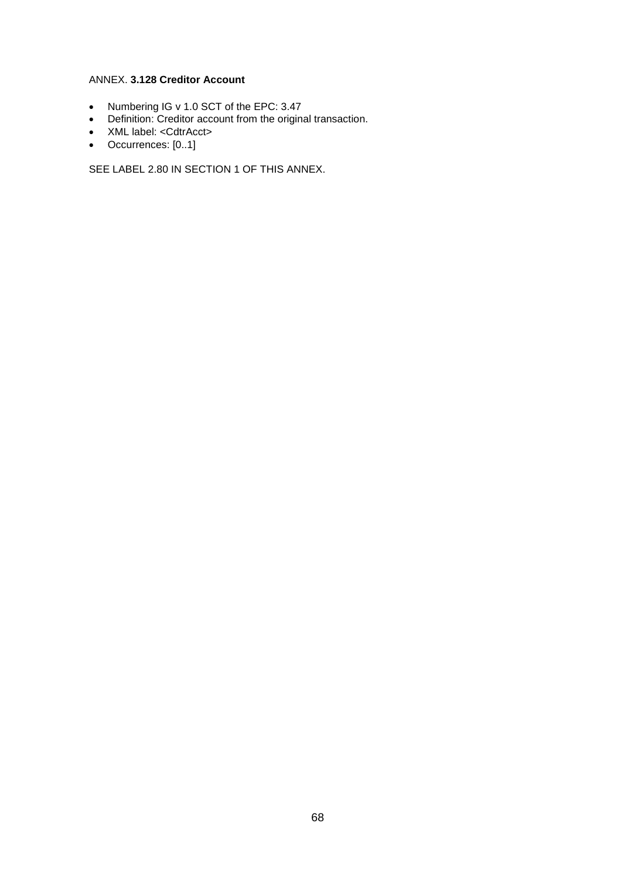ANNEX. **3.128 Creditor Account**

- Numbering IG v 1.0 SCT of the EPC: 3.47
- Definition: Creditor account from the original transaction.
- XML label: <CdtrAcct>
- Occurrences: [0..1]

SEE LABEL 2.80 IN SECTION 1 OF THIS ANNEX.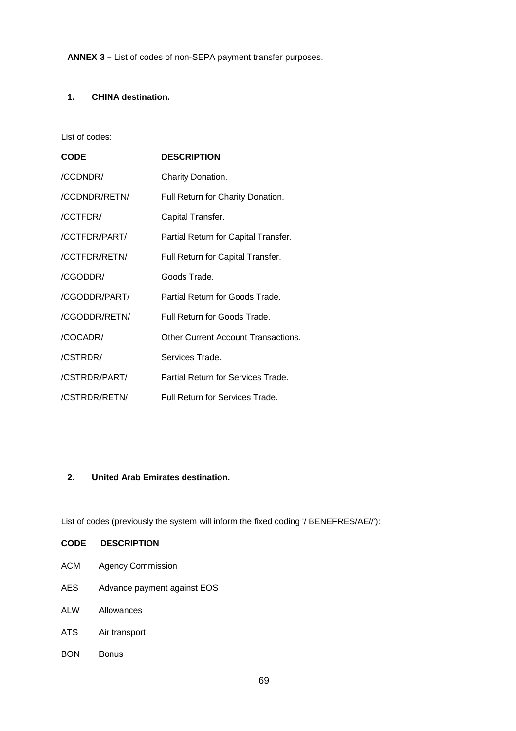**ANNEX 3 –** List of codes of non-SEPA payment transfer purposes.

## 1. CHINA destination.

List of codes:

| CODE | DESCRIPTION |
|---|---|
| /CCDNDR/ | Charity Donation. |
| /CCDNDR/RETN/ | Full Return for Charity Donation. |
| /CCTFDR/ | Capital Transfer. |
| /CCTFDR/PART/ | Partial Return for Capital Transfer. |
| /CCTFDR/RETN/ | Full Return for Capital Transfer. |
| /CGODDR/ | Goods Trade. |
| /CGODDR/PART/ | Partial Return for Goods Trade. |
| /CGODDR/RETN/ | Full Return for Goods Trade. |
| /COCADR/ | Other Current Account Transactions. |
| /CSTRDR/ | Services Trade. |
| /CSTRDR/PART/ | Partial Return for Services Trade. |
| /CSTRDR/RETN/ | Full Return for Services Trade. |

## 2. United Arab Emirates destination.

List of codes (previously the system will inform the fixed coding '/ BENEFRES/AE//'):

| CODE | DESCRIPTION |
|---|---|
| ACM | Agency Commission |
| AES | Advance payment against EOS |
| ALW | Allowances |
| ATS | Air transport |
| BON | Bonus |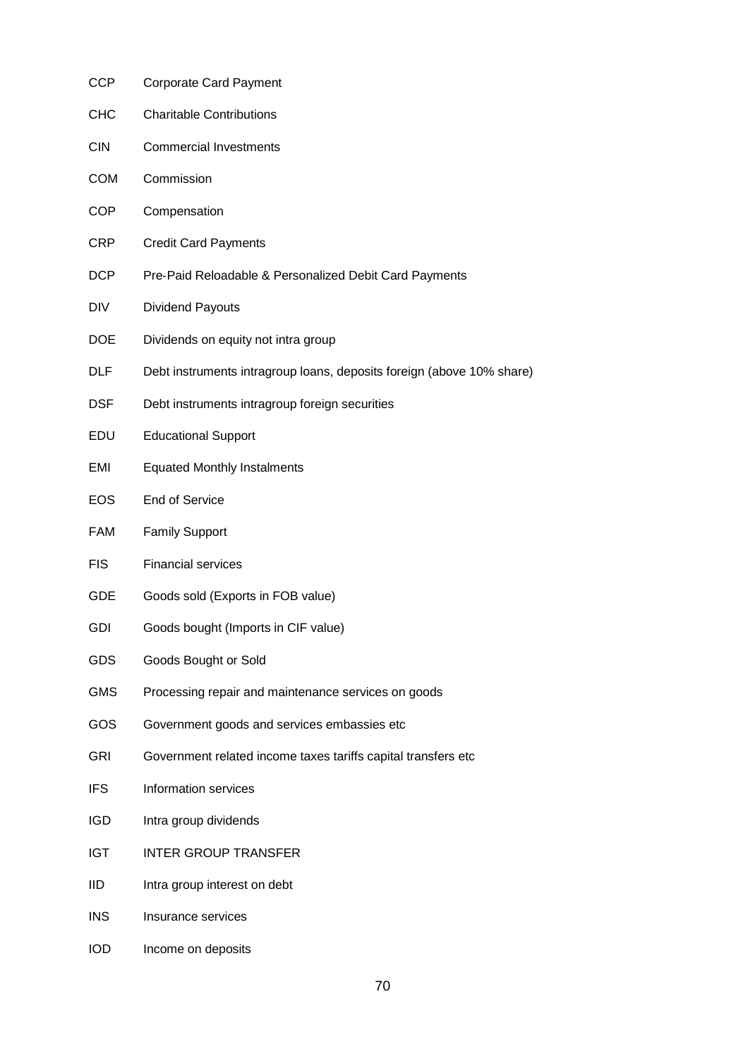| | |
|---|---|
| CCP | Corporate Card Payment |
| CHC | Charitable Contributions |
| CIN | Commercial Investments |
| COM | Commission |
| COP | Compensation |
| CRP | Credit Card Payments |
| DCP | Pre-Paid Reloadable & Personalized Debit Card Payments |
| DIV | Dividend Payouts |
| DOE | Dividends on equity not intra group |
| DLF | Debt instruments intragroup loans, deposits foreign (above 10% share) |
| DSF | Debt instruments intragroup foreign securities |
| EDU | Educational Support |
| EMI | Equated Monthly Instalments |
| EOS | End of Service |
| FAM | Family Support |
| FIS | Financial services |
| GDE | Goods sold (Exports in FOB value) |
| GDI | Goods bought (Imports in CIF value) |
| GDS | Goods Bought or Sold |
| GMS | Processing repair and maintenance services on goods |
| GOS | Government goods and services embassies etc |
| GRI | Government related income taxes tariffs capital transfers etc |
| IFS | Information services |
| IGD | Intra group dividends |
| IGT | INTER GROUP TRANSFER |
| IID | Intra group interest on debt |
| INS | Insurance services |
| IOD | Income on deposits |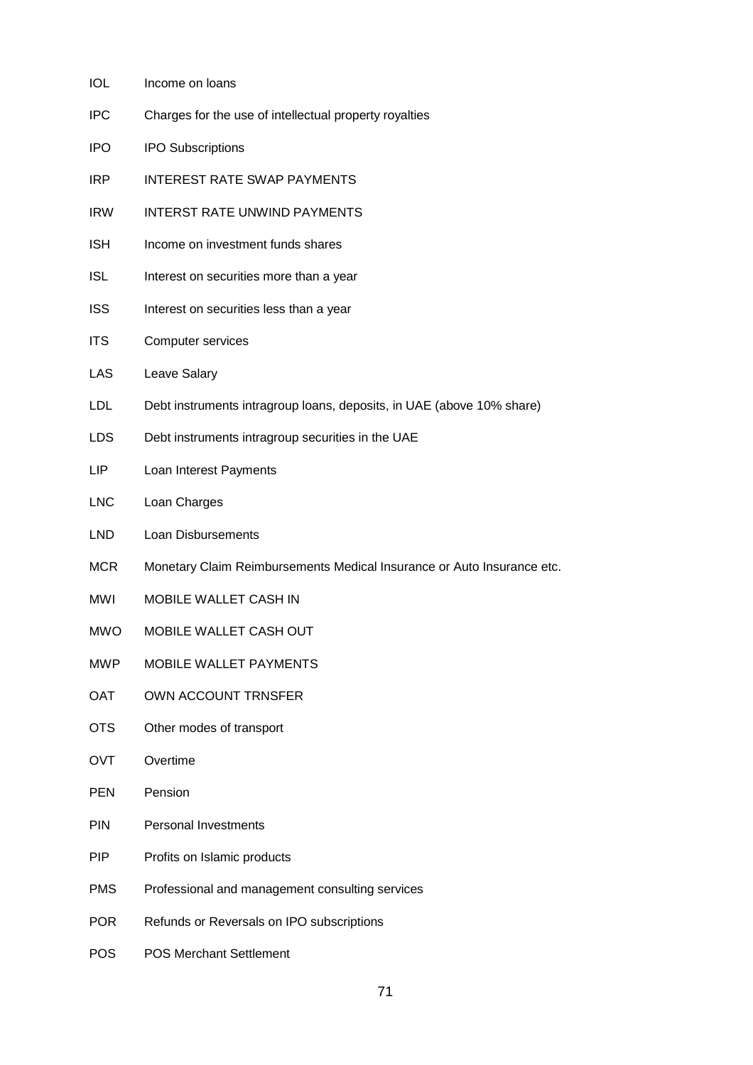| | |
|---|---|
| IOL | Income on loans |
| IPC | Charges for the use of intellectual property royalties |
| IPO | IPO Subscriptions |
| IRP | INTEREST RATE SWAP PAYMENTS |
| IRW | INTERST RATE UNWIND PAYMENTS |
| ISH | Income on investment funds shares |
| ISL | Interest on securities more than a year |
| ISS | Interest on securities less than a year |
| ITS | Computer services |
| LAS | Leave Salary |
| LDL | Debt instruments intragroup loans, deposits, in UAE (above 10% share) |
| LDS | Debt instruments intragroup securities in the UAE |
| LIP | Loan Interest Payments |
| LNC | Loan Charges |
| LND | Loan Disbursements |
| MCR | Monetary Claim Reimbursements Medical Insurance or Auto Insurance etc. |
| MWI | MOBILE WALLET CASH IN |
| MWO | MOBILE WALLET CASH OUT |
| MWP | MOBILE WALLET PAYMENTS |
| OAT | OWN ACCOUNT TRNSFER |
| OTS | Other modes of transport |
| OVT | Overtime |
| PEN | Pension |
| PIN | Personal Investments |
| PIP | Profits on Islamic products |
| PMS | Professional and management consulting services |
| POR | Refunds or Reversals on IPO subscriptions |
| POS | POS Merchant Settlement |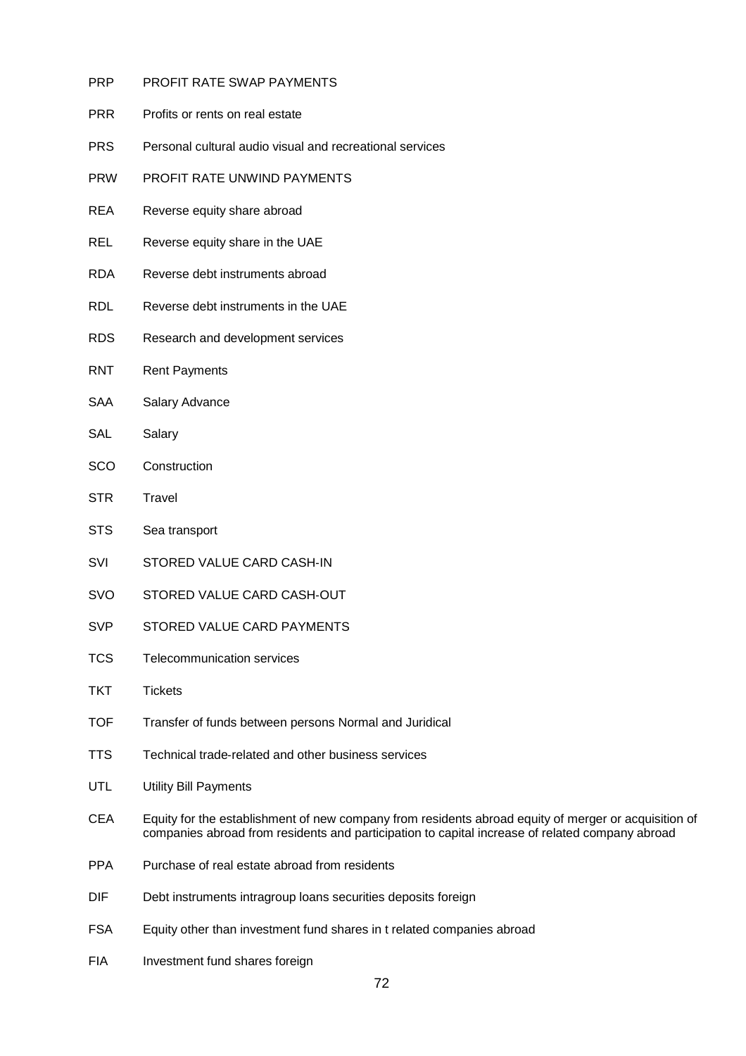| | |
|---|---|
| PRP | PROFIT RATE SWAP PAYMENTS |
| PRR | Profits or rents on real estate |
| PRS | Personal cultural audio visual and recreational services |
| PRW | PROFIT RATE UNWIND PAYMENTS |
| REA | Reverse equity share abroad |
| REL | Reverse equity share in the UAE |
| RDA | Reverse debt instruments abroad |
| RDL | Reverse debt instruments in the UAE |
| RDS | Research and development services |
| RNT | Rent Payments |
| SAA | Salary Advance |
| SAL | Salary |
| SCO | Construction |
| STR | Travel |
| STS | Sea transport |
| SVI | STORED VALUE CARD CASH-IN |
| SVO | STORED VALUE CARD CASH-OUT |
| SVP | STORED VALUE CARD PAYMENTS |
| TCS | Telecommunication services |
| TKT | Tickets |
| TOF | Transfer of funds between persons Normal and Juridical |
| TTS | Technical trade-related and other business services |
| UTL | Utility Bill Payments |
| CEA | Equity for the establishment of new company from residents abroad equity of merger or acquisition of companies abroad from residents and participation to capital increase of related company abroad |
| PPA | Purchase of real estate abroad from residents |
| DIF | Debt instruments intragroup loans securities deposits foreign |
| FSA | Equity other than investment fund shares in t related companies abroad |
| FIA | Investment fund shares foreign |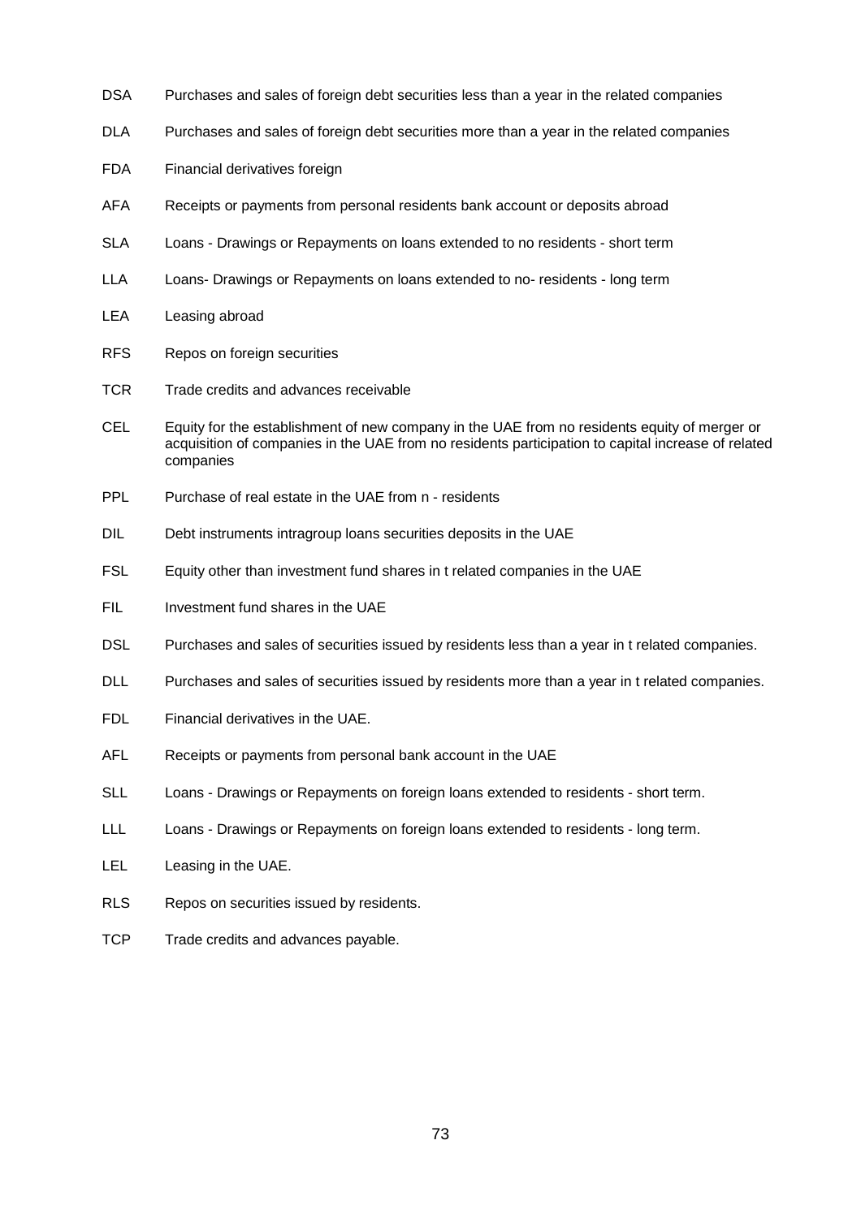| | |
|---|---|
| DSA | Purchases and sales of foreign debt securities less than a year in the related companies |
| DLA | Purchases and sales of foreign debt securities more than a year in the related companies |
| FDA | Financial derivatives foreign |
| AFA | Receipts or payments from personal residents bank account or deposits abroad |
| SLA | Loans - Drawings or Repayments on loans extended to no residents - short term |
| LLA | Loans- Drawings or Repayments on loans extended to no- residents - long term |
| LEA | Leasing abroad |
| RFS | Repos on foreign securities |
| TCR | Trade credits and advances receivable |
| CEL | Equity for the establishment of new company in the UAE from no residents equity of merger or acquisition of companies in the UAE from no residents participation to capital increase of related companies |
| PPL | Purchase of real estate in the UAE from n - residents |
| DIL | Debt instruments intragroup loans securities deposits in the UAE |
| FSL | Equity other than investment fund shares in t related companies in the UAE |
| FIL | Investment fund shares in the UAE |
| DSL | Purchases and sales of securities issued by residents less than a year in t related companies. |
| DLL | Purchases and sales of securities issued by residents more than a year in t related companies. |
| FDL | Financial derivatives in the UAE. |
| AFL | Receipts or payments from personal bank account in the UAE |
| SLL | Loans - Drawings or Repayments on foreign loans extended to residents - short term. |
| LLL | Loans - Drawings or Repayments on foreign loans extended to residents - long term. |
| LEL | Leasing in the UAE. |
| RLS | Repos on securities issued by residents. |
| TCP | Trade credits and advances payable. |